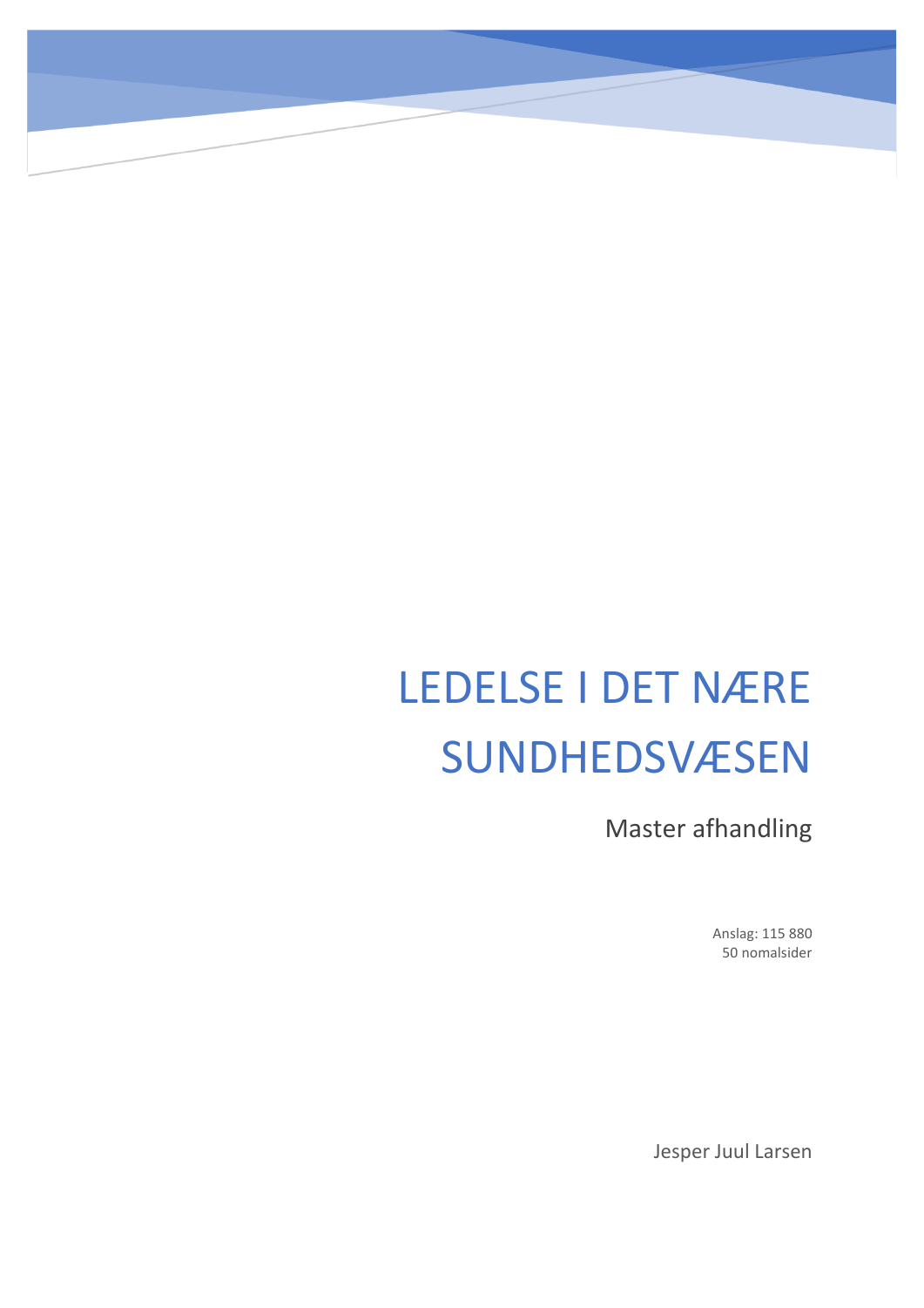# LEDELSE I DET NÆRE SUNDHEDSVÆSEN

Master afhandling

Anslag: 115 880
50 nomalsider

Jesper Juul Larsen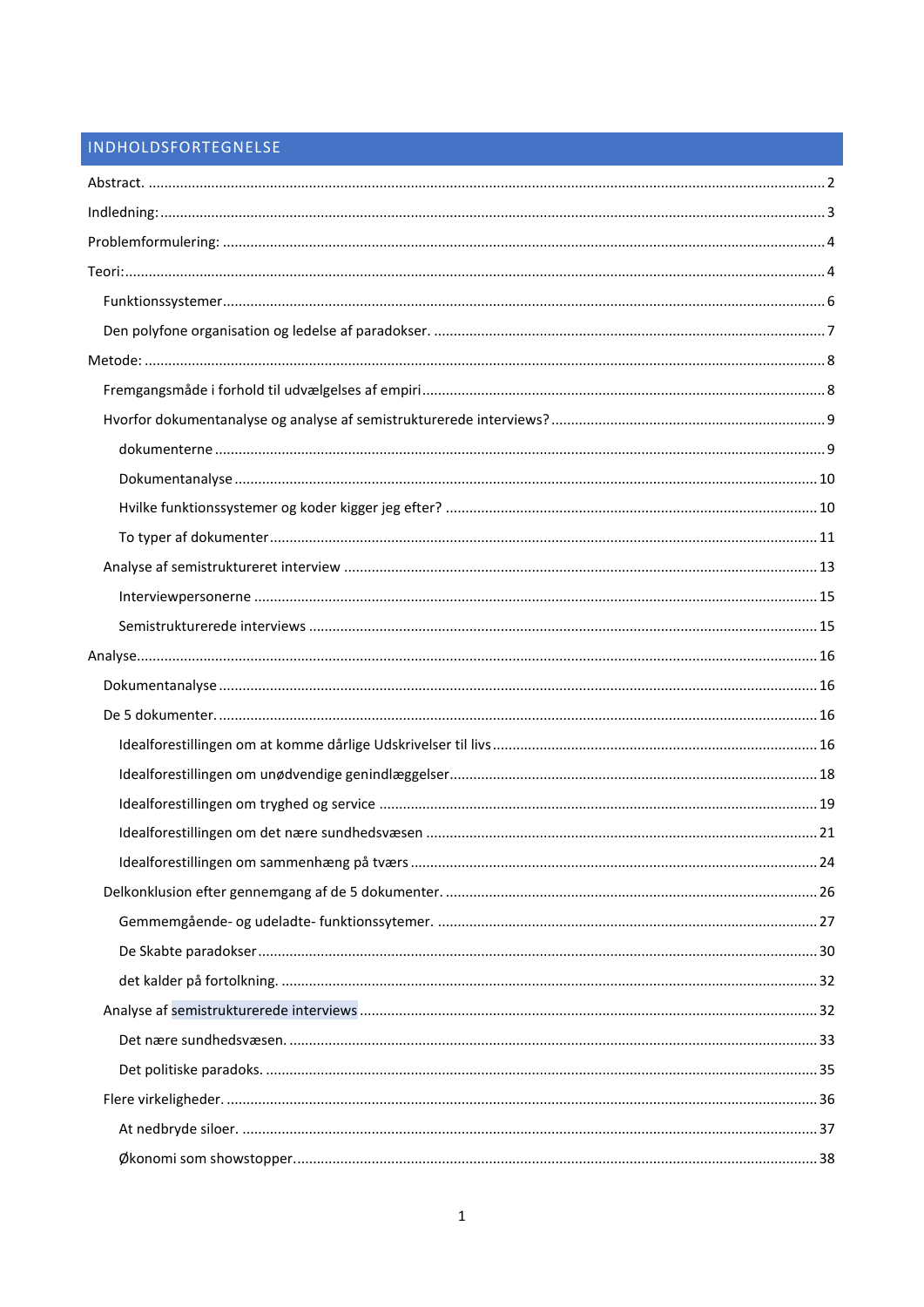# INDHOLDSFORTEGNELSE

Abstract. .......... 2

Indledning: .......... 3

Problemformulering: .......... 4

Teori: .......... 4

- Funktionssystemer .......... 6
- Den polyfone organisation og ledelse af paradokser. .......... 7

Metode: .......... 8

- Fremgangsmåde i forhold til udvælgelses af empiri .......... 8
- Hvorfor dokumentanalyse og analyse af semistrukturerede interviews? .......... 9
  - dokumenterne .......... 9
  - Dokumentanalyse .......... 10
  - Hvilke funktionssystemer og koder kigger jeg efter? .......... 10
  - To typer af dokumenter .......... 11
- Analyse af semistruktureret interview .......... 13
  - Interviewpersonerne .......... 15
  - Semistrukturerede interviews .......... 15

Analyse .......... 16

- Dokumentanalyse .......... 16
- De 5 dokumenter. .......... 16
  - Idealforestillingen om at komme dårlige Udskrivelser til livs .......... 16
  - Idealforestillingen om unødvendige genindlæggelser .......... 18
  - Idealforestillingen om tryghed og service .......... 19
  - Idealforestillingen om det nære sundhedsvæsen .......... 21
  - Idealforestillingen om sammenhæng på tværs .......... 24
- Delkonklusion efter gennemgang af de 5 dokumenter. .......... 26
  - Gemmemgående- og udeladte- funktionssytemer. .......... 27
  - De Skabte paradokser .......... 30
  - det kalder på fortolkning. .......... 32
- Analyse af semistrukturerede interviews .......... 32
  - Det nære sundhedsvæsen. .......... 33
  - Det politiske paradoks. .......... 35
- Flere virkeligheder. .......... 36
  - At nedbryde siloer. .......... 37
  - Økonomi som showstopper. .......... 38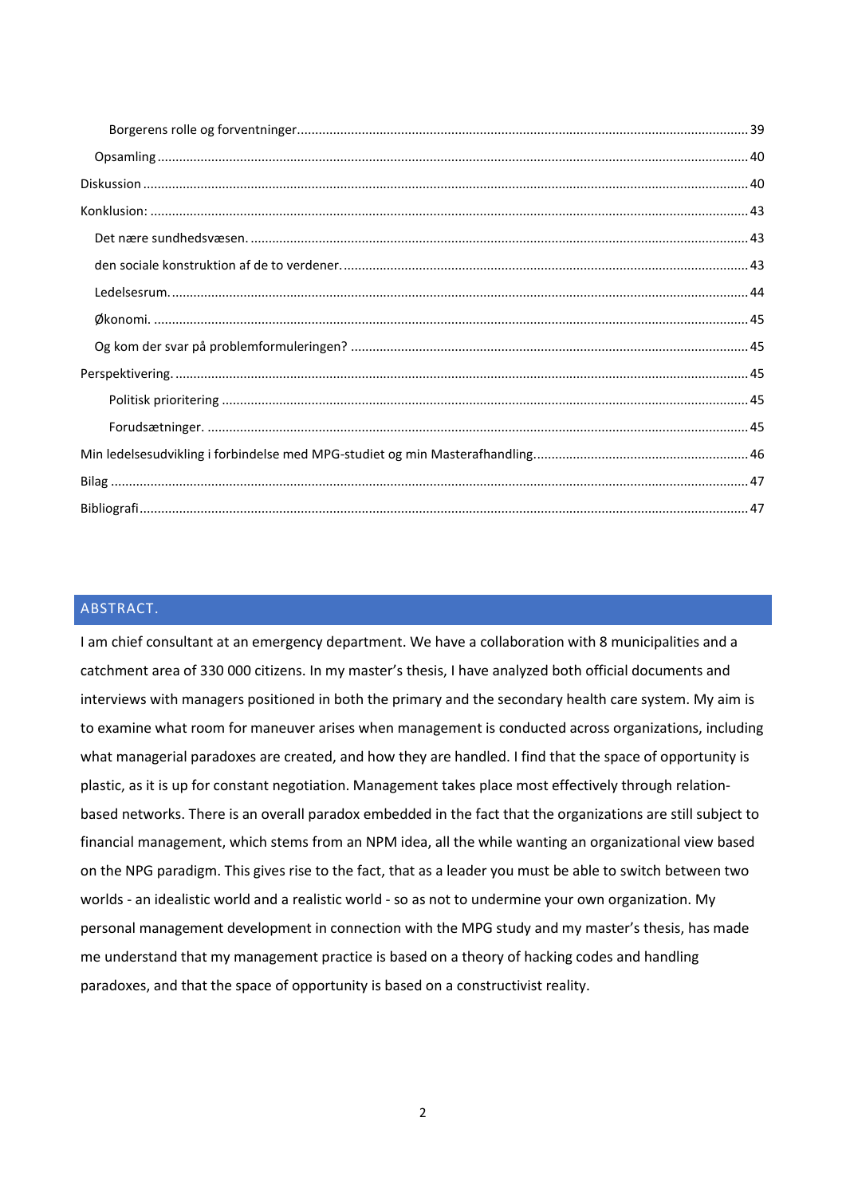Borgerens rolle og forventninger................................................................................................................39

Opsamling.................................................................................................................................................40

Diskussion....................................................................................................................................................40

Konklusion:..................................................................................................................................................43

Det nære sundhedsvæsen.........................................................................................................................43

den sociale konstruktion af de to verdener.................................................................................................43

Ledelsesrum................................................................................................................................................44

Økonomi......................................................................................................................................................45

Og kom der svar på problemformuleringen?..............................................................................................45

Perspektivering.............................................................................................................................................45

Politisk prioritering...................................................................................................................................45

Forudsætninger.........................................................................................................................................45

Min ledelsesudvikling i forbindelse med MPG-studiet og min Masterafhandling...........................................46

Bilag..............................................................................................................................................................47

Bibliografi.....................................................................................................................................................47

## ABSTRACT.

I am chief consultant at an emergency department. We have a collaboration with 8 municipalities and a catchment area of 330 000 citizens. In my master's thesis, I have analyzed both official documents and interviews with managers positioned in both the primary and the secondary health care system. My aim is to examine what room for maneuver arises when management is conducted across organizations, including what managerial paradoxes are created, and how they are handled. I find that the space of opportunity is plastic, as it is up for constant negotiation. Management takes place most effectively through relation-based networks. There is an overall paradox embedded in the fact that the organizations are still subject to financial management, which stems from an NPM idea, all the while wanting an organizational view based on the NPG paradigm. This gives rise to the fact, that as a leader you must be able to switch between two worlds - an idealistic world and a realistic world - so as not to undermine your own organization. My personal management development in connection with the MPG study and my master's thesis, has made me understand that my management practice is based on a theory of hacking codes and handling paradoxes, and that the space of opportunity is based on a constructivist reality.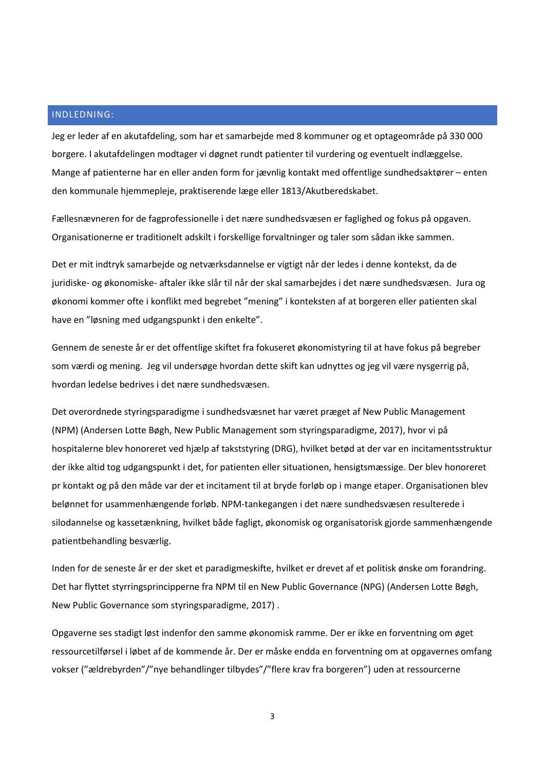# INDLEDNING:

Jeg er leder af en akutafdeling, som har et samarbejde med 8 kommuner og et optageområde på 330 000 borgere. I akutafdelingen modtager vi døgnet rundt patienter til vurdering og eventuelt indlæggelse. Mange af patienterne har en eller anden form for jævnlig kontakt med offentlige sundhedsaktører – enten den kommunale hjemmepleje, praktiserende læge eller 1813/Akutberedskabet.

Fællesnævneren for de fagprofessionelle i det nære sundhedsvæsen er faglighed og fokus på opgaven. Organisationerne er traditionelt adskilt i forskellige forvaltninger og taler som sådan ikke sammen.

Det er mit indtryk samarbejde og netværksdannelse er vigtigt når der ledes i denne kontekst, da de juridiske- og økonomiske- aftaler ikke slår til når der skal samarbejdes i det nære sundhedsvæsen. Jura og økonomi kommer ofte i konflikt med begrebet "mening" i konteksten af at borgeren eller patienten skal have en "løsning med udgangspunkt i den enkelte".

Gennem de seneste år er det offentlige skiftet fra fokuseret økonomistyring til at have fokus på begreber som værdi og mening. Jeg vil undersøge hvordan dette skift kan udnyttes og jeg vil være nysgerrig på, hvordan ledelse bedrives i det nære sundhedsvæsen.

Det overordnede styringsparadigme i sundhedsvæsnet har været præget af New Public Management (NPM) (Andersen Lotte Bøgh, New Public Management som styringsparadigme, 2017), hvor vi på hospitalerne blev honoreret ved hjælp af takststyring (DRG), hvilket betød at der var en incitamentsstruktur der ikke altid tog udgangspunkt i det, for patienten eller situationen, hensigtsmæssige. Der blev honoreret pr kontakt og på den måde var der et incitament til at bryde forløb op i mange etaper. Organisationen blev belønnet for usammenhængende forløb. NPM-tankegangen i det nære sundhedsvæsen resulterede i silodannelse og kassetænkning, hvilket både fagligt, økonomisk og organisatorisk gjorde sammenhængende patientbehandling besværlig.

Inden for de seneste år er der sket et paradigmeskifte, hvilket er drevet af et politisk ønske om forandring. Det har flyttet styrringsprincipperne fra NPM til en New Public Governance (NPG) (Andersen Lotte Bøgh, New Public Governance som styringsparadigme, 2017) .

Opgaverne ses stadigt løst indenfor den samme økonomisk ramme. Der er ikke en forventning om øget ressourcetilførsel i løbet af de kommende år. Der er måske endda en forventning om at opgavernes omfang vokser ("ældrebyrden"/"nye behandlinger tilbydes"/"flere krav fra borgeren") uden at ressourcerne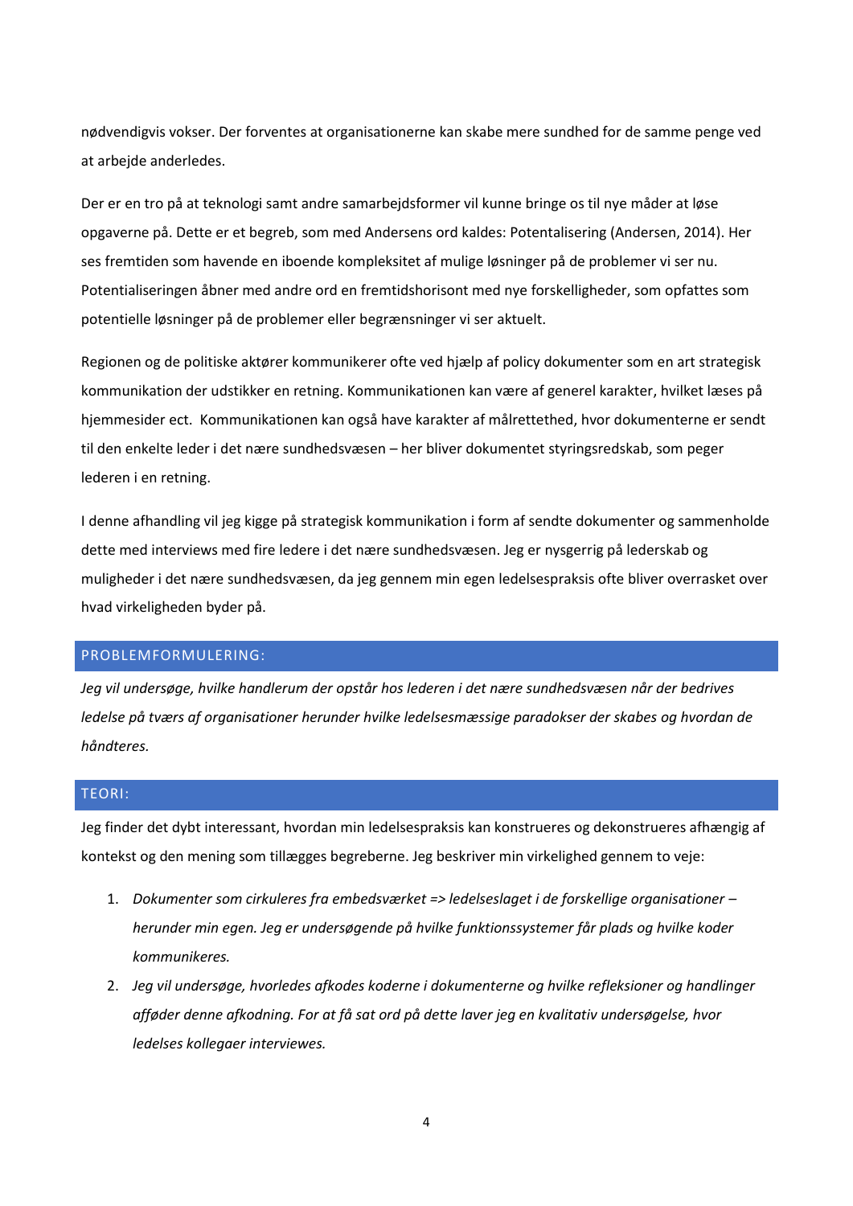nødvendigvis vokser. Der forventes at organisationerne kan skabe mere sundhed for de samme penge ved at arbejde anderledes.

Der er en tro på at teknologi samt andre samarbejdsformer vil kunne bringe os til nye måder at løse opgaverne på. Dette er et begreb, som med Andersens ord kaldes: Potentalisering (Andersen, 2014). Her ses fremtiden som havende en iboende kompleksitet af mulige løsninger på de problemer vi ser nu. Potentialiseringen åbner med andre ord en fremtidshorisont med nye forskelligheder, som opfattes som potentielle løsninger på de problemer eller begrænsninger vi ser aktuelt.

Regionen og de politiske aktører kommunikerer ofte ved hjælp af policy dokumenter som en art strategisk kommunikation der udstikker en retning. Kommunikationen kan være af generel karakter, hvilket læses på hjemmesider ect. Kommunikationen kan også have karakter af målrettethed, hvor dokumenterne er sendt til den enkelte leder i det nære sundhedsvæsen – her bliver dokumentet styringsredskab, som peger lederen i en retning.

I denne afhandling vil jeg kigge på strategisk kommunikation i form af sendte dokumenter og sammenholde dette med interviews med fire ledere i det nære sundhedsvæsen. Jeg er nysgerrig på lederskab og muligheder i det nære sundhedsvæsen, da jeg gennem min egen ledelsespraksis ofte bliver overrasket over hvad virkeligheden byder på.

## PROBLEMFORMULERING:

*Jeg vil undersøge, hvilke handlerum der opstår hos lederen i det nære sundhedsvæsen når der bedrives ledelse på tværs af organisationer herunder hvilke ledelsesmæssige paradokser der skabes og hvordan de håndteres.*

## TEORI:

Jeg finder det dybt interessant, hvordan min ledelsespraksis kan konstrueres og dekonstrueres afhængig af kontekst og den mening som tillægges begreberne. Jeg beskriver min virkelighed gennem to veje:

1. *Dokumenter som cirkuleres fra embedsværket => ledelseslaget i de forskellige organisationer – herunder min egen. Jeg er undersøgende på hvilke funktionssystemer får plads og hvilke koder kommunikeres.*
2. *Jeg vil undersøge, hvorledes afkodes koderne i dokumenterne og hvilke refleksioner og handlinger afføder denne afkodning. For at få sat ord på dette laver jeg en kvalitativ undersøgelse, hvor ledelses kollegaer interviewes.*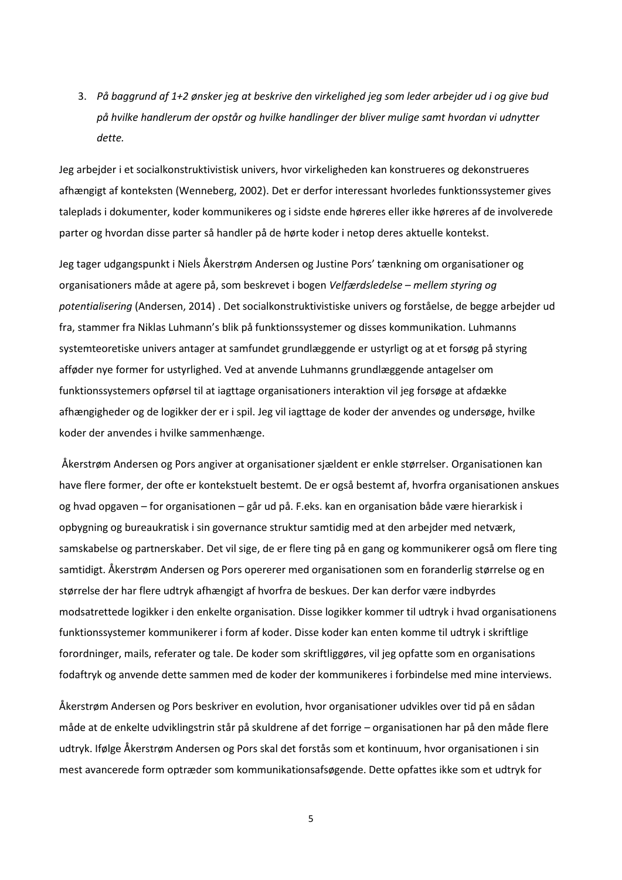3. *På baggrund af 1+2 ønsker jeg at beskrive den virkelighed jeg som leder arbejder ud i og give bud på hvilke handlerum der opstår og hvilke handlinger der bliver mulige samt hvordan vi udnytter dette.*

Jeg arbejder i et socialkonstruktivistisk univers, hvor virkeligheden kan konstrueres og dekonstrueres afhængigt af konteksten (Wenneberg, 2002). Det er derfor interessant hvorledes funktionssystemer gives taleplads i dokumenter, koder kommunikeres og i sidste ende høreres eller ikke høreres af de involverede parter og hvordan disse parter så handler på de hørte koder i netop deres aktuelle kontekst.

Jeg tager udgangspunkt i Niels Åkerstrøm Andersen og Justine Pors' tænkning om organisationer og organisationers måde at agere på, som beskrevet i bogen *Velfærdsledelse – mellem styring og potentialisering* (Andersen, 2014) . Det socialkonstruktivistiske univers og forståelse, de begge arbejder ud fra, stammer fra Niklas Luhmann's blik på funktionssystemer og disses kommunikation. Luhmanns systemteoretiske univers antager at samfundet grundlæggende er ustyrligt og at et forsøg på styring afføder nye former for ustyrlighed. Ved at anvende Luhmanns grundlæggende antagelser om funktionssystemers opførsel til at iagttage organisationers interaktion vil jeg forsøge at afdække afhængigheder og de logikker der er i spil. Jeg vil iagttage de koder der anvendes og undersøge, hvilke koder der anvendes i hvilke sammenhænge.

Åkerstrøm Andersen og Pors angiver at organisationer sjældent er enkle størrelser. Organisationen kan have flere former, der ofte er kontekstuelt bestemt. De er også bestemt af, hvorfra organisationen anskues og hvad opgaven – for organisationen – går ud på. F.eks. kan en organisation både være hierarkisk i opbygning og bureaukratisk i sin governance struktur samtidig med at den arbejder med netværk, samskabelse og partnerskaber. Det vil sige, de er flere ting på en gang og kommunikerer også om flere ting samtidigt. Åkerstrøm Andersen og Pors opererer med organisationen som en foranderlig størrelse og en størrelse der har flere udtryk afhængigt af hvorfra de beskues. Der kan derfor være indbyrdes modsatrettede logikker i den enkelte organisation. Disse logikker kommer til udtryk i hvad organisationens funktionssystemer kommunikerer i form af koder. Disse koder kan enten komme til udtryk i skriftlige forordninger, mails, referater og tale. De koder som skriftliggøres, vil jeg opfatte som en organisations fodaftryk og anvende dette sammen med de koder der kommunikeres i forbindelse med mine interviews.

Åkerstrøm Andersen og Pors beskriver en evolution, hvor organisationer udvikles over tid på en sådan måde at de enkelte udviklingstrin står på skuldrene af det forrige – organisationen har på den måde flere udtryk. Ifølge Åkerstrøm Andersen og Pors skal det forstås som et kontinuum, hvor organisationen i sin mest avancerede form optræder som kommunikationsafsøgende. Dette opfattes ikke som et udtryk for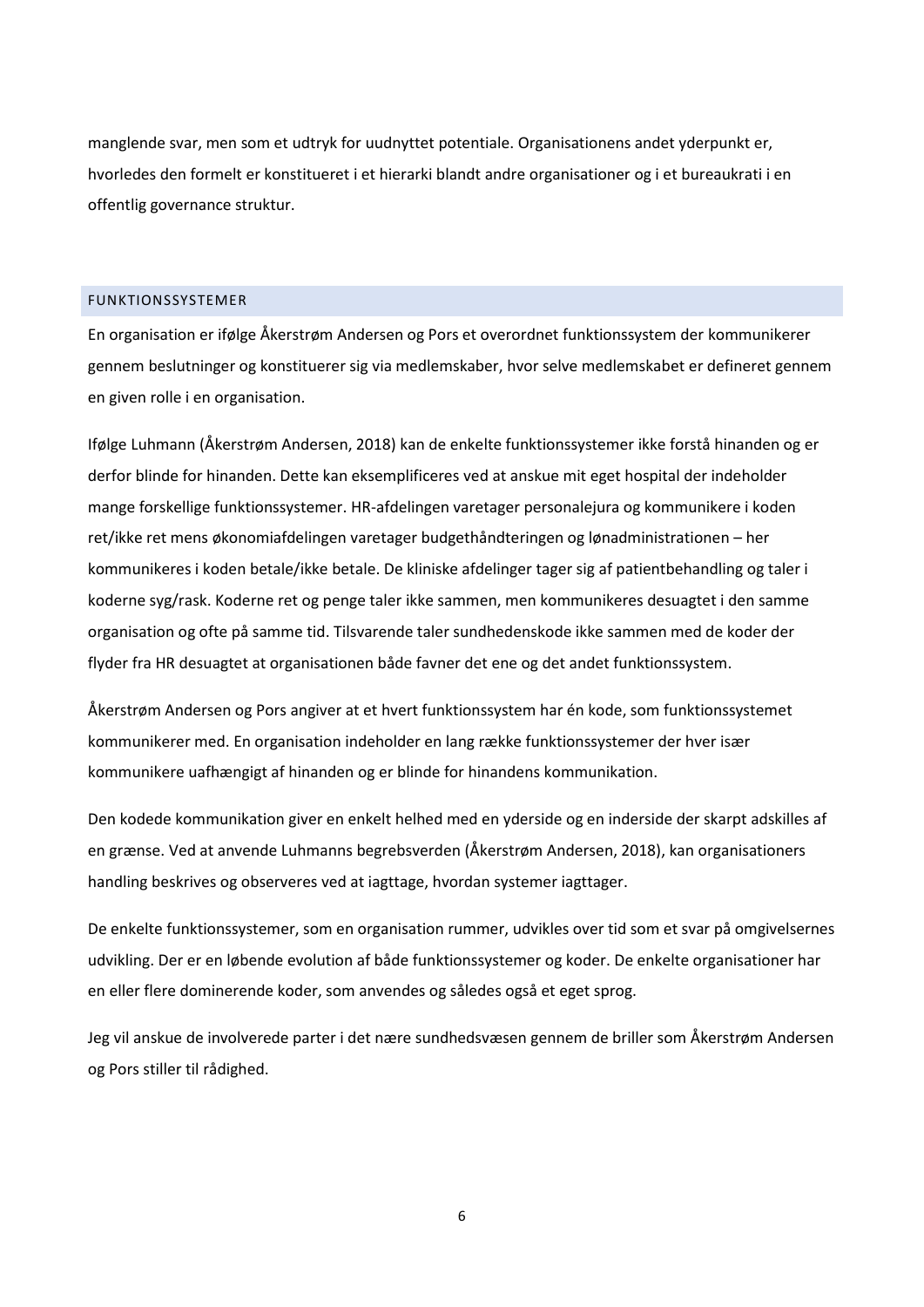manglende svar, men som et udtryk for uudnyttet potentiale. Organisationens andet yderpunkt er, hvorledes den formelt er konstitueret i et hierarki blandt andre organisationer og i et bureaukrati i en offentlig governance struktur.

## FUNKTIONSSYSTEMER

En organisation er ifølge Åkerstrøm Andersen og Pors et overordnet funktionssystem der kommunikerer gennem beslutninger og konstituerer sig via medlemskaber, hvor selve medlemskabet er defineret gennem en given rolle i en organisation.

Ifølge Luhmann (Åkerstrøm Andersen, 2018) kan de enkelte funktionssystemer ikke forstå hinanden og er derfor blinde for hinanden. Dette kan eksemplificeres ved at anskue mit eget hospital der indeholder mange forskellige funktionssystemer. HR-afdelingen varetager personalejura og kommunikere i koden ret/ikke ret mens økonomiafdelingen varetager budgethåndteringen og lønadministrationen – her kommunikeres i koden betale/ikke betale. De kliniske afdelinger tager sig af patientbehandling og taler i koderne syg/rask. Koderne ret og penge taler ikke sammen, men kommunikeres desuagtet i den samme organisation og ofte på samme tid. Tilsvarende taler sundhedenskode ikke sammen med de koder der flyder fra HR desuagtet at organisationen både favner det ene og det andet funktionssystem.

Åkerstrøm Andersen og Pors angiver at et hvert funktionssystem har én kode, som funktionssystemet kommunikerer med. En organisation indeholder en lang række funktionssystemer der hver især kommunikere uafhængigt af hinanden og er blinde for hinandens kommunikation.

Den kodede kommunikation giver en enkelt helhed med en yderside og en inderside der skarpt adskilles af en grænse. Ved at anvende Luhmanns begrebsverden (Åkerstrøm Andersen, 2018), kan organisationers handling beskrives og observeres ved at iagttage, hvordan systemer iagttager.

De enkelte funktionssystemer, som en organisation rummer, udvikles over tid som et svar på omgivelsernes udvikling. Der er en løbende evolution af både funktionssystemer og koder. De enkelte organisationer har en eller flere dominerende koder, som anvendes og således også et eget sprog.

Jeg vil anskue de involverede parter i det nære sundhedsvæsen gennem de briller som Åkerstrøm Andersen og Pors stiller til rådighed.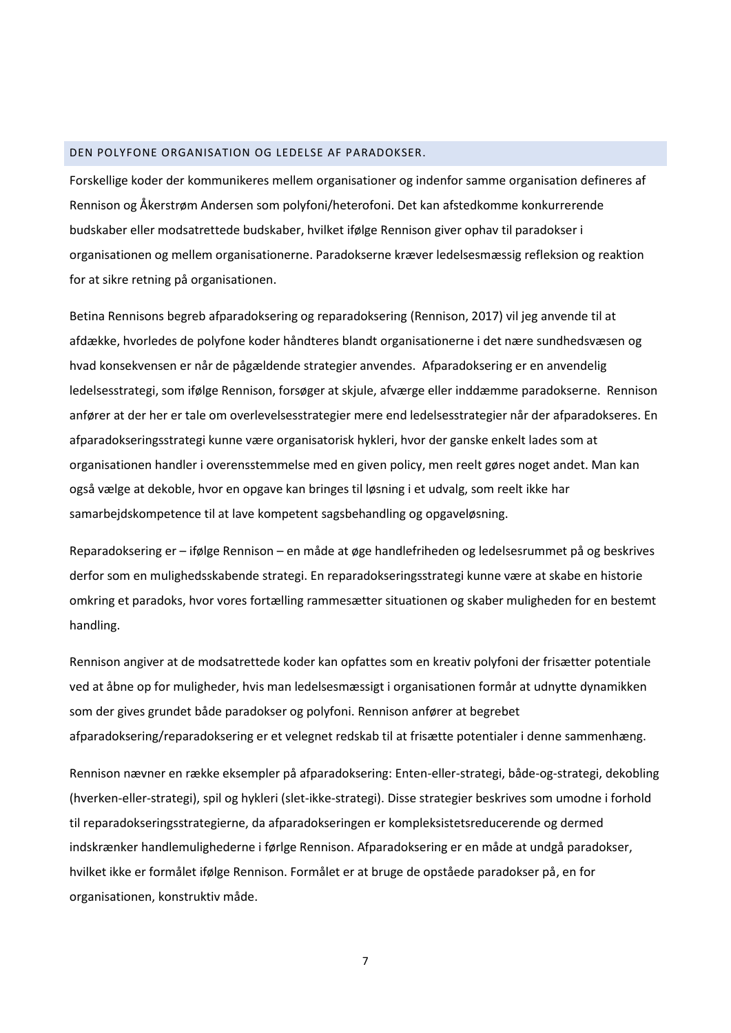## DEN POLYFONE ORGANISATION OG LEDELSE AF PARADOKSER.

Forskellige koder der kommunikeres mellem organisationer og indenfor samme organisation defineres af Rennison og Åkerstrøm Andersen som polyfoni/heterofoni. Det kan afstedkomme konkurrerende budskaber eller modsatrettede budskaber, hvilket ifølge Rennison giver ophav til paradokser i organisationen og mellem organisationerne. Paradokserne kræver ledelsesmæssig refleksion og reaktion for at sikre retning på organisationen.

Betina Rennisons begreb afparadoksering og reparadoksering (Rennison, 2017) vil jeg anvende til at afdække, hvorledes de polyfone koder håndteres blandt organisationerne i det nære sundhedsvæsen og hvad konsekvensen er når de pågældende strategier anvendes. Afparadoksering er en anvendelig ledelsesstrategi, som ifølge Rennison, forsøger at skjule, afværge eller inddæmme paradokserne. Rennison anfører at der her er tale om overlevelsesstrategier mere end ledelsesstrategier når der afparadokseres. En afparadokseringsstrategi kunne være organisatorisk hykleri, hvor der ganske enkelt lades som at organisationen handler i overensstemmelse med en given policy, men reelt gøres noget andet. Man kan også vælge at dekoble, hvor en opgave kan bringes til løsning i et udvalg, som reelt ikke har samarbejdskompetence til at lave kompetent sagsbehandling og opgaveløsning.

Reparadoksering er – ifølge Rennison – en måde at øge handlefriheden og ledelsesrummet på og beskrives derfor som en mulighedsskabende strategi. En reparadokseringsstrategi kunne være at skabe en historie omkring et paradoks, hvor vores fortælling rammesætter situationen og skaber muligheden for en bestemt handling.

Rennison angiver at de modsatrettede koder kan opfattes som en kreativ polyfoni der frisætter potentiale ved at åbne op for muligheder, hvis man ledelsesmæssigt i organisationen formår at udnytte dynamikken som der gives grundet både paradokser og polyfoni. Rennison anfører at begrebet afparadoksering/reparadoksering er et velegnet redskab til at frisætte potentialer i denne sammenhæng.

Rennison nævner en række eksempler på afparadoksering: Enten-eller-strategi, både-og-strategi, dekobling (hverken-eller-strategi), spil og hykleri (slet-ikke-strategi). Disse strategier beskrives som umodne i forhold til reparadokseringsstrategierne, da afparadokseringen er kompleksistetsreducerende og dermed indskrænker handlemulighederne i førlge Rennison. Afparadoksering er en måde at undgå paradokser, hvilket ikke er formålet ifølge Rennison. Formålet er at bruge de opståede paradokser på, en for organisationen, konstruktiv måde.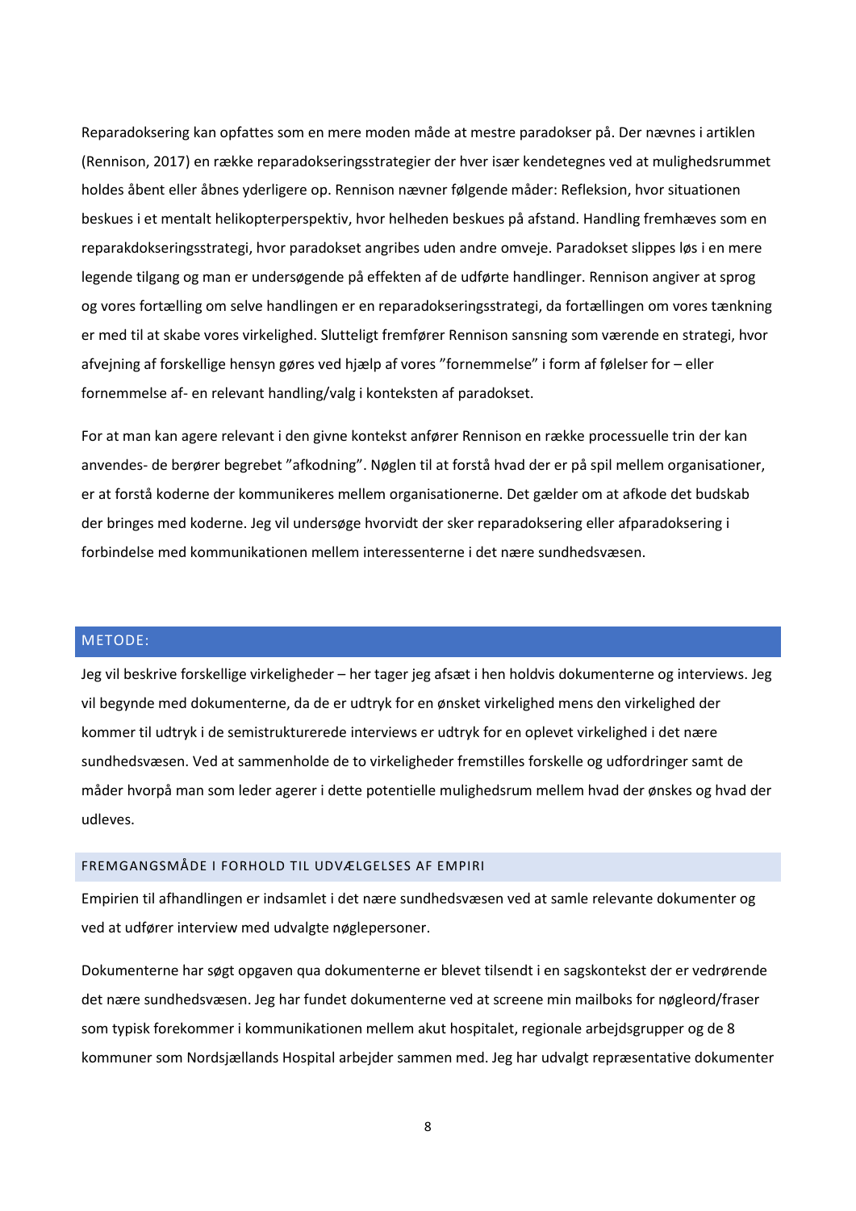Reparadoksering kan opfattes som en mere moden måde at mestre paradokser på. Der nævnes i artiklen (Rennison, 2017) en række reparadokseringsstrategier der hver især kendetegnes ved at mulighedsrummet holdes åbent eller åbnes yderligere op. Rennison nævner følgende måder: Refleksion, hvor situationen beskues i et mentalt helikopterperspektiv, hvor helheden beskues på afstand. Handling fremhæves som en reparakdokseringsstrategi, hvor paradokset angribes uden andre omveje. Paradokset slippes løs i en mere legende tilgang og man er undersøgende på effekten af de udførte handlinger. Rennison angiver at sprog og vores fortælling om selve handlingen er en reparadokseringsstrategi, da fortællingen om vores tænkning er med til at skabe vores virkelighed. Slutteligt fremfører Rennison sansning som værende en strategi, hvor afvejning af forskellige hensyn gøres ved hjælp af vores "fornemmelse" i form af følelser for – eller fornemmelse af- en relevant handling/valg i konteksten af paradokset.

For at man kan agere relevant i den givne kontekst anfører Rennison en række processuelle trin der kan anvendes- de berører begrebet "afkodning". Nøglen til at forstå hvad der er på spil mellem organisationer, er at forstå koderne der kommunikeres mellem organisationerne. Det gælder om at afkode det budskab der bringes med koderne. Jeg vil undersøge hvorvidt der sker reparadoksering eller afparadoksering i forbindelse med kommunikationen mellem interessenterne i det nære sundhedsvæsen.

## METODE:

Jeg vil beskrive forskellige virkeligheder – her tager jeg afsæt i hen holdvis dokumenterne og interviews. Jeg vil begynde med dokumenterne, da de er udtryk for en ønsket virkelighed mens den virkelighed der kommer til udtryk i de semistrukturerede interviews er udtryk for en oplevet virkelighed i det nære sundhedsvæsen. Ved at sammenholde de to virkeligheder fremstilles forskelle og udfordringer samt de måder hvorpå man som leder agerer i dette potentielle mulighedsrum mellem hvad der ønskes og hvad der udleves.

### FREMGANGSMÅDE I FORHOLD TIL UDVÆLGELSES AF EMPIRI

Empirien til afhandlingen er indsamlet i det nære sundhedsvæsen ved at samle relevante dokumenter og ved at udfører interview med udvalgte nøglepersoner.

Dokumenterne har søgt opgaven qua dokumenterne er blevet tilsendt i en sagskontekst der er vedrørende det nære sundhedsvæsen. Jeg har fundet dokumenterne ved at screene min mailboks for nøgleord/fraser som typisk forekommer i kommunikationen mellem akut hospitalet, regionale arbejdsgrupper og de 8 kommuner som Nordsjællands Hospital arbejder sammen med. Jeg har udvalgt repræsentative dokumenter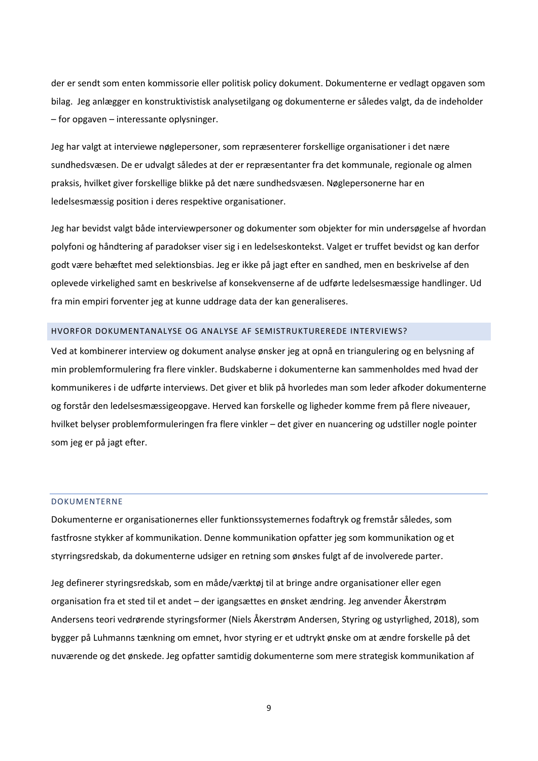der er sendt som enten kommissorie eller politisk policy dokument. Dokumenterne er vedlagt opgaven som bilag. Jeg anlægger en konstruktivistisk analysetilgang og dokumenterne er således valgt, da de indeholder – for opgaven – interessante oplysninger.

Jeg har valgt at interviewe nøglepersoner, som repræsenterer forskellige organisationer i det nære sundhedsvæsen. De er udvalgt således at der er repræsentanter fra det kommunale, regionale og almen praksis, hvilket giver forskellige blikke på det nære sundhedsvæsen. Nøglepersonerne har en ledelsesmæssig position i deres respektive organisationer.

Jeg har bevidst valgt både interviewpersoner og dokumenter som objekter for min undersøgelse af hvordan polyfoni og håndtering af paradokser viser sig i en ledelseskontekst. Valget er truffet bevidst og kan derfor godt være behæftet med selektionsbias. Jeg er ikke på jagt efter en sandhed, men en beskrivelse af den oplevede virkelighed samt en beskrivelse af konsekvenserne af de udførte ledelsesmæssige handlinger. Ud fra min empiri forventer jeg at kunne uddrage data der kan generaliseres.

### HVORFOR DOKUMENTANALYSE OG ANALYSE AF SEMISTRUKTUREREDE INTERVIEWS?

Ved at kombinerer interview og dokument analyse ønsker jeg at opnå en triangulering og en belysning af min problemformulering fra flere vinkler. Budskaberne i dokumenterne kan sammenholdes med hvad der kommunikeres i de udførte interviews. Det giver et blik på hvorledes man som leder afkoder dokumenterne og forstår den ledelsesmæssigeopgave. Herved kan forskelle og ligheder komme frem på flere niveauer, hvilket belyser problemformuleringen fra flere vinkler – det giver en nuancering og udstiller nogle pointer som jeg er på jagt efter.

### DOKUMENTERNE

Dokumenterne er organisationernes eller funktionssystemernes fodaftryk og fremstår således, som fastfrosne stykker af kommunikation. Denne kommunikation opfatter jeg som kommunikation og et styrringsredskab, da dokumenterne udsiger en retning som ønskes fulgt af de involverede parter.

Jeg definerer styringsredskab, som en måde/værktøj til at bringe andre organisationer eller egen organisation fra et sted til et andet – der igangsættes en ønsket ændring. Jeg anvender Åkerstrøm Andersens teori vedrørende styringsformer (Niels Åkerstrøm Andersen, Styring og ustyrlighed, 2018), som bygger på Luhmanns tænkning om emnet, hvor styring er et udtrykt ønske om at ændre forskelle på det nuværende og det ønskede. Jeg opfatter samtidig dokumenterne som mere strategisk kommunikation af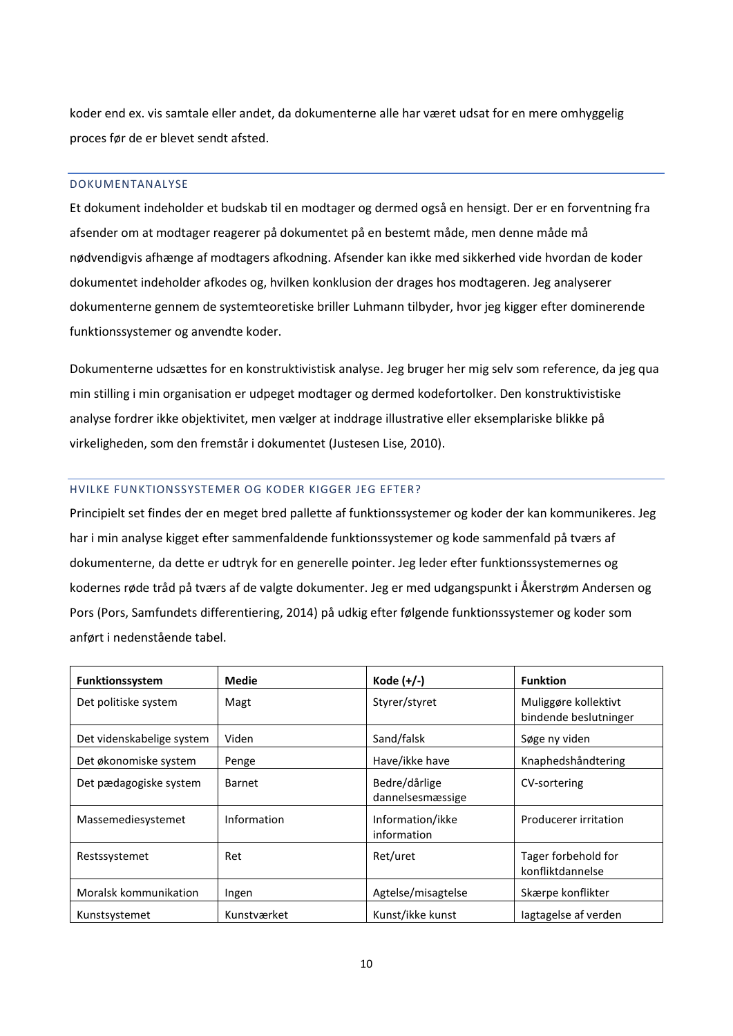koder end ex. vis samtale eller andet, da dokumenterne alle har været udsat for en mere omhyggelig proces før de er blevet sendt afsted.

### DOKUMENTANALYSE

Et dokument indeholder et budskab til en modtager og dermed også en hensigt. Der er en forventning fra afsender om at modtager reagerer på dokumentet på en bestemt måde, men denne måde må nødvendigvis afhænge af modtagers afkodning. Afsender kan ikke med sikkerhed vide hvordan de koder dokumentet indeholder afkodes og, hvilken konklusion der drages hos modtageren. Jeg analyserer dokumenterne gennem de systemteoretiske briller Luhmann tilbyder, hvor jeg kigger efter dominerende funktionssystemer og anvendte koder.

Dokumenterne udsættes for en konstruktivistisk analyse. Jeg bruger her mig selv som reference, da jeg qua min stilling i min organisation er udpeget modtager og dermed kodefortolker. Den konstruktivistiske analyse fordrer ikke objektivitet, men vælger at inddrage illustrative eller eksemplariske blikke på virkeligheden, som den fremstår i dokumentet (Justesen Lise, 2010).

### HVILKE FUNKTIONSSYSTEMER OG KODER KIGGER JEG EFTER?

Principielt set findes der en meget bred pallette af funktionssystemer og koder der kan kommunikeres. Jeg har i min analyse kigget efter sammenfaldende funktionssystemer og kode sammenfald på tværs af dokumenterne, da dette er udtryk for en generelle pointer. Jeg leder efter funktionssystemernes og kodernes røde tråd på tværs af de valgte dokumenter. Jeg er med udgangspunkt i Åkerstrøm Andersen og Pors (Pors, Samfundets differentiering, 2014) på udkig efter følgende funktionssystemer og koder som anført i nedenstående tabel.

| Funktionssystem | Medie | Kode (+/-) | Funktion |
|---|---|---|---|
| Det politiske system | Magt | Styrer/styret | Muliggøre kollektivt bindende beslutninger |
| Det videnskabelige system | Viden | Sand/falsk | Søge ny viden |
| Det økonomiske system | Penge | Have/ikke have | Knaphedshåndtering |
| Det pædagogiske system | Barnet | Bedre/dårlige dannelsesmæssige | CV-sortering |
| Massemediesystemet | Information | Information/ikke information | Producerer irritation |
| Restssystemet | Ret | Ret/uret | Tager forbehold for konfliktdannelse |
| Moralsk kommunikation | Ingen | Agtelse/misagtelse | Skærpe konflikter |
| Kunstsystemet | Kunstværket | Kunst/ikke kunst | Iagtagelse af verden |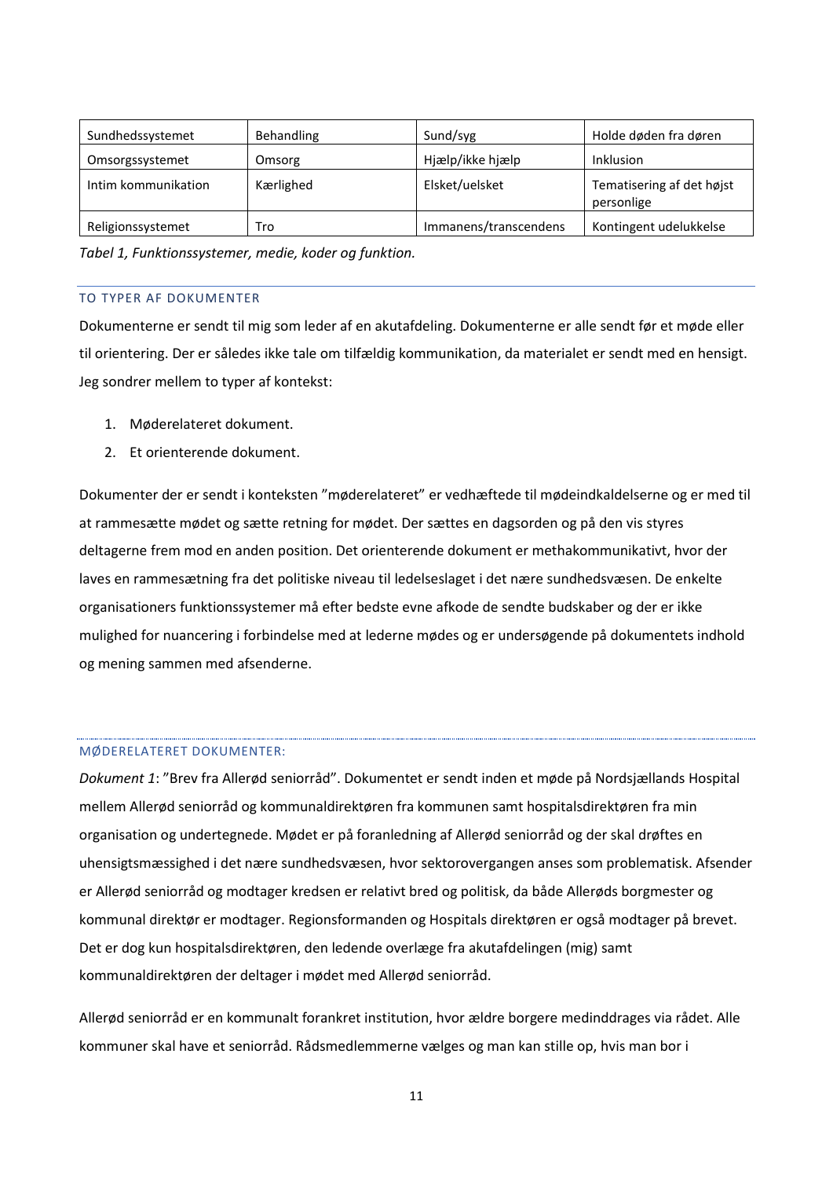| Sundhedssystemet | Behandling | Sund/syg | Holde døden fra døren |
|---|---|---|---|
| Omsorgssystemet | Omsorg | Hjælp/ikke hjælp | Inklusion |
| Intim kommunikation | Kærlighed | Elsket/uelsket | Tematisering af det højst personlige |
| Religionssystemet | Tro | Immanens/transcendens | Kontingent udelukkelse |

*Tabel 1, Funktionssystemer, medie, koder og funktion.*

## TO TYPER AF DOKUMENTER

Dokumenterne er sendt til mig som leder af en akutafdeling. Dokumenterne er alle sendt før et møde eller til orientering. Der er således ikke tale om tilfældig kommunikation, da materialet er sendt med en hensigt. Jeg sondrer mellem to typer af kontekst:

1. Møderelateret dokument.
2. Et orienterende dokument.

Dokumenter der er sendt i konteksten "møderelateret" er vedhæftede til mødeindkaldelserne og er med til at rammesætte mødet og sætte retning for mødet. Der sættes en dagsorden og på den vis styres deltagerne frem mod en anden position. Det orienterende dokument er methakommunikativt, hvor der laves en rammesætning fra det politiske niveau til ledelseslaget i det nære sundhedsvæsen. De enkelte organisationers funktionssystemer må efter bedste evne afkode de sendte budskaber og der er ikke mulighed for nuancering i forbindelse med at lederne mødes og er undersøgende på dokumentets indhold og mening sammen med afsenderne.

## MØDERELATERET DOKUMENTER:

*Dokument 1*: "Brev fra Allerød seniorråd". Dokumentet er sendt inden et møde på Nordsjællands Hospital mellem Allerød seniorråd og kommunaldirektøren fra kommunen samt hospitalsdirektøren fra min organisation og undertegnede. Mødet er på foranledning af Allerød seniorråd og der skal drøftes en uhensigtsmæssighed i det nære sundhedsvæsen, hvor sektorovergangen anses som problematisk. Afsender er Allerød seniorråd og modtager kredsen er relativt bred og politisk, da både Allerøds borgmester og kommunal direktør er modtager. Regionsformanden og Hospitals direktøren er også modtager på brevet. Det er dog kun hospitalsdirektøren, den ledende overlæge fra akutafdelingen (mig) samt kommunaldirektøren der deltager i mødet med Allerød seniorråd.

Allerød seniorråd er en kommunalt forankret institution, hvor ældre borgere medinddrages via rådet. Alle kommuner skal have et seniorråd. Rådsmedlemmerne vælges og man kan stille op, hvis man bor i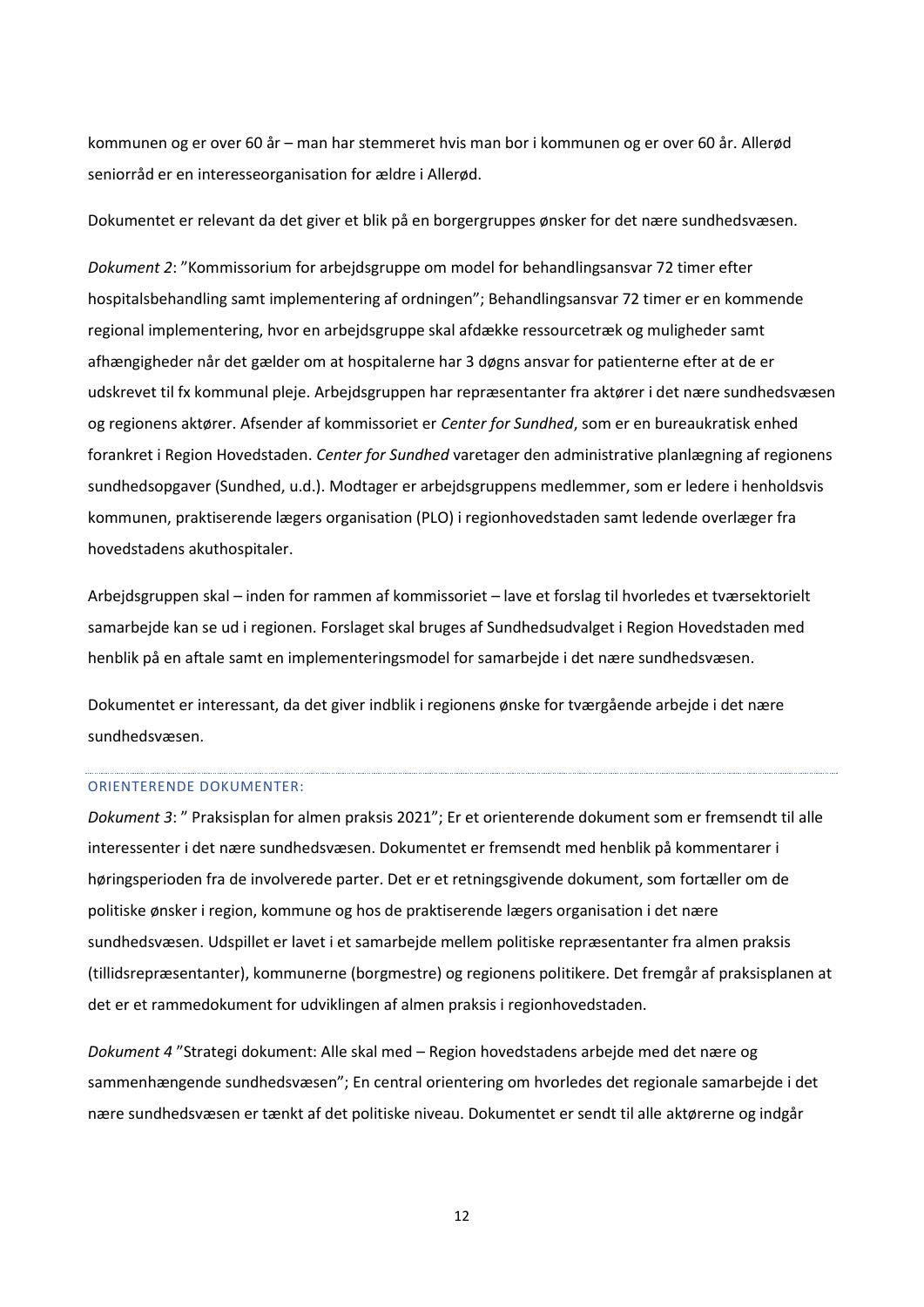kommunen og er over 60 år – man har stemmeret hvis man bor i kommunen og er over 60 år. Allerød seniorråd er en interesseorganisation for ældre i Allerød.

Dokumentet er relevant da det giver et blik på en borgergruppes ønsker for det nære sundhedsvæsen.

*Dokument 2*: "Kommissorium for arbejdsgruppe om model for behandlingsansvar 72 timer efter hospitalsbehandling samt implementering af ordningen"; Behandlingsansvar 72 timer er en kommende regional implementering, hvor en arbejdsgruppe skal afdække ressourcetræk og muligheder samt afhængigheder når det gælder om at hospitalerne har 3 døgns ansvar for patienterne efter at de er udskrevet til fx kommunal pleje. Arbejdsgruppen har repræsentanter fra aktører i det nære sundhedsvæsen og regionens aktører. Afsender af kommissoriet er *Center for Sundhed*, som er en bureaukratisk enhed forankret i Region Hovedstaden. *Center for Sundhed* varetager den administrative planlægning af regionens sundhedsopgaver (Sundhed, u.d.). Modtager er arbejdsgruppens medlemmer, som er ledere i henholdsvis kommunen, praktiserende lægers organisation (PLO) i regionhovedstaden samt ledende overlæger fra hovedstadens akuthospitaler.

Arbejdsgruppen skal – inden for rammen af kommissoriet – lave et forslag til hvorledes et tværsektorielt samarbejde kan se ud i regionen. Forslaget skal bruges af Sundhedsudvalget i Region Hovedstaden med henblik på en aftale samt en implementeringsmodel for samarbejde i det nære sundhedsvæsen.

Dokumentet er interessant, da det giver indblik i regionens ønske for tværgående arbejde i det nære sundhedsvæsen.

## ORIENTERENDE DOKUMENTER:

*Dokument 3*: " Praksisplan for almen praksis 2021"; Er et orienterende dokument som er fremsendt til alle interessenter i det nære sundhedsvæsen. Dokumentet er fremsendt med henblik på kommentarer i høringsperioden fra de involverede parter. Det er et retningsgivende dokument, som fortæller om de politiske ønsker i region, kommune og hos de praktiserende lægers organisation i det nære sundhedsvæsen. Udspillet er lavet i et samarbejde mellem politiske repræsentanter fra almen praksis (tillidsrepræsentanter), kommunerne (borgmestre) og regionens politikere. Det fremgår af praksisplanen at det er et rammedokument for udviklingen af almen praksis i regionhovedstaden.

*Dokument 4* "Strategi dokument: Alle skal med – Region hovedstadens arbejde med det nære og sammenhængende sundhedsvæsen"; En central orientering om hvorledes det regionale samarbejde i det nære sundhedsvæsen er tænkt af det politiske niveau. Dokumentet er sendt til alle aktørerne og indgår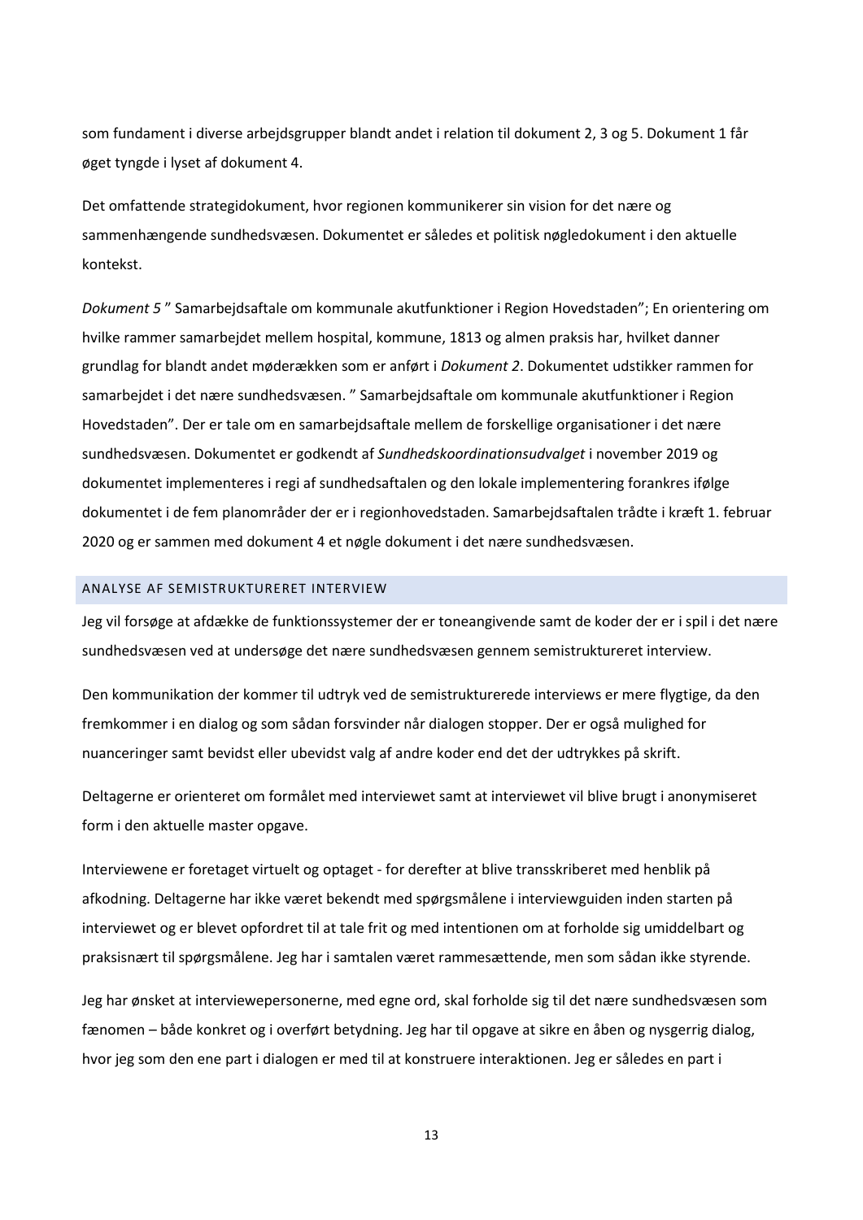som fundament i diverse arbejdsgrupper blandt andet i relation til dokument 2, 3 og 5. Dokument 1 får øget tyngde i lyset af dokument 4.

Det omfattende strategidokument, hvor regionen kommunikerer sin vision for det nære og sammenhængende sundhedsvæsen. Dokumentet er således et politisk nøgledokument i den aktuelle kontekst.

*Dokument 5* " Samarbejdsaftale om kommunale akutfunktioner i Region Hovedstaden"; En orientering om hvilke rammer samarbejdet mellem hospital, kommune, 1813 og almen praksis har, hvilket danner grundlag for blandt andet møderækken som er anført i *Dokument 2*. Dokumentet udstikker rammen for samarbejdet i det nære sundhedsvæsen. " Samarbejdsaftale om kommunale akutfunktioner i Region Hovedstaden". Der er tale om en samarbejdsaftale mellem de forskellige organisationer i det nære sundhedsvæsen. Dokumentet er godkendt af *Sundhedskoordinationsudvalget* i november 2019 og dokumentet implementeres i regi af sundhedsaftalen og den lokale implementering forankres ifølge dokumentet i de fem planområder der er i regionhovedstaden. Samarbejdsaftalen trådte i kræft 1. februar 2020 og er sammen med dokument 4 et nøgle dokument i det nære sundhedsvæsen.

## ANALYSE AF SEMISTRUKTURERET INTERVIEW

Jeg vil forsøge at afdække de funktionssystemer der er toneangivende samt de koder der er i spil i det nære sundhedsvæsen ved at undersøge det nære sundhedsvæsen gennem semistruktureret interview.

Den kommunikation der kommer til udtryk ved de semistrukturerede interviews er mere flygtige, da den fremkommer i en dialog og som sådan forsvinder når dialogen stopper. Der er også mulighed for nuanceringer samt bevidst eller ubevidst valg af andre koder end det der udtrykkes på skrift.

Deltagerne er orienteret om formålet med interviewet samt at interviewet vil blive brugt i anonymiseret form i den aktuelle master opgave.

Interviewene er foretaget virtuelt og optaget - for derefter at blive transskriberet med henblik på afkodning. Deltagerne har ikke været bekendt med spørgsmålene i interviewguiden inden starten på interviewet og er blevet opfordret til at tale frit og med intentionen om at forholde sig umiddelbart og praksisnært til spørgsmålene. Jeg har i samtalen været rammesættende, men som sådan ikke styrende.

Jeg har ønsket at interviewepersonerne, med egne ord, skal forholde sig til det nære sundhedsvæsen som fænomen – både konkret og i overført betydning. Jeg har til opgave at sikre en åben og nysgerrig dialog, hvor jeg som den ene part i dialogen er med til at konstruere interaktionen. Jeg er således en part i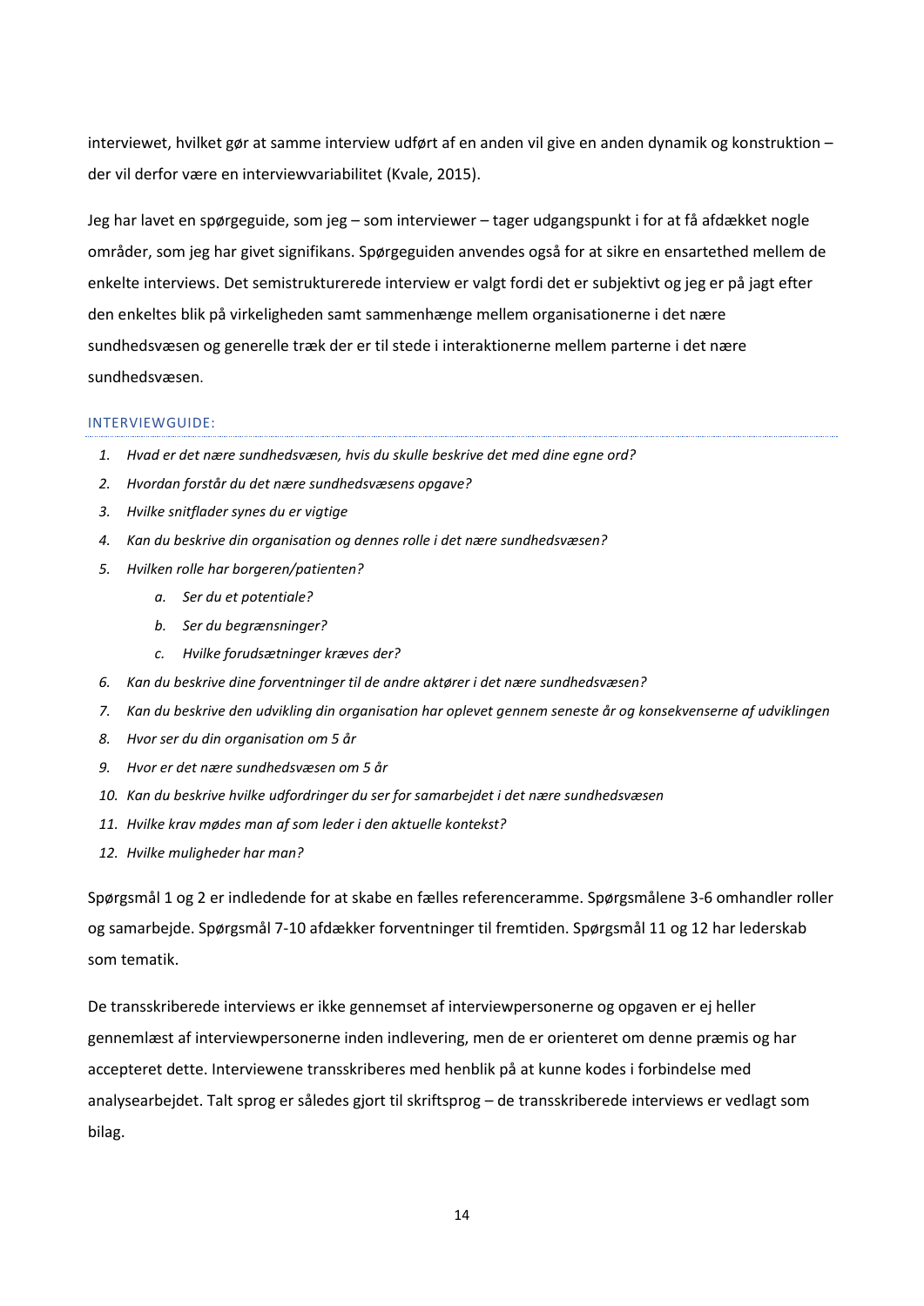interviewet, hvilket gør at samme interview udført af en anden vil give en anden dynamik og konstruktion – der vil derfor være en interviewvariabilitet (Kvale, 2015).

Jeg har lavet en spørgeguide, som jeg – som interviewer – tager udgangspunkt i for at få afdækket nogle områder, som jeg har givet signifikans. Spørgeguiden anvendes også for at sikre en ensartethed mellem de enkelte interviews. Det semistrukturerede interview er valgt fordi det er subjektivt og jeg er på jagt efter den enkeltes blik på virkeligheden samt sammenhænge mellem organisationerne i det nære sundhedsvæsen og generelle træk der er til stede i interaktionerne mellem parterne i det nære sundhedsvæsen.

### INTERVIEWGUIDE:

1. *Hvad er det nære sundhedsvæsen, hvis du skulle beskrive det med dine egne ord?*
2. *Hvordan forstår du det nære sundhedsvæsens opgave?*
3. *Hvilke snitflader synes du er vigtige*
4. *Kan du beskrive din organisation og dennes rolle i det nære sundhedsvæsen?*
5. *Hvilken rolle har borgeren/patienten?*
    a. *Ser du et potentiale?*
    b. *Ser du begrænsninger?*
    c. *Hvilke forudsætninger kræves der?*
6. *Kan du beskrive dine forventninger til de andre aktører i det nære sundhedsvæsen?*
7. *Kan du beskrive den udvikling din organisation har oplevet gennem seneste år og konsekvenserne af udviklingen*
8. *Hvor ser du din organisation om 5 år*
9. *Hvor er det nære sundhedsvæsen om 5 år*
10. *Kan du beskrive hvilke udfordringer du ser for samarbejdet i det nære sundhedsvæsen*
11. *Hvilke krav mødes man af som leder i den aktuelle kontekst?*
12. *Hvilke muligheder har man?*

Spørgsmål 1 og 2 er indledende for at skabe en fælles referenceramme. Spørgsmålene 3-6 omhandler roller og samarbejde. Spørgsmål 7-10 afdækker forventninger til fremtiden. Spørgsmål 11 og 12 har lederskab som tematik.

De transskriberede interviews er ikke gennemset af interviewpersonerne og opgaven er ej heller gennemlæst af interviewpersonerne inden indlevering, men de er orienteret om denne præmis og har accepteret dette. Interviewene transskriberes med henblik på at kunne kodes i forbindelse med analysearbejdet. Talt sprog er således gjort til skriftsprog – de transskriberede interviews er vedlagt som bilag.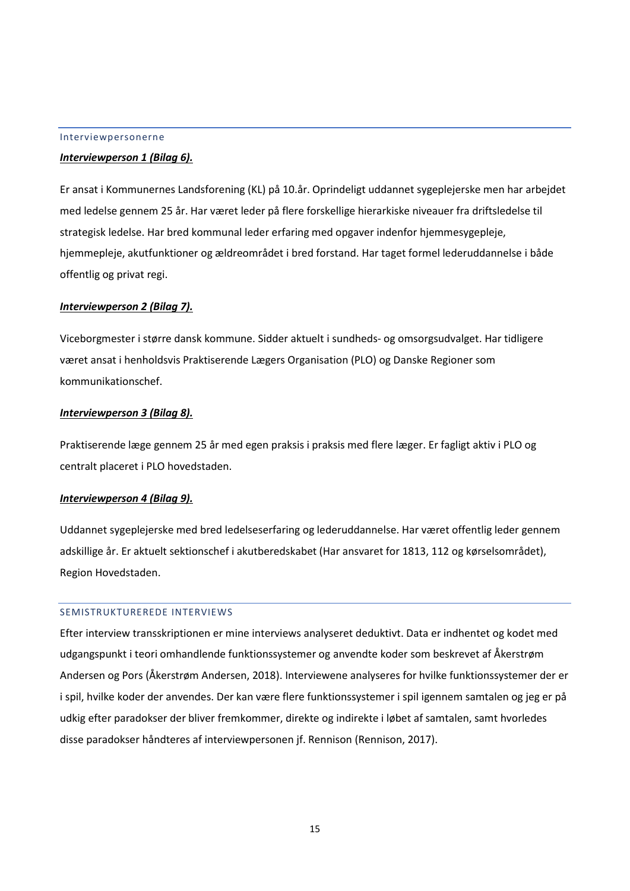### Interviewpersonerne

***Interviewperson 1 (Bilag 6).***

Er ansat i Kommunernes Landsforening (KL) på 10.år. Oprindeligt uddannet sygeplejerske men har arbejdet med ledelse gennem 25 år. Har været leder på flere forskellige hierarkiske niveauer fra driftsledelse til strategisk ledelse. Har bred kommunal leder erfaring med opgaver indenfor hjemmesygepleje, hjemmepleje, akutfunktioner og ældreområdet i bred forstand. Har taget formel lederuddannelse i både offentlig og privat regi.

***Interviewperson 2 (Bilag 7).***

Viceborgmester i større dansk kommune. Sidder aktuelt i sundheds- og omsorgsudvalget. Har tidligere været ansat i henholdsvis Praktiserende Lægers Organisation (PLO) og Danske Regioner som kommunikationschef.

***Interviewperson 3 (Bilag 8).***

Praktiserende læge gennem 25 år med egen praksis i praksis med flere læger. Er fagligt aktiv i PLO og centralt placeret i PLO hovedstaden.

***Interviewperson 4 (Bilag 9).***

Uddannet sygeplejerske med bred ledelseserfaring og lederuddannelse. Har været offentlig leder gennem adskillige år. Er aktuelt sektionschef i akutberedskabet (Har ansvaret for 1813, 112 og kørselsområdet), Region Hovedstaden.

### SEMISTRUKTUREREDE INTERVIEWS

Efter interview transskriptionen er mine interviews analyseret deduktivt. Data er indhentet og kodet med udgangspunkt i teori omhandlende funktionssystemer og anvendte koder som beskrevet af Åkerstrøm Andersen og Pors (Åkerstrøm Andersen, 2018). Interviewene analyseres for hvilke funktionssystemer der er i spil, hvilke koder der anvendes. Der kan være flere funktionssystemer i spil igennem samtalen og jeg er på udkig efter paradokser der bliver fremkommer, direkte og indirekte i løbet af samtalen, samt hvorledes disse paradokser håndteres af interviewpersonen jf. Rennison (Rennison, 2017).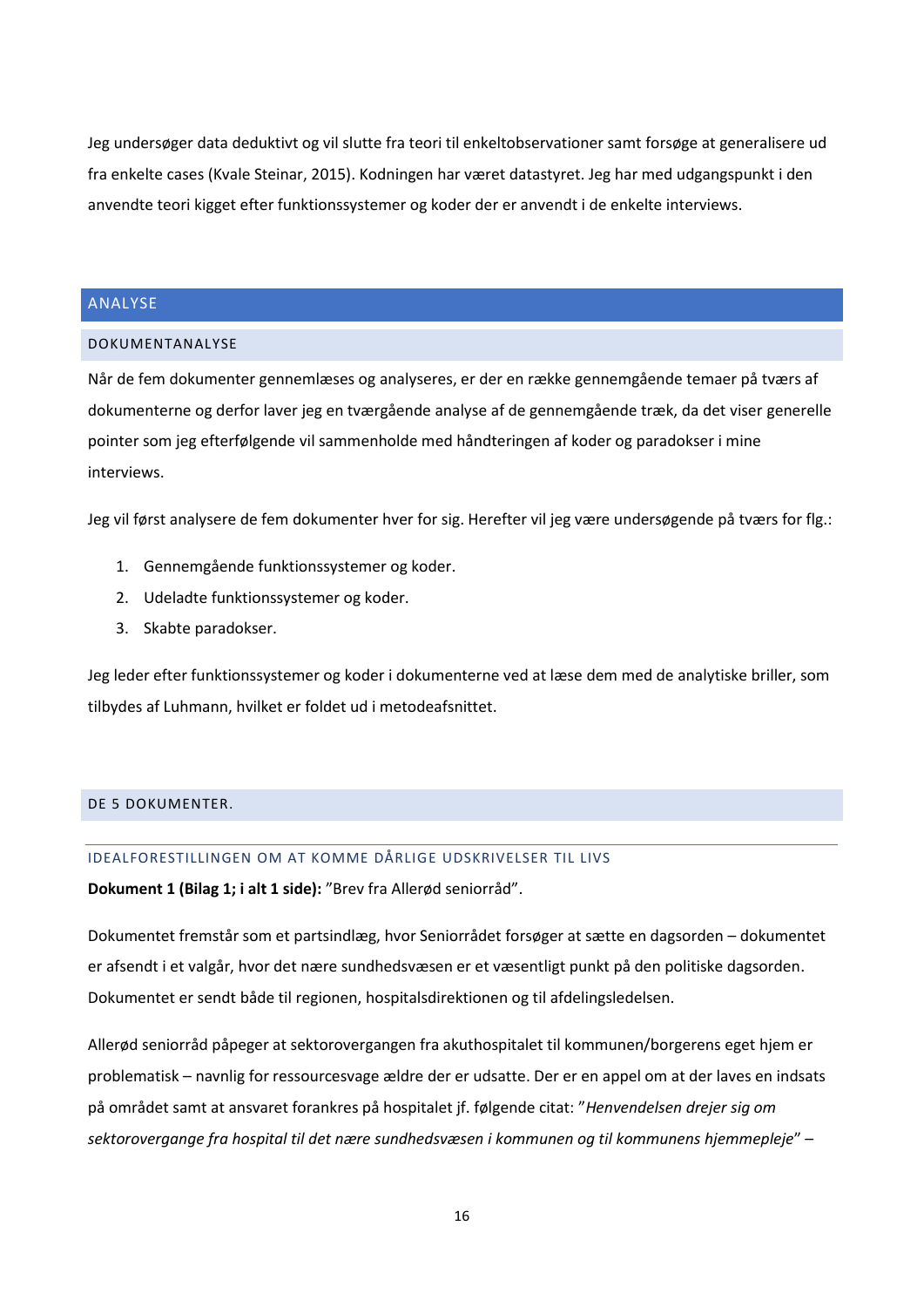Jeg undersøger data deduktivt og vil slutte fra teori til enkeltobservationer samt forsøge at generalisere ud fra enkelte cases (Kvale Steinar, 2015). Kodningen har været datastyret. Jeg har med udgangspunkt i den anvendte teori kigget efter funktionssystemer og koder der er anvendt i de enkelte interviews.

# ANALYSE

## DOKUMENTANALYSE

Når de fem dokumenter gennemlæses og analyseres, er der en række gennemgående temaer på tværs af dokumenterne og derfor laver jeg en tværgående analyse af de gennemgående træk, da det viser generelle pointer som jeg efterfølgende vil sammenholde med håndteringen af koder og paradokser i mine interviews.

Jeg vil først analysere de fem dokumenter hver for sig. Herefter vil jeg være undersøgende på tværs for flg.:

1. Gennemgående funktionssystemer og koder.
2. Udeladte funktionssystemer og koder.
3. Skabte paradokser.

Jeg leder efter funktionssystemer og koder i dokumenterne ved at læse dem med de analytiske briller, som tilbydes af Luhmann, hvilket er foldet ud i metodeafsnittet.

## DE 5 DOKUMENTER.

### IDEALFORESTILLINGEN OM AT KOMME DÅRLIGE UDSKRIVELSER TIL LIVS

**Dokument 1 (Bilag 1; i alt 1 side):** "Brev fra Allerød seniorråd".

Dokumentet fremstår som et partsindlæg, hvor Seniorrådet forsøger at sætte en dagsorden – dokumentet er afsendt i et valgår, hvor det nære sundhedsvæsen er et væsentligt punkt på den politiske dagsorden. Dokumentet er sendt både til regionen, hospitalsdirektionen og til afdelingsledelsen.

Allerød seniorråd påpeger at sektorovergangen fra akuthospitalet til kommunen/borgerens eget hjem er problematisk – navnlig for ressourcesvage ældre der er udsatte. Der er en appel om at der laves en indsats på området samt at ansvaret forankres på hospitalet jf. følgende citat: "*Henvendelsen drejer sig om sektorovergange fra hospital til det nære sundhedsvæsen i kommunen og til kommunens hjemmepleje*" –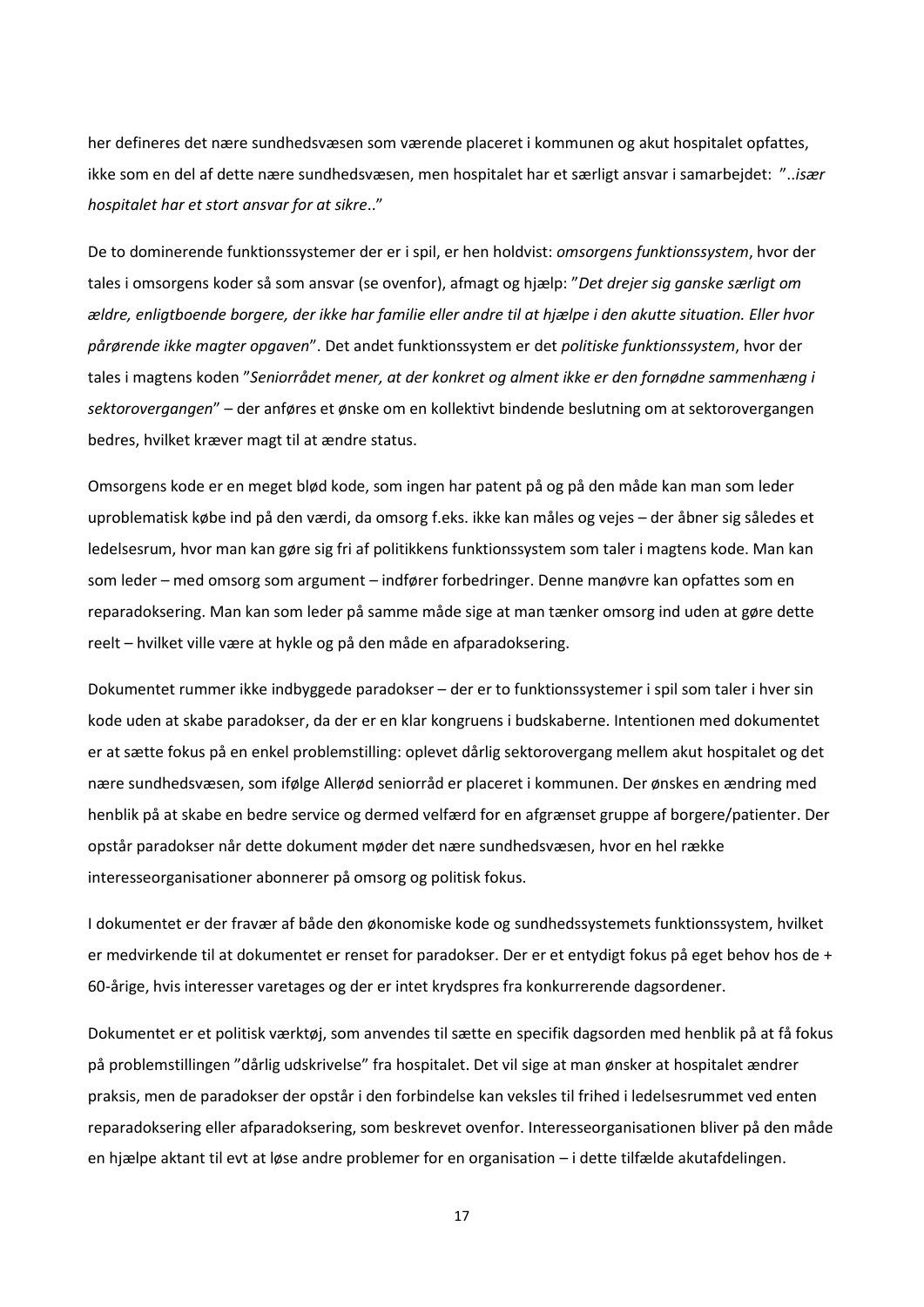her defineres det nære sundhedsvæsen som værende placeret i kommunen og akut hospitalet opfattes, ikke som en del af dette nære sundhedsvæsen, men hospitalet har et særligt ansvar i samarbejdet: "..*især hospitalet har et stort ansvar for at sikre*.."

De to dominerende funktionssystemer der er i spil, er hen holdvist: *omsorgens funktionssystem*, hvor der tales i omsorgens koder så som ansvar (se ovenfor), afmagt og hjælp: "*Det drejer sig ganske særligt om ældre, enligtboende borgere, der ikke har familie eller andre til at hjælpe i den akutte situation. Eller hvor pårørende ikke magter opgaven*". Det andet funktionssystem er det *politiske funktionssystem*, hvor der tales i magtens koden "*Seniorrådet mener, at der konkret og alment ikke er den fornødne sammenhæng i sektorovergangen*" – der anføres et ønske om en kollektivt bindende beslutning om at sektorovergangen bedres, hvilket kræver magt til at ændre status.

Omsorgens kode er en meget blød kode, som ingen har patent på og på den måde kan man som leder uproblematisk købe ind på den værdi, da omsorg f.eks. ikke kan måles og vejes – der åbner sig således et ledelsesrum, hvor man kan gøre sig fri af politikkens funktionssystem som taler i magtens kode. Man kan som leder – med omsorg som argument – indfører forbedringer. Denne manøvre kan opfattes som en reparadoksering. Man kan som leder på samme måde sige at man tænker omsorg ind uden at gøre dette reelt – hvilket ville være at hykle og på den måde en afparadoksering.

Dokumentet rummer ikke indbyggede paradokser – der er to funktionssystemer i spil som taler i hver sin kode uden at skabe paradokser, da der er en klar kongruens i budskaberne. Intentionen med dokumentet er at sætte fokus på en enkel problemstilling: oplevet dårlig sektorovergang mellem akut hospitalet og det nære sundhedsvæsen, som ifølge Allerød seniorråd er placeret i kommunen. Der ønskes en ændring med henblik på at skabe en bedre service og dermed velfærd for en afgrænset gruppe af borgere/patienter. Der opstår paradokser når dette dokument møder det nære sundhedsvæsen, hvor en hel række interesseorganisationer abonnerer på omsorg og politisk fokus.

I dokumentet er der fravær af både den økonomiske kode og sundhedssystemets funktionssystem, hvilket er medvirkende til at dokumentet er renset for paradokser. Der er et entydigt fokus på eget behov hos de + 60-årige, hvis interesser varetages og der er intet krydspres fra konkurrerende dagsordener.

Dokumentet er et politisk værktøj, som anvendes til sætte en specifik dagsorden med henblik på at få fokus på problemstillingen "dårlig udskrivelse" fra hospitalet. Det vil sige at man ønsker at hospitalet ændrer praksis, men de paradokser der opstår i den forbindelse kan veksles til frihed i ledelsesrummet ved enten reparadoksering eller afparadoksering, som beskrevet ovenfor. Interesseorganisationen bliver på den måde en hjælpe aktant til evt at løse andre problemer for en organisation – i dette tilfælde akutafdelingen.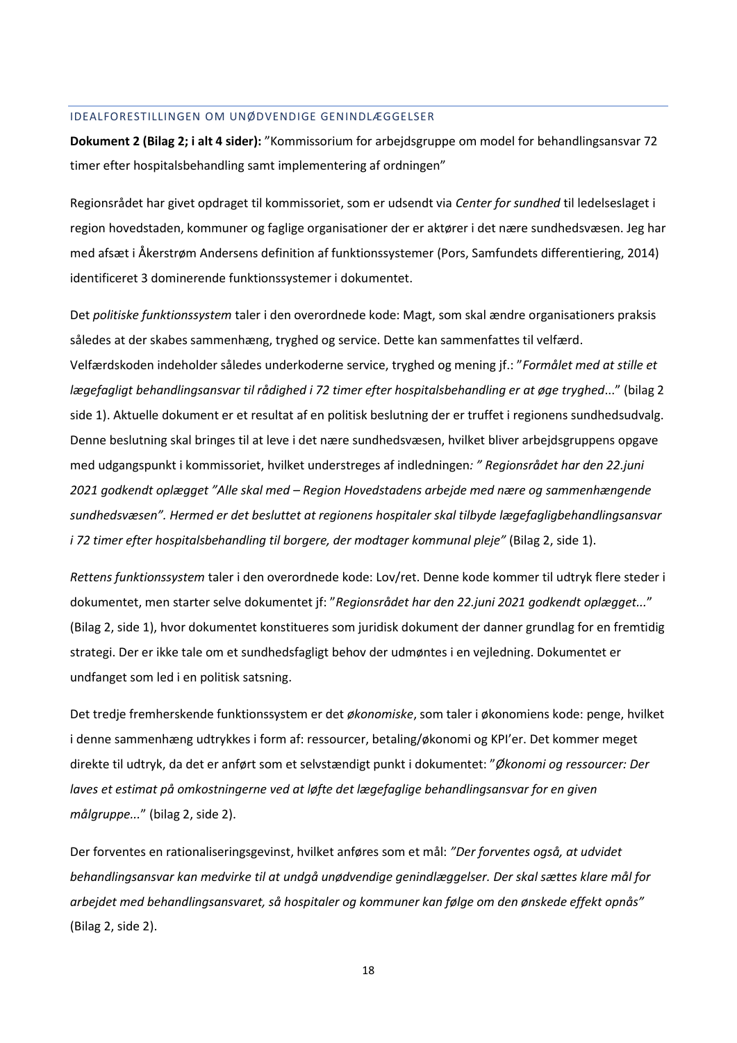## IDEALFORESTILLINGEN OM UNØDVENDIGE GENINDLÆGGELSER

**Dokument 2 (Bilag 2; i alt 4 sider):** "Kommissorium for arbejdsgruppe om model for behandlingsansvar 72 timer efter hospitalsbehandling samt implementering af ordningen"

Regionsrådet har givet opdraget til kommissoriet, som er udsendt via *Center for sundhed* til ledelseslaget i region hovedstaden, kommuner og faglige organisationer der er aktører i det nære sundhedsvæsen. Jeg har med afsæt i Åkerstrøm Andersens definition af funktionssystemer (Pors, Samfundets differentiering, 2014) identificeret 3 dominerende funktionssystemer i dokumentet.

Det *politiske funktionssystem* taler i den overordnede kode: Magt, som skal ændre organisationers praksis således at der skabes sammenhæng, tryghed og service. Dette kan sammenfattes til velfærd. Velfærdskoden indeholder således underkoderne service, tryghed og mening jf.: "*Formålet med at stille et lægefagligt behandlingsansvar til rådighed i 72 timer efter hospitalsbehandling er at øge tryghed*..." (bilag 2 side 1). Aktuelle dokument er et resultat af en politisk beslutning der er truffet i regionens sundhedsudvalg. Denne beslutning skal bringes til at leve i det nære sundhedsvæsen, hvilket bliver arbejdsgruppens opgave med udgangspunkt i kommissoriet, hvilket understreges af indledningen*: " Regionsrådet har den 22.juni 2021 godkendt oplægget "Alle skal med – Region Hovedstadens arbejde med nære og sammenhængende sundhedsvæsen". Hermed er det besluttet at regionens hospitaler skal tilbyde lægefagligbehandlingsansvar i 72 timer efter hospitalsbehandling til borgere, der modtager kommunal pleje"* (Bilag 2, side 1).

*Rettens funktionssystem* taler i den overordnede kode: Lov/ret. Denne kode kommer til udtryk flere steder i dokumentet, men starter selve dokumentet jf: "*Regionsrådet har den 22.juni 2021 godkendt oplægget...*" (Bilag 2, side 1), hvor dokumentet konstitueres som juridisk dokument der danner grundlag for en fremtidig strategi. Der er ikke tale om et sundhedsfagligt behov der udmøntes i en vejledning. Dokumentet er undfanget som led i en politisk satsning.

Det tredje fremherskende funktionssystem er det *økonomiske*, som taler i økonomiens kode: penge, hvilket i denne sammenhæng udtrykkes i form af: ressourcer, betaling/økonomi og KPI'er. Det kommer meget direkte til udtryk, da det er anført som et selvstændigt punkt i dokumentet: "*Økonomi og ressourcer: Der laves et estimat på omkostningerne ved at løfte det lægefaglige behandlingsansvar for en given målgruppe...*" (bilag 2, side 2).

Der forventes en rationaliseringsgevinst, hvilket anføres som et mål: *"Der forventes også, at udvidet behandlingsansvar kan medvirke til at undgå unødvendige genindlæggelser. Der skal sættes klare mål for arbejdet med behandlingsansvaret, så hospitaler og kommuner kan følge om den ønskede effekt opnås"* (Bilag 2, side 2).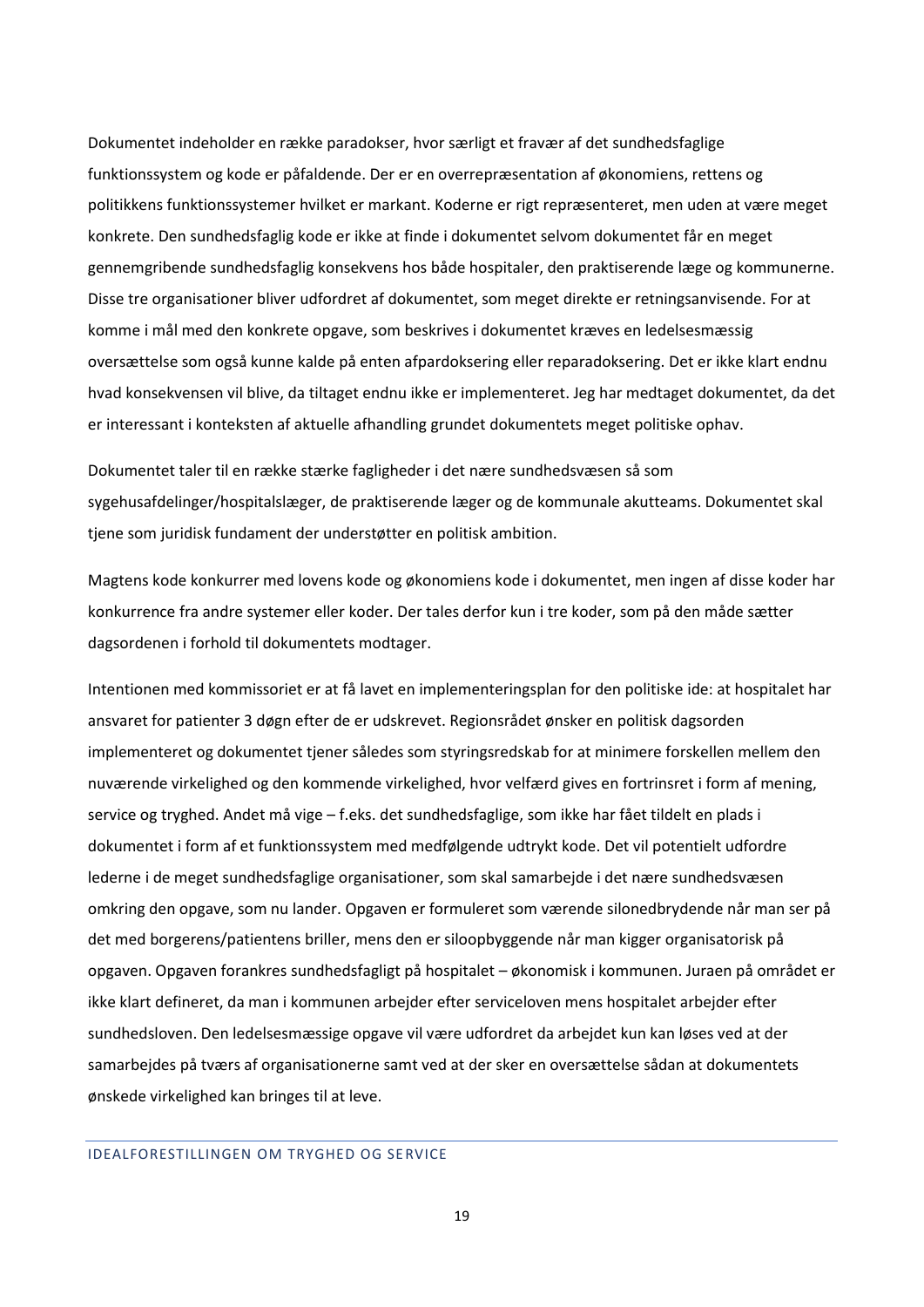Dokumentet indeholder en række paradokser, hvor særligt et fravær af det sundhedsfaglige funktionssystem og kode er påfaldende. Der er en overrepræsentation af økonomiens, rettens og politikkens funktionssystemer hvilket er markant. Koderne er rigt repræsenteret, men uden at være meget konkrete. Den sundhedsfaglig kode er ikke at finde i dokumentet selvom dokumentet får en meget gennemgribende sundhedsfaglig konsekvens hos både hospitaler, den praktiserende læge og kommunerne. Disse tre organisationer bliver udfordret af dokumentet, som meget direkte er retningsanvisende. For at komme i mål med den konkrete opgave, som beskrives i dokumentet kræves en ledelsesmæssig oversættelse som også kunne kalde på enten afpardoksering eller reparadoksering. Det er ikke klart endnu hvad konsekvensen vil blive, da tiltaget endnu ikke er implementeret. Jeg har medtaget dokumentet, da det er interessant i konteksten af aktuelle afhandling grundet dokumentets meget politiske ophav.

Dokumentet taler til en række stærke fagligheder i det nære sundhedsvæsen så som sygehusafdelinger/hospitalslæger, de praktiserende læger og de kommunale akutteams. Dokumentet skal tjene som juridisk fundament der understøtter en politisk ambition.

Magtens kode konkurrer med lovens kode og økonomiens kode i dokumentet, men ingen af disse koder har konkurrence fra andre systemer eller koder. Der tales derfor kun i tre koder, som på den måde sætter dagsordenen i forhold til dokumentets modtager.

Intentionen med kommissoriet er at få lavet en implementeringsplan for den politiske ide: at hospitalet har ansvaret for patienter 3 døgn efter de er udskrevet. Regionsrådet ønsker en politisk dagsorden implementeret og dokumentet tjener således som styringsredskab for at minimere forskellen mellem den nuværende virkelighed og den kommende virkelighed, hvor velfærd gives en fortrinsret i form af mening, service og tryghed. Andet må vige – f.eks. det sundhedsfaglige, som ikke har fået tildelt en plads i dokumentet i form af et funktionssystem med medfølgende udtrykt kode. Det vil potentielt udfordre lederne i de meget sundhedsfaglige organisationer, som skal samarbejde i det nære sundhedsvæsen omkring den opgave, som nu lander. Opgaven er formuleret som værende silonedbrydende når man ser på det med borgerens/patientens briller, mens den er siloopbyggende når man kigger organisatorisk på opgaven. Opgaven forankres sundhedsfagligt på hospitalet – økonomisk i kommunen. Juraen på området er ikke klart defineret, da man i kommunen arbejder efter serviceloven mens hospitalet arbejder efter sundhedsloven. Den ledelsesmæssige opgave vil være udfordret da arbejdet kun kan løses ved at der samarbejdes på tværs af organisationerne samt ved at der sker en oversættelse sådan at dokumentets ønskede virkelighed kan bringes til at leve.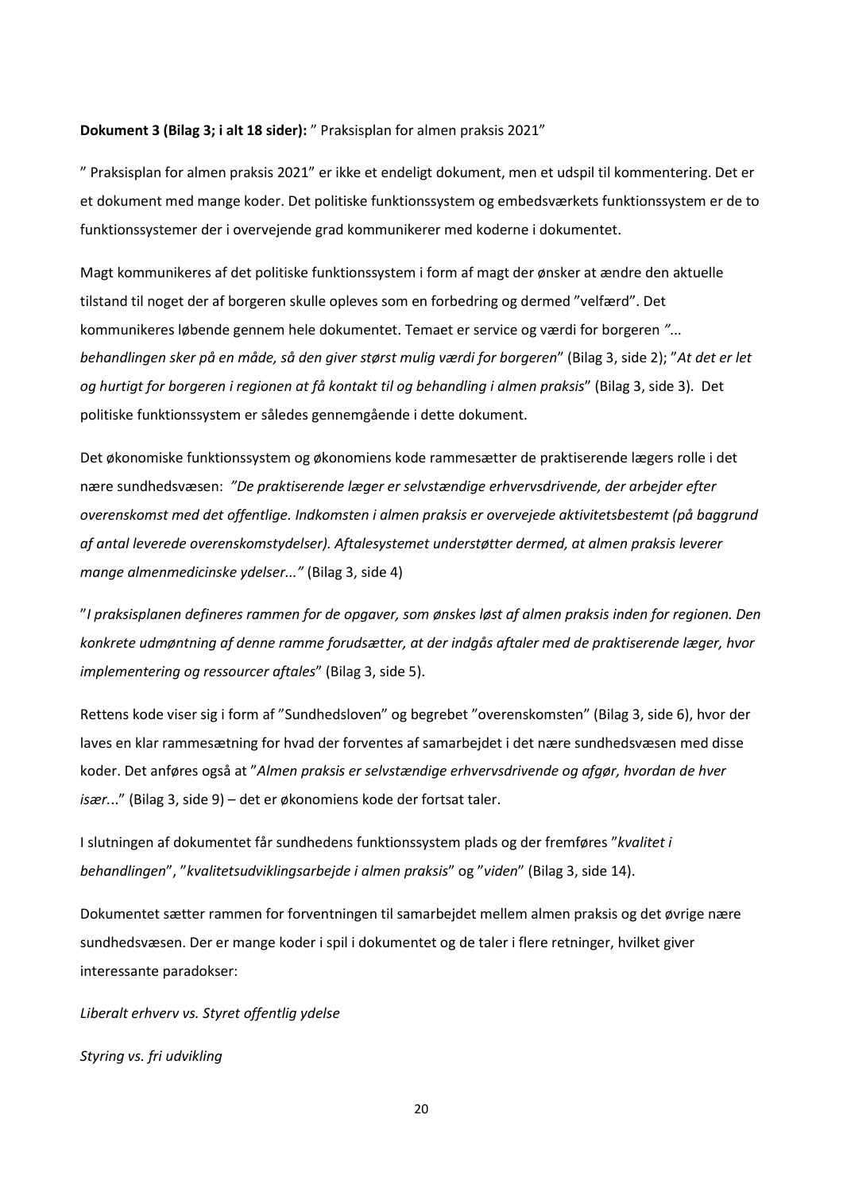**Dokument 3 (Bilag 3; i alt 18 sider):** ” Praksisplan for almen praksis 2021”

” Praksisplan for almen praksis 2021” er ikke et endeligt dokument, men et udspil til kommentering. Det er et dokument med mange koder. Det politiske funktionssystem og embedsværkets funktionssystem er de to funktionssystemer der i overvejende grad kommunikerer med koderne i dokumentet.

Magt kommunikeres af det politiske funktionssystem i form af magt der ønsker at ændre den aktuelle tilstand til noget der af borgeren skulle opleves som en forbedring og dermed ”velfærd”. Det kommunikeres løbende gennem hele dokumentet. Temaet er service og værdi for borgeren *”... behandlingen sker på en måde, så den giver størst mulig værdi for borgeren*” (Bilag 3, side 2); ”*At det er let og hurtigt for borgeren i regionen at få kontakt til og behandling i almen praksis*” (Bilag 3, side 3). Det politiske funktionssystem er således gennemgående i dette dokument.

Det økonomiske funktionssystem og økonomiens kode rammesætter de praktiserende lægers rolle i det nære sundhedsvæsen: *”De praktiserende læger er selvstændige erhvervsdrivende, der arbejder efter overenskomst med det offentlige. Indkomsten i almen praksis er overvejede aktivitetsbestemt (på baggrund af antal leverede overenskomstydelser). Aftalesystemet understøtter dermed, at almen praksis leverer mange almenmedicinske ydelser..."* (Bilag 3, side 4)

”*I praksisplanen defineres rammen for de opgaver, som ønskes løst af almen praksis inden for regionen. Den konkrete udmøntning af denne ramme forudsætter, at der indgås aftaler med de praktiserende læger, hvor implementering og ressourcer aftales*” (Bilag 3, side 5).

Rettens kode viser sig i form af ”Sundhedsloven” og begrebet ”overenskomsten” (Bilag 3, side 6), hvor der laves en klar rammesætning for hvad der forventes af samarbejdet i det nære sundhedsvæsen med disse koder. Det anføres også at ”*Almen praksis er selvstændige erhvervsdrivende og afgør, hvordan de hver især...*” (Bilag 3, side 9) – det er økonomiens kode der fortsat taler.

I slutningen af dokumentet får sundhedens funktionssystem plads og der fremføres ”*kvalitet i behandlingen*”, ”*kvalitetsudviklingsarbejde i almen praksis*” og ”*viden*” (Bilag 3, side 14).

Dokumentet sætter rammen for forventningen til samarbejdet mellem almen praksis og det øvrige nære sundhedsvæsen. Der er mange koder i spil i dokumentet og de taler i flere retninger, hvilket giver interessante paradokser:

*Liberalt erhverv vs. Styret offentlig ydelse*

*Styring vs. fri udvikling*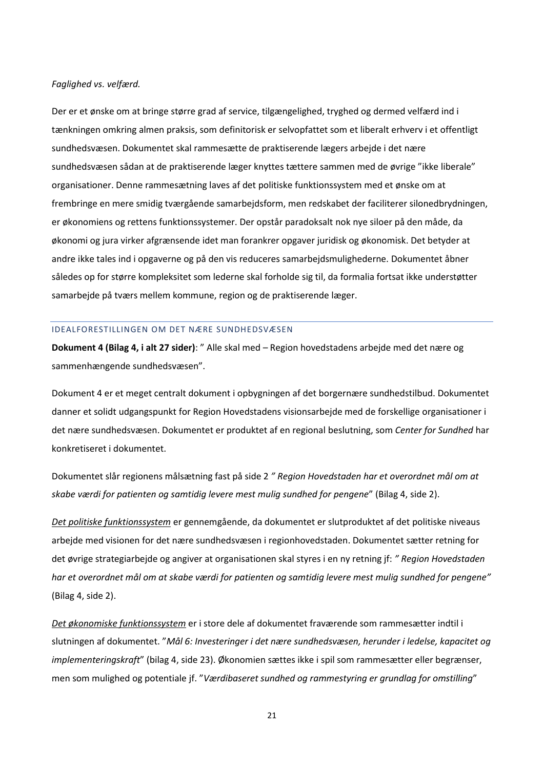*Faglighed vs. velfærd.*

Der er et ønske om at bringe større grad af service, tilgængelighed, tryghed og dermed velfærd ind i tænkningen omkring almen praksis, som definitorisk er selvopfattet som et liberalt erhverv i et offentligt sundhedsvæsen. Dokumentet skal rammesætte de praktiserende lægers arbejde i det nære sundhedsvæsen sådan at de praktiserende læger knyttes tættere sammen med de øvrige "ikke liberale" organisationer. Denne rammesætning laves af det politiske funktionssystem med et ønske om at frembringe en mere smidig tværgående samarbejdsform, men redskabet der faciliterer silonedbrydningen, er økonomiens og rettens funktionssystemer. Der opstår paradoksalt nok nye siloer på den måde, da økonomi og jura virker afgrænsende idet man forankrer opgaver juridisk og økonomisk. Det betyder at andre ikke tales ind i opgaverne og på den vis reduceres samarbejdsmulighederne. Dokumentet åbner således op for større kompleksitet som lederne skal forholde sig til, da formalia fortsat ikke understøtter samarbejde på tværs mellem kommune, region og de praktiserende læger.

## IDEALFORESTILLINGEN OM DET NÆRE SUNDHEDSVÆSEN

**Dokument 4 (Bilag 4, i alt 27 sider)**: " Alle skal med – Region hovedstadens arbejde med det nære og sammenhængende sundhedsvæsen".

Dokument 4 er et meget centralt dokument i opbygningen af det borgernære sundhedstilbud. Dokumentet danner et solidt udgangspunkt for Region Hovedstadens visionsarbejde med de forskellige organisationer i det nære sundhedsvæsen. Dokumentet er produktet af en regional beslutning, som *Center for Sundhed* har konkretiseret i dokumentet.

Dokumentet slår regionens målsætning fast på side 2 *" Region Hovedstaden har et overordnet mål om at skabe værdi for patienten og samtidig levere mest mulig sundhed for pengene*" (Bilag 4, side 2).

*Det politiske funktionssystem* er gennemgående, da dokumentet er slutproduktet af det politiske niveaus arbejde med visionen for det nære sundhedsvæsen i regionhovedstaden. Dokumentet sætter retning for det øvrige strategiarbejde og angiver at organisationen skal styres i en ny retning jf: *" Region Hovedstaden har et overordnet mål om at skabe værdi for patienten og samtidig levere mest mulig sundhed for pengene"* (Bilag 4, side 2).

*Det økonomiske funktionssystem* er i store dele af dokumentet fraværende som rammesætter indtil i slutningen af dokumentet. "*Mål 6: Investeringer i det nære sundhedsvæsen, herunder i ledelse, kapacitet og implementeringskraft*" (bilag 4, side 23). Økonomien sættes ikke i spil som rammesætter eller begrænser, men som mulighed og potentiale jf. "*Værdibaseret sundhed og rammestyring er grundlag for omstilling*"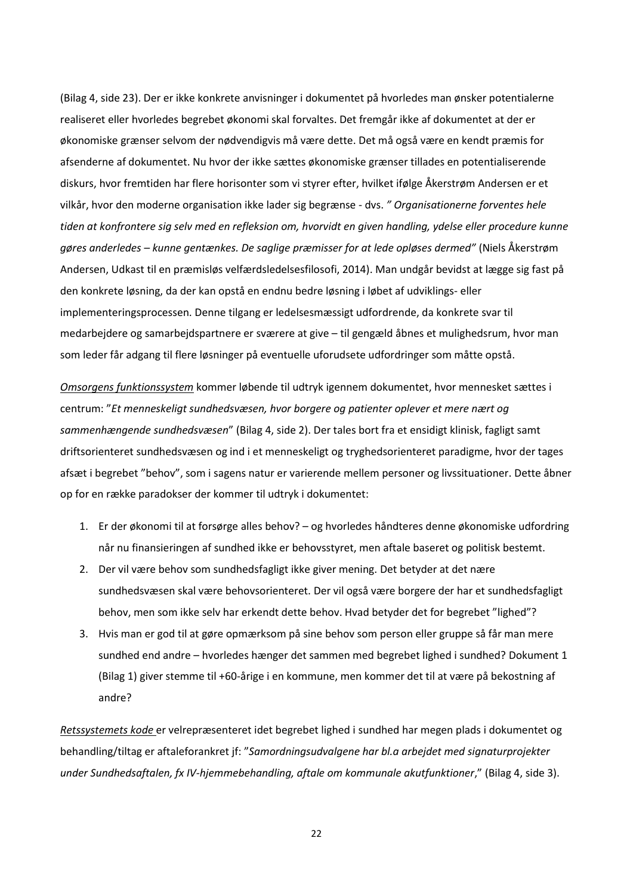(Bilag 4, side 23). Der er ikke konkrete anvisninger i dokumentet på hvorledes man ønsker potentialerne realiseret eller hvorledes begrebet økonomi skal forvaltes. Det fremgår ikke af dokumentet at der er økonomiske grænser selvom der nødvendigvis må være dette. Det må også være en kendt præmis for afsenderne af dokumentet. Nu hvor der ikke sættes økonomiske grænser tillades en potentialiserende diskurs, hvor fremtiden har flere horisonter som vi styrer efter, hvilket ifølge Åkerstrøm Andersen er et vilkår, hvor den moderne organisation ikke lader sig begrænse - dvs. *" Organisationerne forventes hele tiden at konfrontere sig selv med en refleksion om, hvorvidt en given handling, ydelse eller procedure kunne gøres anderledes – kunne gentænkes. De saglige præmisser for at lede opløses dermed"* (Niels Åkerstrøm Andersen, Udkast til en præmisløs velfærdsledelsesfilosofi, 2014). Man undgår bevidst at lægge sig fast på den konkrete løsning, da der kan opstå en endnu bedre løsning i løbet af udviklings- eller implementeringsprocessen. Denne tilgang er ledelsesmæssigt udfordrende, da konkrete svar til medarbejdere og samarbejdspartnere er sværere at give – til gengæld åbnes et mulighedsrum, hvor man som leder får adgang til flere løsninger på eventuelle uforudsete udfordringer som måtte opstå.

<u>Omsorgens funktionssystem</u> kommer løbende til udtryk igennem dokumentet, hvor mennesket sættes i centrum: "*Et menneskeligt sundhedsvæsen, hvor borgere og patienter oplever et mere nært og sammenhængende sundhedsvæsen*" (Bilag 4, side 2). Der tales bort fra et ensidigt klinisk, fagligt samt driftsorienteret sundhedsvæsen og ind i et menneskeligt og tryghedsorienteret paradigme, hvor der tages afsæt i begrebet "behov", som i sagens natur er varierende mellem personer og livssituationer. Dette åbner op for en række paradokser der kommer til udtryk i dokumentet:

1. Er der økonomi til at forsørge alles behov? – og hvorledes håndteres denne økonomiske udfordring når nu finansieringen af sundhed ikke er behovsstyret, men aftale baseret og politisk bestemt.
2. Der vil være behov som sundhedsfagligt ikke giver mening. Det betyder at det nære sundhedsvæsen skal være behovsorienteret. Der vil også være borgere der har et sundhedsfagligt behov, men som ikke selv har erkendt dette behov. Hvad betyder det for begrebet "lighed"?
3. Hvis man er god til at gøre opmærksom på sine behov som person eller gruppe så får man mere sundhed end andre – hvorledes hænger det sammen med begrebet lighed i sundhed? Dokument 1 (Bilag 1) giver stemme til +60-årige i en kommune, men kommer det til at være på bekostning af andre?

<u>Retssystemets kode</u> er velrepræsenteret idet begrebet lighed i sundhed har megen plads i dokumentet og behandling/tiltag er aftaleforankret jf: "*Samordningsudvalgene har bl.a arbejdet med signaturprojekter under Sundhedsaftalen, fx IV-hjemmebehandling, aftale om kommunale akutfunktioner*," (Bilag 4, side 3).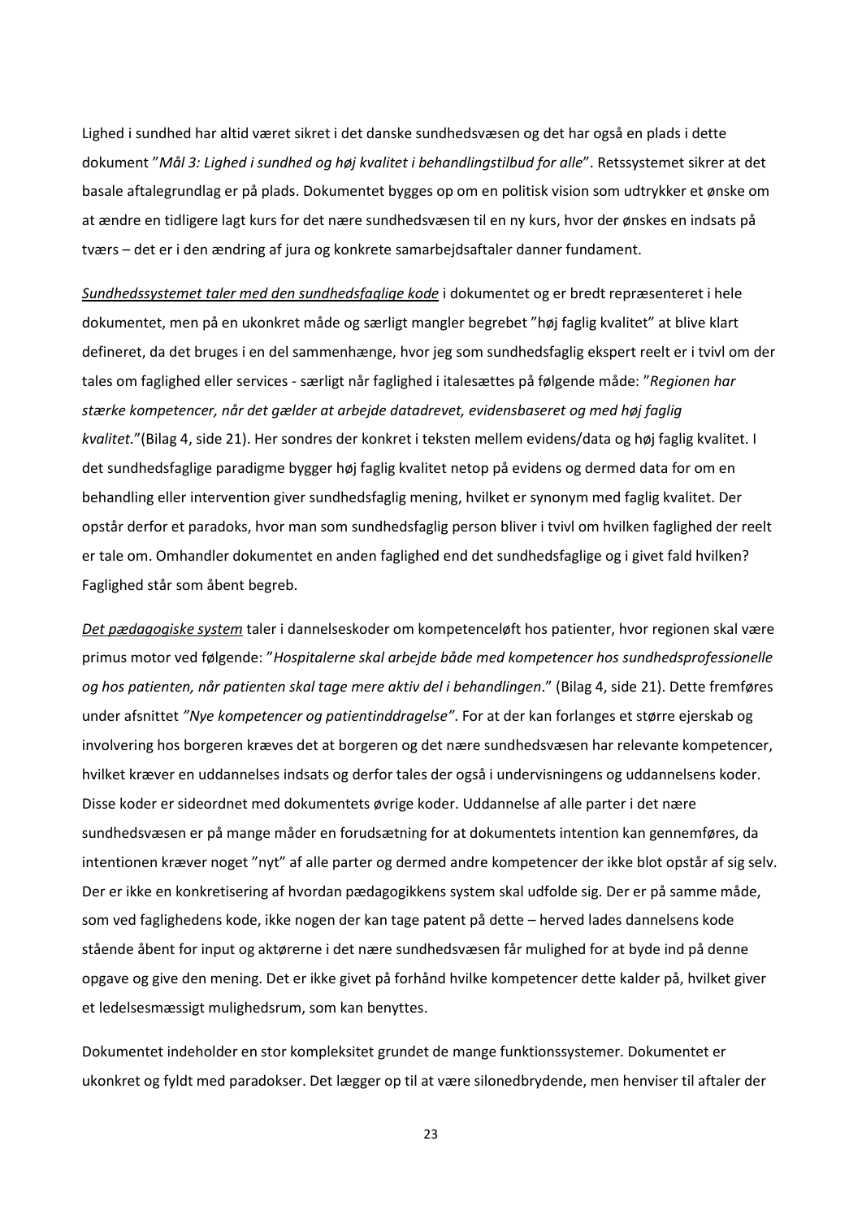Lighed i sundhed har altid været sikret i det danske sundhedsvæsen og det har også en plads i dette dokument "*Mål 3: Lighed i sundhed og høj kvalitet i behandlingstilbud for alle*". Retssystemet sikrer at det basale aftalegrundlag er på plads. Dokumentet bygges op om en politisk vision som udtrykker et ønske om at ændre en tidligere lagt kurs for det nære sundhedsvæsen til en ny kurs, hvor der ønskes en indsats på tværs – det er i den ændring af jura og konkrete samarbejdsaftaler danner fundament.

<u>*Sundhedssystemet taler med den sundhedsfaglige kode*</u> i dokumentet og er bredt repræsenteret i hele dokumentet, men på en ukonkret måde og særligt mangler begrebet "høj faglig kvalitet" at blive klart defineret, da det bruges i en del sammenhænge, hvor jeg som sundhedsfaglig ekspert reelt er i tvivl om der tales om faglighed eller services - særligt når faglighed i italesættes på følgende måde: "*Regionen har stærke kompetencer, når det gælder at arbejde datadrevet, evidensbaseret og med høj faglig kvalitet.*"(Bilag 4, side 21). Her sondres der konkret i teksten mellem evidens/data og høj faglig kvalitet. I det sundhedsfaglige paradigme bygger høj faglig kvalitet netop på evidens og dermed data for om en behandling eller intervention giver sundhedsfaglig mening, hvilket er synonym med faglig kvalitet. Der opstår derfor et paradoks, hvor man som sundhedsfaglig person bliver i tvivl om hvilken faglighed der reelt er tale om. Omhandler dokumentet en anden faglighed end det sundhedsfaglige og i givet fald hvilken? Faglighed står som åbent begreb.

<u>*Det pædagogiske system*</u> taler i dannelseskoder om kompetenceløft hos patienter, hvor regionen skal være primus motor ved følgende: "*Hospitalerne skal arbejde både med kompetencer hos sundhedsprofessionelle og hos patienten, når patienten skal tage mere aktiv del i behandlingen*." (Bilag 4, side 21). Dette fremføres under afsnittet *"Nye kompetencer og patientinddragelse"*. For at der kan forlanges et større ejerskab og involvering hos borgeren kræves det at borgeren og det nære sundhedsvæsen har relevante kompetencer, hvilket kræver en uddannelses indsats og derfor tales der også i undervisningens og uddannelsens koder. Disse koder er sideordnet med dokumentets øvrige koder. Uddannelse af alle parter i det nære sundhedsvæsen er på mange måder en forudsætning for at dokumentets intention kan gennemføres, da intentionen kræver noget "nyt" af alle parter og dermed andre kompetencer der ikke blot opstår af sig selv. Der er ikke en konkretisering af hvordan pædagogikkens system skal udfolde sig. Der er på samme måde, som ved faglighedens kode, ikke nogen der kan tage patent på dette – herved lades dannelsens kode stående åbent for input og aktørerne i det nære sundhedsvæsen får mulighed for at byde ind på denne opgave og give den mening. Det er ikke givet på forhånd hvilke kompetencer dette kalder på, hvilket giver et ledelsesmæssigt mulighedsrum, som kan benyttes.

Dokumentet indeholder en stor kompleksitet grundet de mange funktionssystemer. Dokumentet er ukonkret og fyldt med paradokser. Det lægger op til at være silonedbrydende, men henviser til aftaler der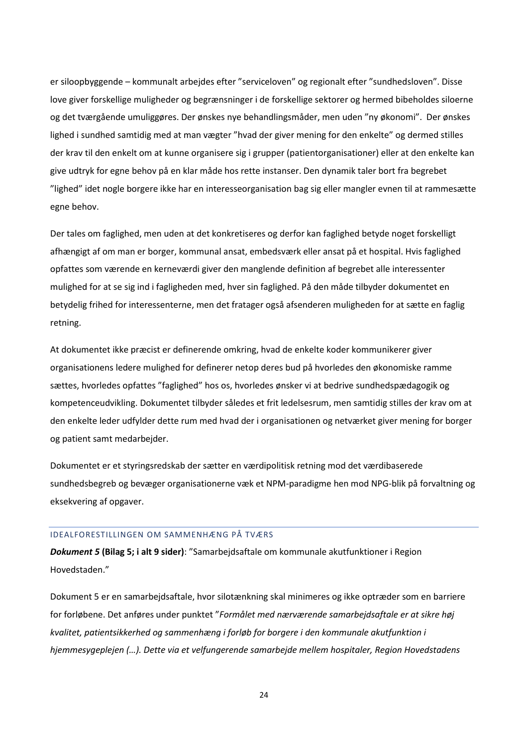er siloopbyggende – kommunalt arbejdes efter ”serviceloven” og regionalt efter ”sundhedsloven”. Disse love giver forskellige muligheder og begrænsninger i de forskellige sektorer og hermed bibeholdes siloerne og det tværgående umuliggøres. Der ønskes nye behandlingsmåder, men uden ”ny økonomi”. Der ønskes lighed i sundhed samtidig med at man vægter ”hvad der giver mening for den enkelte” og dermed stilles der krav til den enkelt om at kunne organisere sig i grupper (patientorganisationer) eller at den enkelte kan give udtryk for egne behov på en klar måde hos rette instanser. Den dynamik taler bort fra begrebet ”lighed” idet nogle borgere ikke har en interesseorganisation bag sig eller mangler evnen til at rammesætte egne behov.

Der tales om faglighed, men uden at det konkretiseres og derfor kan faglighed betyde noget forskelligt afhængigt af om man er borger, kommunal ansat, embedsværk eller ansat på et hospital. Hvis faglighed opfattes som værende en kerneværdi giver den manglende definition af begrebet alle interessenter mulighed for at se sig ind i fagligheden med, hver sin faglighed. På den måde tilbyder dokumentet en betydelig frihed for interessenterne, men det fratager også afsenderen muligheden for at sætte en faglig retning.

At dokumentet ikke præcist er definerende omkring, hvad de enkelte koder kommunikerer giver organisationens ledere mulighed for definerer netop deres bud på hvorledes den økonomiske ramme sættes, hvorledes opfattes ”faglighed” hos os, hvorledes ønsker vi at bedrive sundhedspædagogik og kompetenceudvikling. Dokumentet tilbyder således et frit ledelsesrum, men samtidig stilles der krav om at den enkelte leder udfylder dette rum med hvad der i organisationen og netværket giver mening for borger og patient samt medarbejder.

Dokumentet er et styringsredskab der sætter en værdipolitisk retning mod det værdibaserede sundhedsbegreb og bevæger organisationerne væk et NPM-paradigme hen mod NPG-blik på forvaltning og eksekvering af opgaver.

### IDEALFORESTILLINGEN OM SAMMENHÆNG PÅ TVÆRS

***Dokument 5* (Bilag 5; i alt 9 sider)**: ”Samarbejdsaftale om kommunale akutfunktioner i Region Hovedstaden.”

Dokument 5 er en samarbejdsaftale, hvor silotænkning skal minimeres og ikke optræder som en barriere for forløbene. Det anføres under punktet ”*Formålet med nærværende samarbejdsaftale er at sikre høj kvalitet, patientsikkerhed og sammenhæng i forløb for borgere i den kommunale akutfunktion i hjemmesygeplejen (…). Dette via et velfungerende samarbejde mellem hospitaler, Region Hovedstadens*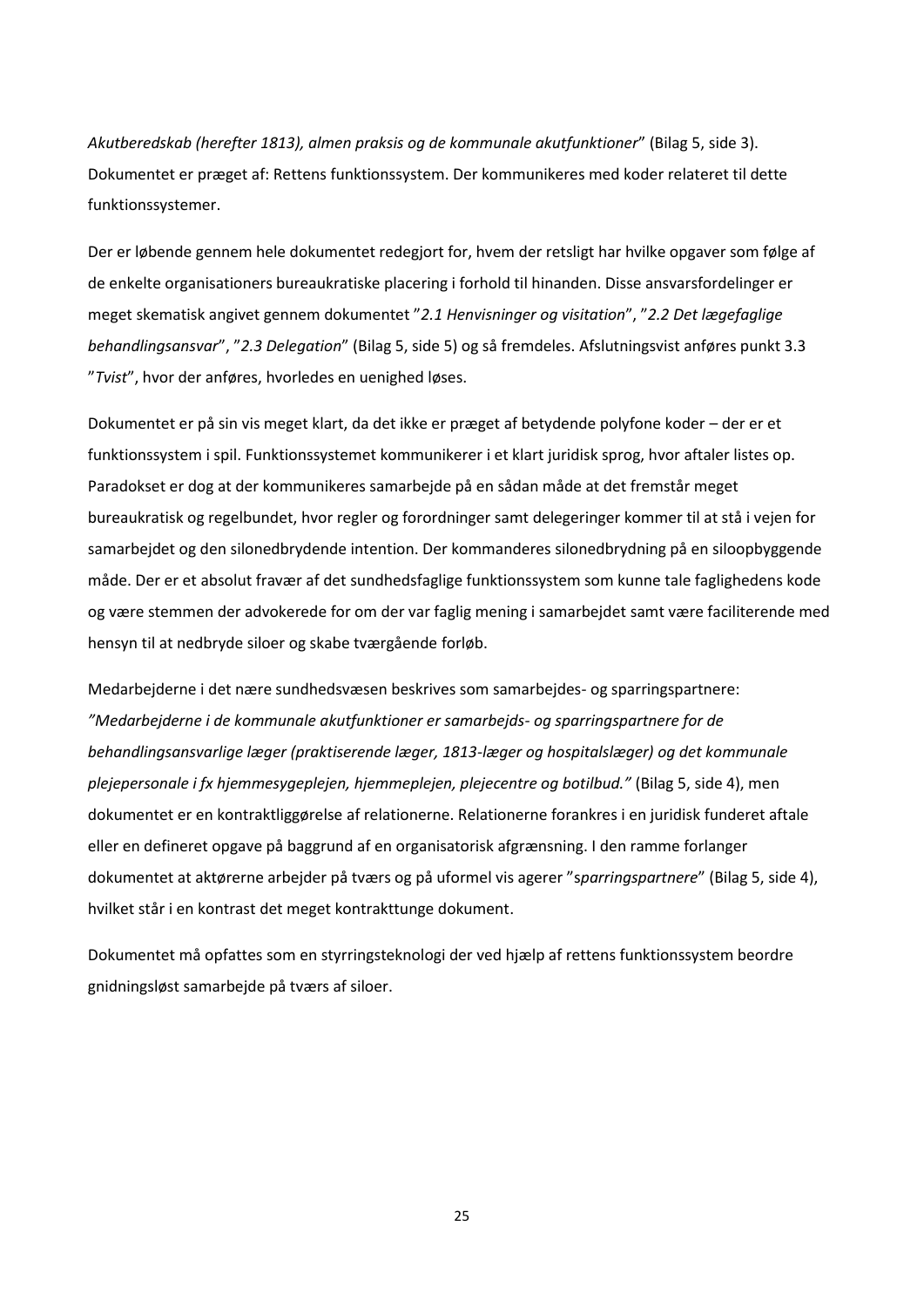*Akutberedskab (herefter 1813), almen praksis og de kommunale akutfunktioner*" (Bilag 5, side 3). Dokumentet er præget af: Rettens funktionssystem. Der kommunikeres med koder relateret til dette funktionssystemer.

Der er løbende gennem hele dokumentet redegjort for, hvem der retsligt har hvilke opgaver som følge af de enkelte organisationers bureaukratiske placering i forhold til hinanden. Disse ansvarsfordelinger er meget skematisk angivet gennem dokumentet "*2.1 Henvisninger og visitation*", "*2.2 Det lægefaglige behandlingsansvar*", "*2.3 Delegation*" (Bilag 5, side 5) og så fremdeles. Afslutningsvist anføres punkt 3.3 "*Tvist*", hvor der anføres, hvorledes en uenighed løses.

Dokumentet er på sin vis meget klart, da det ikke er præget af betydende polyfone koder – der er et funktionssystem i spil. Funktionssystemet kommunikerer i et klart juridisk sprog, hvor aftaler listes op. Paradokset er dog at der kommunikeres samarbejde på en sådan måde at det fremstår meget bureaukratisk og regelbundet, hvor regler og forordninger samt delegeringer kommer til at stå i vejen for samarbejdet og den silonedbrydende intention. Der kommanderes silonedbrydning på en siloopbyggende måde. Der er et absolut fravær af det sundhedsfaglige funktionssystem som kunne tale faglighedens kode og være stemmen der advokerede for om der var faglig mening i samarbejdet samt være faciliterende med hensyn til at nedbryde siloer og skabe tværgående forløb.

Medarbejderne i det nære sundhedsvæsen beskrives som samarbejdes- og sparringspartnere: *"Medarbejderne i de kommunale akutfunktioner er samarbejds- og sparringspartnere for de behandlingsansvarlige læger (praktiserende læger, 1813-læger og hospitalslæger) og det kommunale plejepersonale i fx hjemmesygeplejen, hjemmeplejen, plejecentre og botilbud."* (Bilag 5, side 4), men dokumentet er en kontraktliggørelse af relationerne. Relationerne forankres i en juridisk funderet aftale eller en defineret opgave på baggrund af en organisatorisk afgrænsning. I den ramme forlanger dokumentet at aktørerne arbejder på tværs og på uformel vis agerer "*sparringspartnere*" (Bilag 5, side 4), hvilket står i en kontrast det meget kontrakttunge dokument.

Dokumentet må opfattes som en styrringsteknologi der ved hjælp af rettens funktionssystem beordre gnidningsløst samarbejde på tværs af siloer.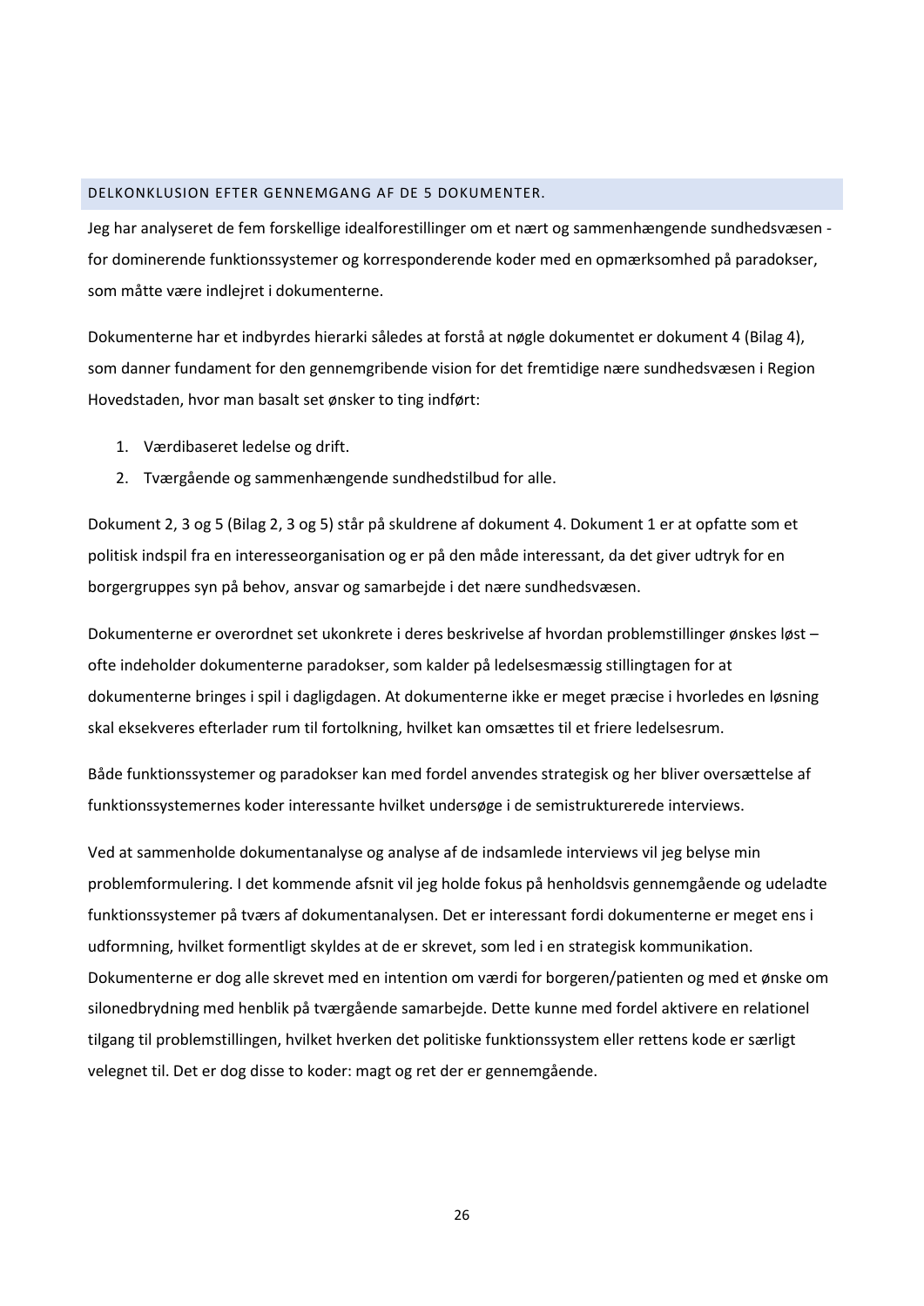### DELKONKLUSION EFTER GENNEMGANG AF DE 5 DOKUMENTER.

Jeg har analyseret de fem forskellige idealforestillinger om et nært og sammenhængende sundhedsvæsen - for dominerende funktionssystemer og korresponderende koder med en opmærksomhed på paradokser, som måtte være indlejret i dokumenterne.

Dokumenterne har et indbyrdes hierarki således at forstå at nøgle dokumentet er dokument 4 (Bilag 4), som danner fundament for den gennemgribende vision for det fremtidige nære sundhedsvæsen i Region Hovedstaden, hvor man basalt set ønsker to ting indført:

1. Værdibaseret ledelse og drift.
2. Tværgående og sammenhængende sundhedstilbud for alle.

Dokument 2, 3 og 5 (Bilag 2, 3 og 5) står på skuldrene af dokument 4. Dokument 1 er at opfatte som et politisk indspil fra en interesseorganisation og er på den måde interessant, da det giver udtryk for en borgergruppes syn på behov, ansvar og samarbejde i det nære sundhedsvæsen.

Dokumenterne er overordnet set ukonkrete i deres beskrivelse af hvordan problemstillinger ønskes løst – ofte indeholder dokumenterne paradokser, som kalder på ledelsesmæssig stillingtagen for at dokumenterne bringes i spil i dagligdagen. At dokumenterne ikke er meget præcise i hvorledes en løsning skal eksekveres efterlader rum til fortolkning, hvilket kan omsættes til et friere ledelsesrum.

Både funktionssystemer og paradokser kan med fordel anvendes strategisk og her bliver oversættelse af funktionssystemernes koder interessante hvilket undersøge i de semistrukturerede interviews.

Ved at sammenholde dokumentanalyse og analyse af de indsamlede interviews vil jeg belyse min problemformulering. I det kommende afsnit vil jeg holde fokus på henholdsvis gennemgående og udeladte funktionssystemer på tværs af dokumentanalysen. Det er interessant fordi dokumenterne er meget ens i udformning, hvilket formentligt skyldes at de er skrevet, som led i en strategisk kommunikation. Dokumenterne er dog alle skrevet med en intention om værdi for borgeren/patienten og med et ønske om silonedbrydning med henblik på tværgående samarbejde. Dette kunne med fordel aktivere en relationel tilgang til problemstillingen, hvilket hverken det politiske funktionssystem eller rettens kode er særligt velegnet til. Det er dog disse to koder: magt og ret der er gennemgående.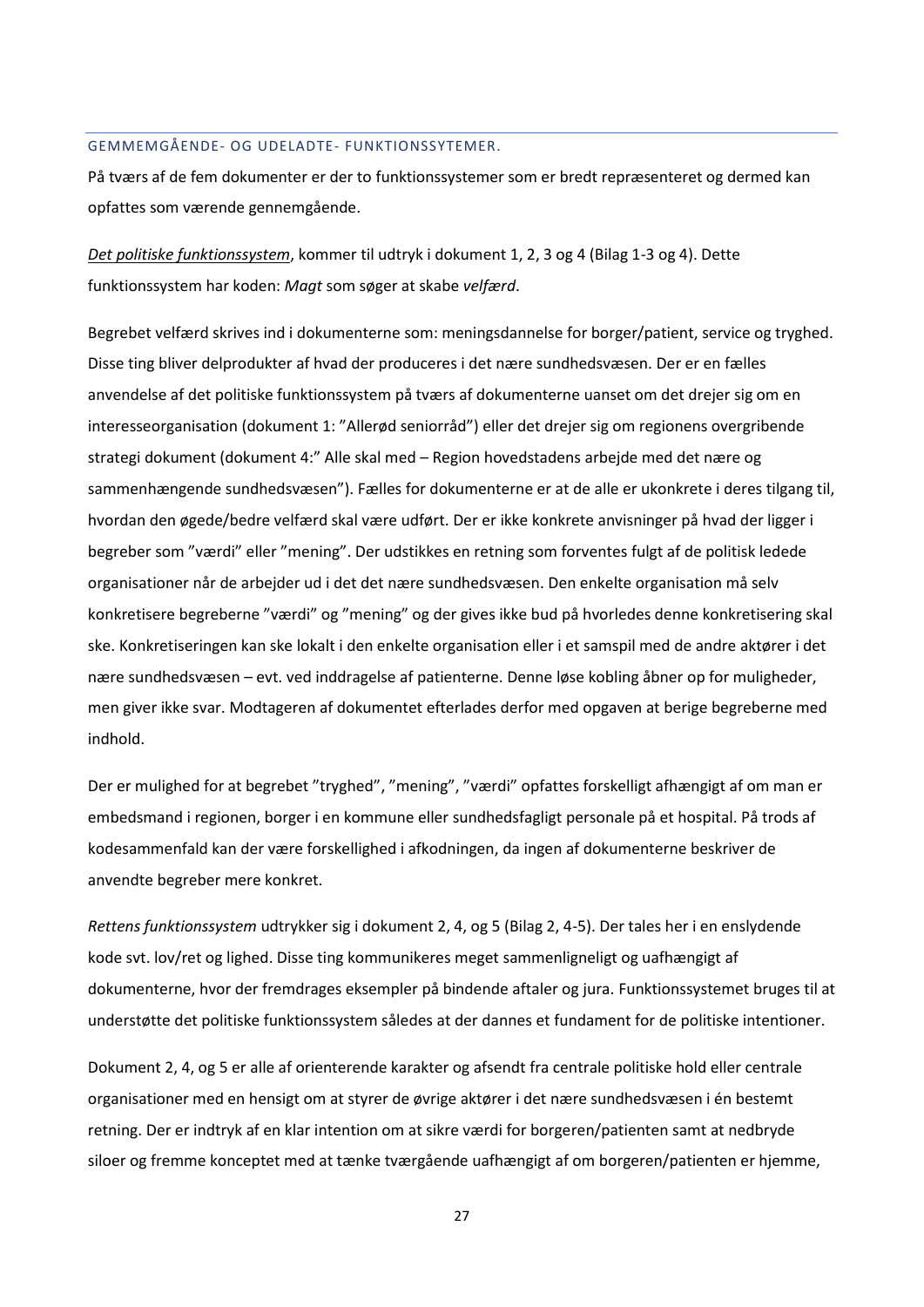## GEMMEMGÅENDE- OG UDELADTE- FUNKTIONSSYTEMER.

På tværs af de fem dokumenter er der to funktionssystemer som er bredt repræsenteret og dermed kan opfattes som værende gennemgående.

*Det politiske funktionssystem*, kommer til udtryk i dokument 1, 2, 3 og 4 (Bilag 1-3 og 4). Dette funktionssystem har koden: *Magt* som søger at skabe *velfærd*.

Begrebet velfærd skrives ind i dokumenterne som: meningsdannelse for borger/patient, service og tryghed. Disse ting bliver delprodukter af hvad der produceres i det nære sundhedsvæsen. Der er en fælles anvendelse af det politiske funktionssystem på tværs af dokumenterne uanset om det drejer sig om en interesseorganisation (dokument 1: "Allerød seniorråd") eller det drejer sig om regionens overgribende strategi dokument (dokument 4:" Alle skal med – Region hovedstadens arbejde med det nære og sammenhængende sundhedsvæsen"). Fælles for dokumenterne er at de alle er ukonkrete i deres tilgang til, hvordan den øgede/bedre velfærd skal være udført. Der er ikke konkrete anvisninger på hvad der ligger i begreber som "værdi" eller "mening". Der udstikkes en retning som forventes fulgt af de politisk ledede organisationer når de arbejder ud i det det nære sundhedsvæsen. Den enkelte organisation må selv konkretisere begreberne "værdi" og "mening" og der gives ikke bud på hvorledes denne konkretisering skal ske. Konkretiseringen kan ske lokalt i den enkelte organisation eller i et samspil med de andre aktører i det nære sundhedsvæsen – evt. ved inddragelse af patienterne. Denne løse kobling åbner op for muligheder, men giver ikke svar. Modtageren af dokumentet efterlades derfor med opgaven at berige begreberne med indhold.

Der er mulighed for at begrebet "tryghed", "mening", "værdi" opfattes forskelligt afhængigt af om man er embedsmand i regionen, borger i en kommune eller sundhedsfagligt personale på et hospital. På trods af kodesammenfald kan der være forskellighed i afkodningen, da ingen af dokumenterne beskriver de anvendte begreber mere konkret.

*Rettens funktionssystem* udtrykker sig i dokument 2, 4, og 5 (Bilag 2, 4-5). Der tales her i en enslydende kode svt. lov/ret og lighed. Disse ting kommunikeres meget sammenligneligt og uafhængigt af dokumenterne, hvor der fremdrages eksempler på bindende aftaler og jura. Funktionssystemet bruges til at understøtte det politiske funktionssystem således at der dannes et fundament for de politiske intentioner.

Dokument 2, 4, og 5 er alle af orienterende karakter og afsendt fra centrale politiske hold eller centrale organisationer med en hensigt om at styrer de øvrige aktører i det nære sundhedsvæsen i én bestemt retning. Der er indtryk af en klar intention om at sikre værdi for borgeren/patienten samt at nedbryde siloer og fremme konceptet med at tænke tværgående uafhængigt af om borgeren/patienten er hjemme,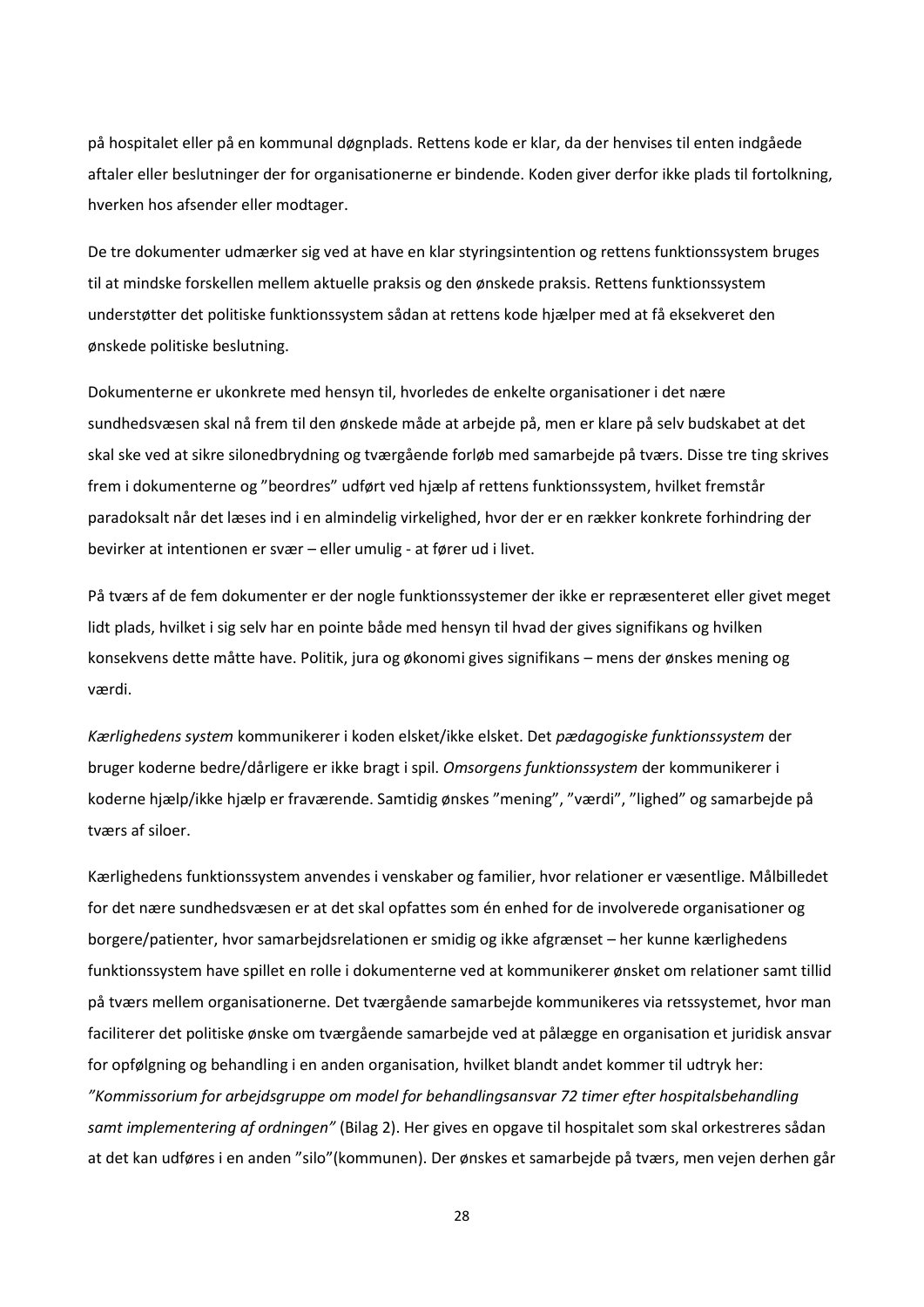på hospitalet eller på en kommunal døgnplads. Rettens kode er klar, da der henvises til enten indgåede aftaler eller beslutninger der for organisationerne er bindende. Koden giver derfor ikke plads til fortolkning, hverken hos afsender eller modtager.

De tre dokumenter udmærker sig ved at have en klar styringsintention og rettens funktionssystem bruges til at mindske forskellen mellem aktuelle praksis og den ønskede praksis. Rettens funktionssystem understøtter det politiske funktionssystem sådan at rettens kode hjælper med at få eksekveret den ønskede politiske beslutning.

Dokumenterne er ukonkrete med hensyn til, hvorledes de enkelte organisationer i det nære sundhedsvæsen skal nå frem til den ønskede måde at arbejde på, men er klare på selv budskabet at det skal ske ved at sikre silonedbrydning og tværgående forløb med samarbejde på tværs. Disse tre ting skrives frem i dokumenterne og "beordres" udført ved hjælp af rettens funktionssystem, hvilket fremstår paradoksalt når det læses ind i en almindelig virkelighed, hvor der er en række konkrete forhindring der bevirker at intentionen er svær – eller umulig - at fører ud i livet.

På tværs af de fem dokumenter er der nogle funktionssystemer der ikke er repræsenteret eller givet meget lidt plads, hvilket i sig selv har en pointe både med hensyn til hvad der gives signifikans og hvilken konsekvens dette måtte have. Politik, jura og økonomi gives signifikans – mens der ønskes mening og værdi.

*Kærlighedens system* kommunikerer i koden elsket/ikke elsket. Det *pædagogiske funktionssystem* der bruger koderne bedre/dårligere er ikke bragt i spil. *Omsorgens funktionssystem* der kommunikerer i koderne hjælp/ikke hjælp er fraværende. Samtidig ønskes "mening", "værdi", "lighed" og samarbejde på tværs af siloer.

Kærlighedens funktionssystem anvendes i venskaber og familier, hvor relationer er væsentlige. Målbilledet for det nære sundhedsvæsen er at det skal opfattes som én enhed for de involverede organisationer og borgere/patienter, hvor samarbejdsrelationen er smidig og ikke afgrænset – her kunne kærlighedens funktionssystem have spillet en rolle i dokumenterne ved at kommunikerer ønsket om relationer samt tillid på tværs mellem organisationerne. Det tværgående samarbejde kommunikeres via retssystemet, hvor man faciliterer det politiske ønske om tværgående samarbejde ved at pålægge en organisation et juridisk ansvar for opfølgning og behandling i en anden organisation, hvilket blandt andet kommer til udtryk her: *"Kommissorium for arbejdsgruppe om model for behandlingsansvar 72 timer efter hospitalsbehandling samt implementering af ordningen"* (Bilag 2). Her gives en opgave til hospitalet som skal orkestreres sådan at det kan udføres i en anden "silo"(kommunen). Der ønskes et samarbejde på tværs, men vejen derhen går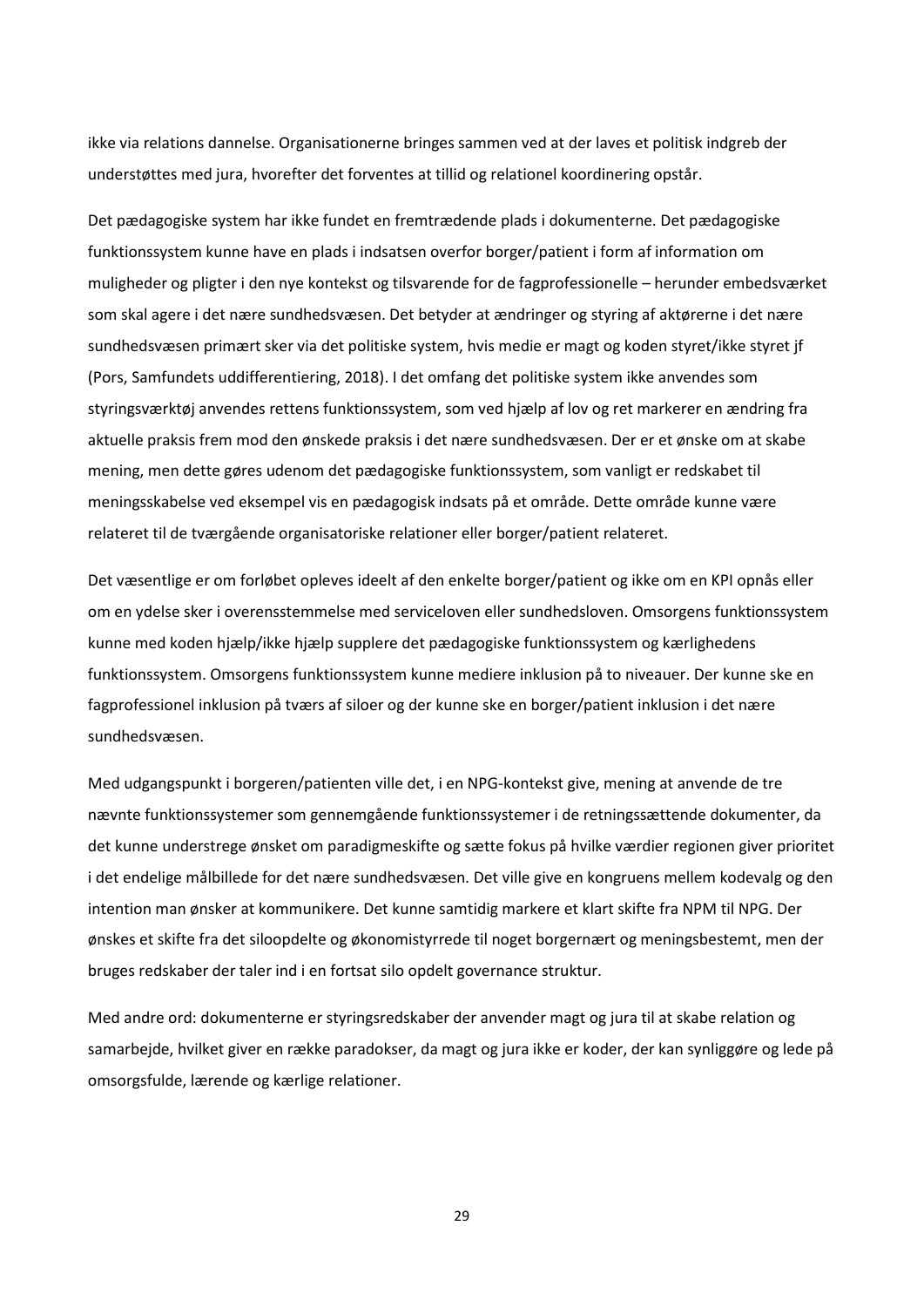ikke via relations dannelse. Organisationerne bringes sammen ved at der laves et politisk indgreb der understøttes med jura, hvorefter det forventes at tillid og relationel koordinering opstår.

Det pædagogiske system har ikke fundet en fremtrædende plads i dokumenterne. Det pædagogiske funktionssystem kunne have en plads i indsatsen overfor borger/patient i form af information om muligheder og pligter i den nye kontekst og tilsvarende for de fagprofessionelle – herunder embedsværket som skal agere i det nære sundhedsvæsen. Det betyder at ændringer og styring af aktørerne i det nære sundhedsvæsen primært sker via det politiske system, hvis medie er magt og koden styret/ikke styret jf (Pors, Samfundets uddifferentiering, 2018). I det omfang det politiske system ikke anvendes som styringsværktøj anvendes rettens funktionssystem, som ved hjælp af lov og ret markerer en ændring fra aktuelle praksis frem mod den ønskede praksis i det nære sundhedsvæsen. Der er et ønske om at skabe mening, men dette gøres udenom det pædagogiske funktionssystem, som vanligt er redskabet til meningsskabelse ved eksempel vis en pædagogisk indsats på et område. Dette område kunne være relateret til de tværgående organisatoriske relationer eller borger/patient relateret.

Det væsentlige er om forløbet opleves ideelt af den enkelte borger/patient og ikke om en KPI opnås eller om en ydelse sker i overensstemmelse med serviceloven eller sundhedsloven. Omsorgens funktionssystem kunne med koden hjælp/ikke hjælp supplere det pædagogiske funktionssystem og kærlighedens funktionssystem. Omsorgens funktionssystem kunne mediere inklusion på to niveauer. Der kunne ske en fagprofessionel inklusion på tværs af siloer og der kunne ske en borger/patient inklusion i det nære sundhedsvæsen.

Med udgangspunkt i borgeren/patienten ville det, i en NPG-kontekst give, mening at anvende de tre nævnte funktionssystemer som gennemgående funktionssystemer i de retningssættende dokumenter, da det kunne understrege ønsket om paradigmeskifte og sætte fokus på hvilke værdier regionen giver prioritet i det endelige målbillede for det nære sundhedsvæsen. Det ville give en kongruens mellem kodevalg og den intention man ønsker at kommunikere. Det kunne samtidig markere et klart skifte fra NPM til NPG. Der ønskes et skifte fra det siloopdelte og økonomistyrrede til noget borgernært og meningsbestemt, men der bruges redskaber der taler ind i en fortsat silo opdelt governance struktur.

Med andre ord: dokumenterne er styringsredskaber der anvender magt og jura til at skabe relation og samarbejde, hvilket giver en række paradokser, da magt og jura ikke er koder, der kan synliggøre og lede på omsorgsfulde, lærende og kærlige relationer.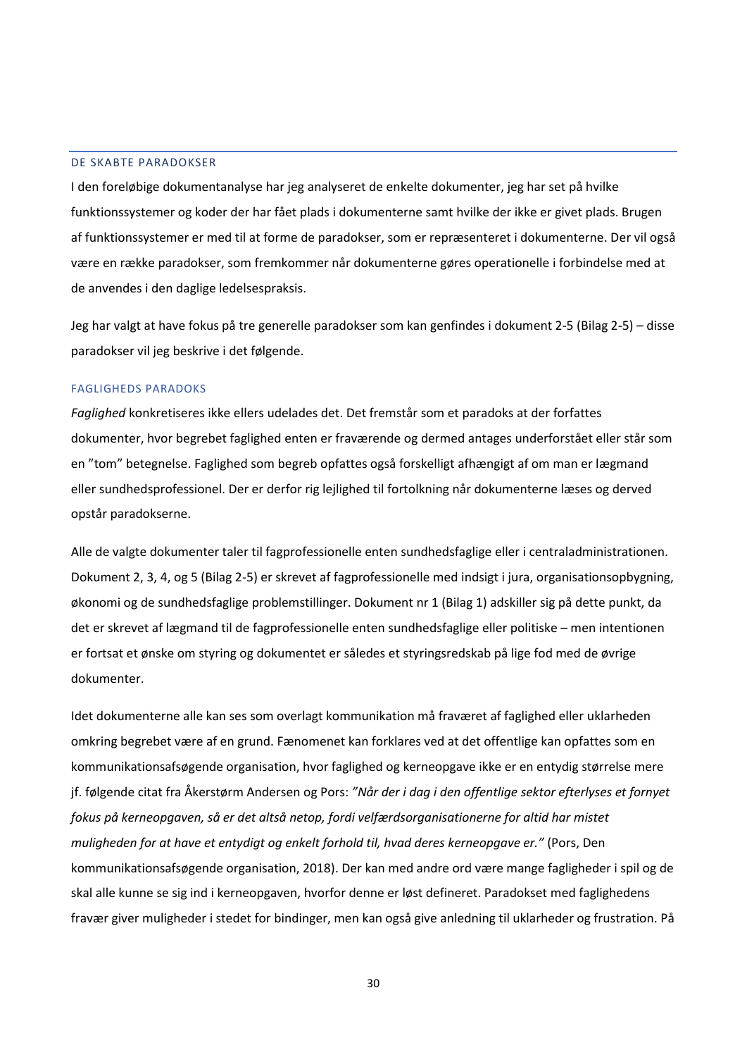## DE SKABTE PARADOKSER

I den foreløbige dokumentanalyse har jeg analyseret de enkelte dokumenter, jeg har set på hvilke funktionssystemer og koder der har fået plads i dokumenterne samt hvilke der ikke er givet plads. Brugen af funktionssystemer er med til at forme de paradokser, som er repræsenteret i dokumenterne. Der vil også være en række paradokser, som fremkommer når dokumenterne gøres operationelle i forbindelse med at de anvendes i den daglige ledelsespraksis.

Jeg har valgt at have fokus på tre generelle paradokser som kan genfindes i dokument 2-5 (Bilag 2-5) – disse paradokser vil jeg beskrive i det følgende.

### FAGLIGHEDS PARADOKS

*Faglighed* konkretiseres ikke ellers udelades det. Det fremstår som et paradoks at der forfattes dokumenter, hvor begrebet faglighed enten er fraværende og dermed antages underforstået eller står som en "tom" betegnelse. Faglighed som begreb opfattes også forskelligt afhængigt af om man er lægmand eller sundhedsprofessionel. Der er derfor rig lejlighed til fortolkning når dokumenterne læses og derved opstår paradokserne.

Alle de valgte dokumenter taler til fagprofessionelle enten sundhedsfaglige eller i centraladministrationen. Dokument 2, 3, 4, og 5 (Bilag 2-5) er skrevet af fagprofessionelle med indsigt i jura, organisationsopbygning, økonomi og de sundhedsfaglige problemstillinger. Dokument nr 1 (Bilag 1) adskiller sig på dette punkt, da det er skrevet af lægmand til de fagprofessionelle enten sundhedsfaglige eller politiske – men intentionen er fortsat et ønske om styring og dokumentet er således et styringsredskab på lige fod med de øvrige dokumenter.

Idet dokumenterne alle kan ses som overlagt kommunikation må fraværet af faglighed eller uklarheden omkring begrebet være af en grund. Fænomenet kan forklares ved at det offentlige kan opfattes som en kommunikationsafsøgende organisation, hvor faglighed og kerneopgave ikke er en entydig størrelse mere jf. følgende citat fra Åkerstørm Andersen og Pors: *"Når der i dag i den offentlige sektor efterlyses et fornyet fokus på kerneopgaven, så er det altså netop, fordi velfærdsorganisationerne for altid har mistet muligheden for at have et entydigt og enkelt forhold til, hvad deres kerneopgave er."* (Pors, Den kommunikationsafsøgende organisation, 2018). Der kan med andre ord være mange fagligheder i spil og de skal alle kunne se sig ind i kerneopgaven, hvorfor denne er løst defineret. Paradokset med faglighedens fravær giver muligheder i stedet for bindinger, men kan også give anledning til uklarheder og frustration. På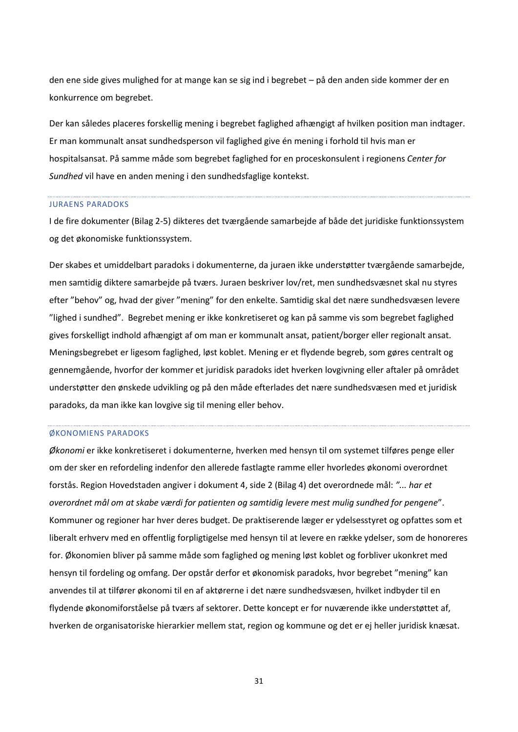den ene side gives mulighed for at mange kan se sig ind i begrebet – på den anden side kommer der en konkurrence om begrebet.

Der kan således placeres forskellig mening i begrebet faglighed afhængigt af hvilken position man indtager. Er man kommunalt ansat sundhedsperson vil faglighed give én mening i forhold til hvis man er hospitalsansat. På samme måde som begrebet faglighed for en proceskonsulent i regionens *Center for Sundhed* vil have en anden mening i den sundhedsfaglige kontekst.

### JURAENS PARADOKS

I de fire dokumenter (Bilag 2-5) dikteres det tværgående samarbejde af både det juridiske funktionssystem og det økonomiske funktionssystem.

Der skabes et umiddelbart paradoks i dokumenterne, da juraen ikke understøtter tværgående samarbejde, men samtidig diktere samarbejde på tværs. Juraen beskriver lov/ret, men sundhedsvæsnet skal nu styres efter ”behov” og, hvad der giver ”mening” for den enkelte. Samtidig skal det nære sundhedsvæsen levere ”lighed i sundhed”.  Begrebet mening er ikke konkretiseret og kan på samme vis som begrebet faglighed gives forskelligt indhold afhængigt af om man er kommunalt ansat, patient/borger eller regionalt ansat. Meningsbegrebet er ligesom faglighed, løst koblet. Mening er et flydende begreb, som gøres centralt og gennemgående, hvorfor der kommer et juridisk paradoks idet hverken lovgivning eller aftaler på området understøtter den ønskede udvikling og på den måde efterlades det nære sundhedsvæsen med et juridisk paradoks, da man ikke kan lovgive sig til mening eller behov.

### ØKONOMIENS PARADOKS

*Økonomi* er ikke konkretiseret i dokumenterne, hverken med hensyn til om systemet tilføres penge eller om der sker en refordeling indenfor den allerede fastlagte ramme eller hvorledes økonomi overordnet forstås. Region Hovedstaden angiver i dokument 4, side 2 (Bilag 4) det overordnede mål: *”... har et overordnet mål om at skabe værdi for patienten og samtidig levere mest mulig sundhed for pengene*”. Kommuner og regioner har hver deres budget. De praktiserende læger er ydelsesstyret og opfattes som et liberalt erhverv med en offentlig forpligtigelse med hensyn til at levere en række ydelser, som de honoreres for. Økonomien bliver på samme måde som faglighed og mening løst koblet og forbliver ukonkret med hensyn til fordeling og omfang. Der opstår derfor et økonomisk paradoks, hvor begrebet ”mening” kan anvendes til at tilfører økonomi til en af aktørerne i det nære sundhedsvæsen, hvilket indbyder til en flydende økonomiforståelse på tværs af sektorer. Dette koncept er for nuværende ikke understøttet af, hverken de organisatoriske hierarkier mellem stat, region og kommune og det er ej heller juridisk knæsat.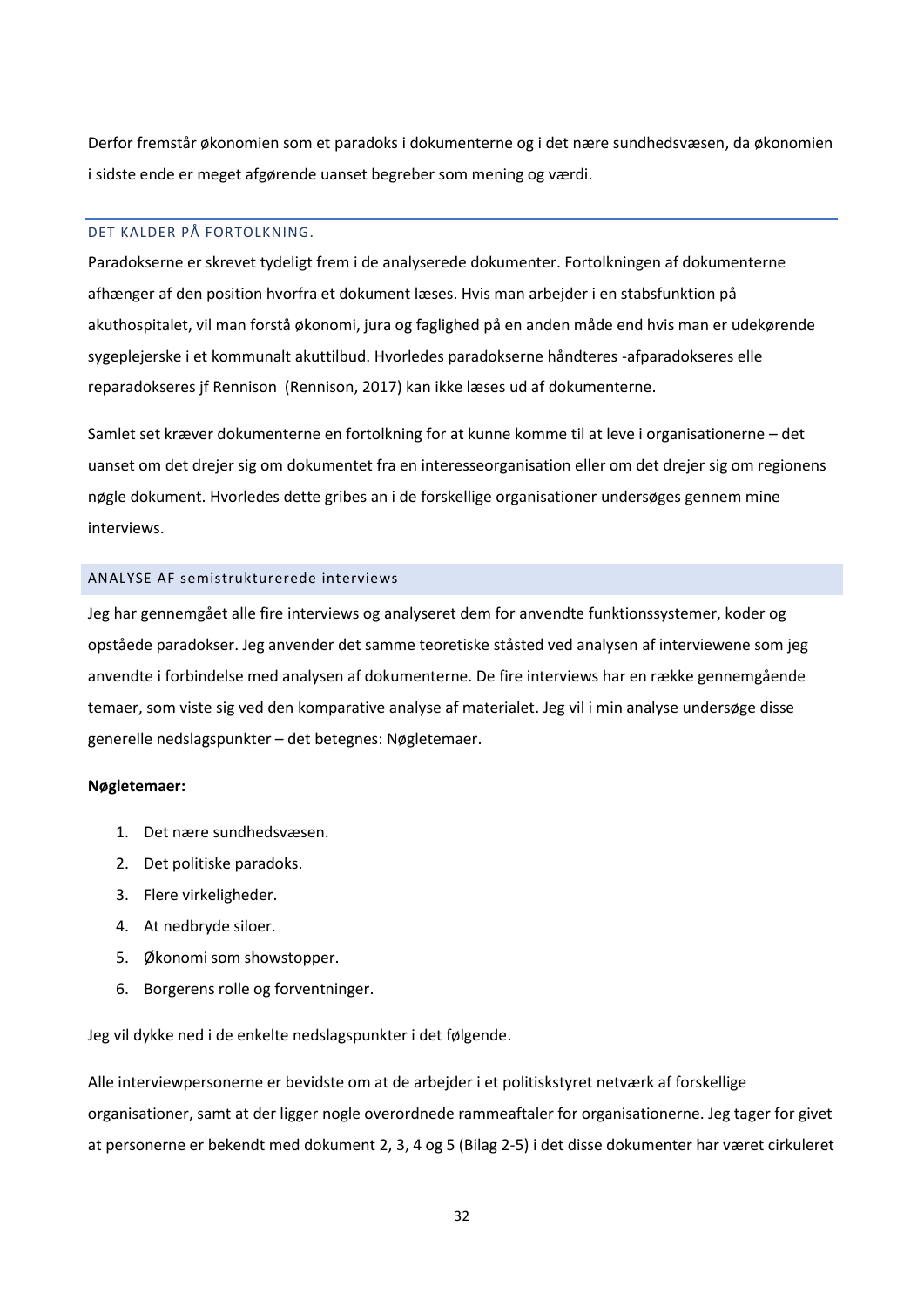Derfor fremstår økonomien som et paradoks i dokumenterne og i det nære sundhedsvæsen, da økonomien i sidste ende er meget afgørende uanset begreber som mening og værdi.

### DET KALDER PÅ FORTOLKNING.

Paradokserne er skrevet tydeligt frem i de analyserede dokumenter. Fortolkningen af dokumenterne afhænger af den position hvorfra et dokument læses. Hvis man arbejder i en stabsfunktion på akuthospitalet, vil man forstå økonomi, jura og faglighed på en anden måde end hvis man er udekørende sygeplejerske i et kommunalt akuttilbud. Hvorledes paradokserne håndteres -afparadokseres elle reparadokseres jf Rennison  (Rennison, 2017) kan ikke læses ud af dokumenterne.

Samlet set kræver dokumenterne en fortolkning for at kunne komme til at leve i organisationerne – det uanset om det drejer sig om dokumentet fra en interesseorganisation eller om det drejer sig om regionens nøgle dokument. Hvorledes dette gribes an i de forskellige organisationer undersøges gennem mine interviews.

## ANALYSE AF semistrukturerede interviews

Jeg har gennemgået alle fire interviews og analyseret dem for anvendte funktionssystemer, koder og opståede paradokser. Jeg anvender det samme teoretiske ståsted ved analysen af interviewene som jeg anvendte i forbindelse med analysen af dokumenterne. De fire interviews har en række gennemgående temaer, som viste sig ved den komparative analyse af materialet. Jeg vil i min analyse undersøge disse generelle nedslagspunkter – det betegnes: Nøgletemaer.

**Nøgletemaer:**

1. Det nære sundhedsvæsen.
2. Det politiske paradoks.
3. Flere virkeligheder.
4. At nedbryde siloer.
5. Økonomi som showstopper.
6. Borgerens rolle og forventninger.

Jeg vil dykke ned i de enkelte nedslagspunkter i det følgende.

Alle interviewpersonerne er bevidste om at de arbejder i et politiskstyret netværk af forskellige organisationer, samt at der ligger nogle overordnede rammeaftaler for organisationerne. Jeg tager for givet at personerne er bekendt med dokument 2, 3, 4 og 5 (Bilag 2-5) i det disse dokumenter har været cirkuleret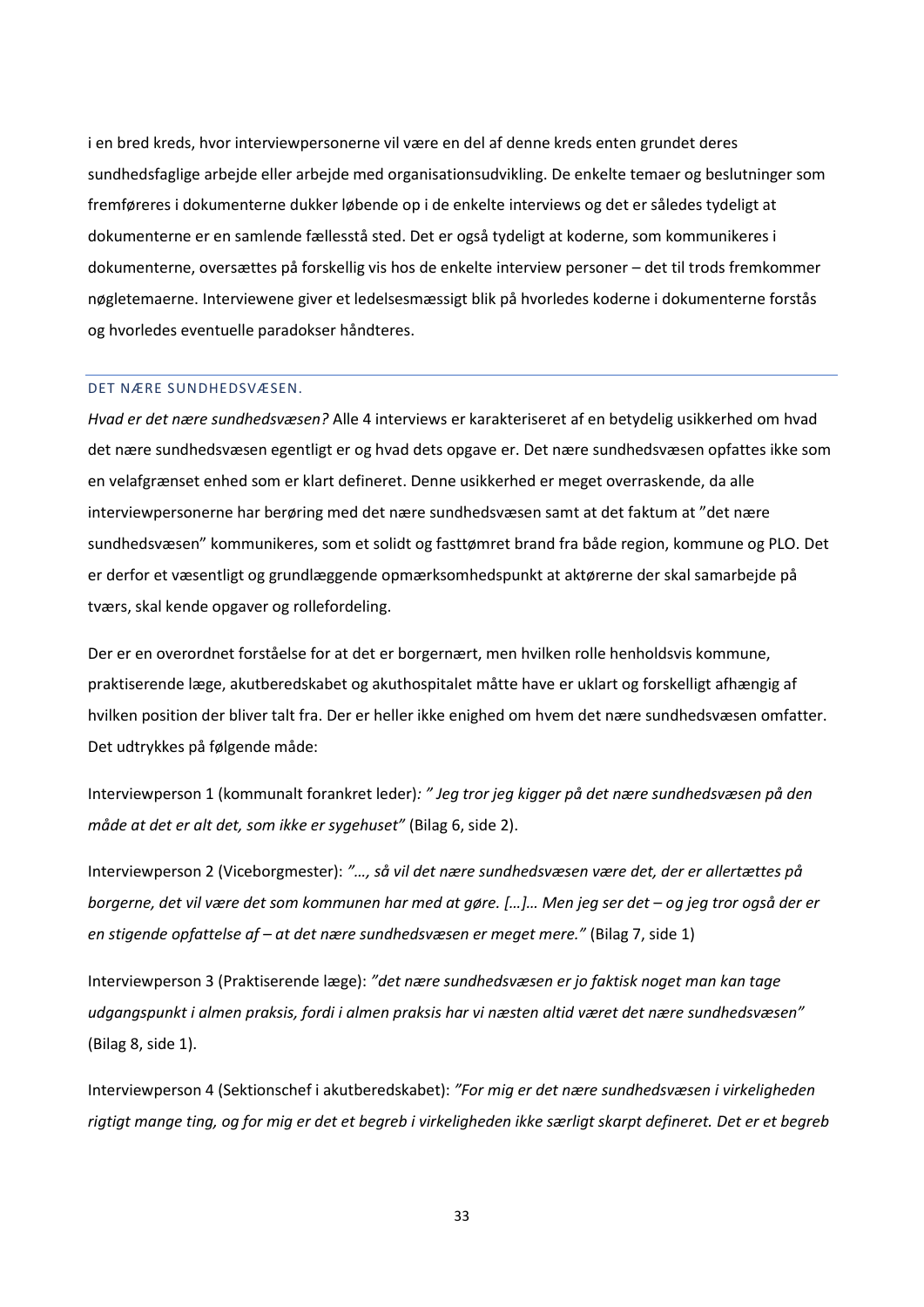i en bred kreds, hvor interviewpersonerne vil være en del af denne kreds enten grundet deres sundhedsfaglige arbejde eller arbejde med organisationsudvikling. De enkelte temaer og beslutninger som fremføreres i dokumenterne dukker løbende op i de enkelte interviews og det er således tydeligt at dokumenterne er en samlende fællesstå sted. Det er også tydeligt at koderne, som kommunikeres i dokumenterne, oversættes på forskellig vis hos de enkelte interview personer – det til trods fremkommer nøgletemaerne. Interviewene giver et ledelsesmæssigt blik på hvorledes koderne i dokumenterne forstås og hvorledes eventuelle paradokser håndteres.

## DET NÆRE SUNDHEDSVÆSEN.

*Hvad er det nære sundhedsvæsen?* Alle 4 interviews er karakteriseret af en betydelig usikkerhed om hvad det nære sundhedsvæsen egentligt er og hvad dets opgave er. Det nære sundhedsvæsen opfattes ikke som en velafgrænset enhed som er klart defineret. Denne usikkerhed er meget overraskende, da alle interviewpersonerne har berøring med det nære sundhedsvæsen samt at det faktum at "det nære sundhedsvæsen" kommunikeres, som et solidt og fasttømret brand fra både region, kommune og PLO. Det er derfor et væsentligt og grundlæggende opmærksomhedspunkt at aktørerne der skal samarbejde på tværs, skal kende opgaver og rollefordeling.

Der er en overordnet forståelse for at det er borgernært, men hvilken rolle henholdsvis kommune, praktiserende læge, akutberedskabet og akuthospitalet måtte have er uklart og forskelligt afhængig af hvilken position der bliver talt fra. Der er heller ikke enighed om hvem det nære sundhedsvæsen omfatter. Det udtrykkes på følgende måde:

Interviewperson 1 (kommunalt forankret leder)*: " Jeg tror jeg kigger på det nære sundhedsvæsen på den måde at det er alt det, som ikke er sygehuset"* (Bilag 6, side 2).

Interviewperson 2 (Viceborgmester): *"…, så vil det nære sundhedsvæsen være det, der er allertættes på borgerne, det vil være det som kommunen har med at gøre. […]… Men jeg ser det – og jeg tror også der er en stigende opfattelse af – at det nære sundhedsvæsen er meget mere."* (Bilag 7, side 1)

Interviewperson 3 (Praktiserende læge): *"det nære sundhedsvæsen er jo faktisk noget man kan tage udgangspunkt i almen praksis, fordi i almen praksis har vi næsten altid været det nære sundhedsvæsen"* (Bilag 8, side 1).

Interviewperson 4 (Sektionschef i akutberedskabet): *"For mig er det nære sundhedsvæsen i virkeligheden rigtigt mange ting, og for mig er det et begreb i virkeligheden ikke særligt skarpt defineret. Det er et begreb*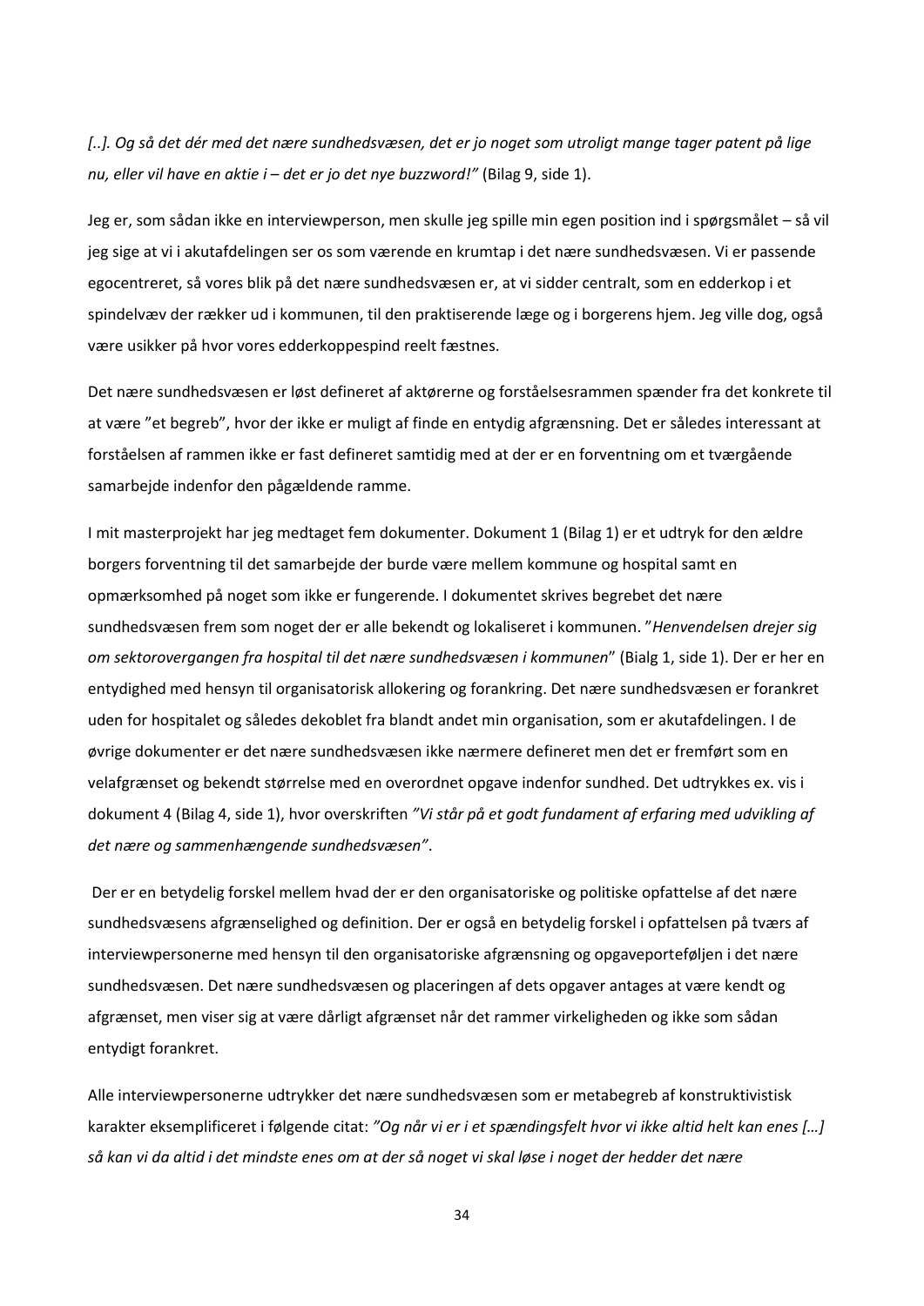*[..]. Og så det dér med det nære sundhedsvæsen, det er jo noget som utroligt mange tager patent på lige nu, eller vil have en aktie i – det er jo det nye buzzword!"* (Bilag 9, side 1).

Jeg er, som sådan ikke en interviewperson, men skulle jeg spille min egen position ind i spørgsmålet – så vil jeg sige at vi i akutafdelingen ser os som værende en krumtap i det nære sundhedsvæsen. Vi er passende egocentreret, så vores blik på det nære sundhedsvæsen er, at vi sidder centralt, som en edderkop i et spindelvæv der rækker ud i kommunen, til den praktiserende læge og i borgerens hjem. Jeg ville dog, også være usikker på hvor vores edderkoppespind reelt fæstnes.

Det nære sundhedsvæsen er løst defineret af aktørerne og forståelsesrammen spænder fra det konkrete til at være "et begreb", hvor der ikke er muligt af finde en entydig afgrænsning. Det er således interessant at forståelsen af rammen ikke er fast defineret samtidig med at der er en forventning om et tværgående samarbejde indenfor den pågældende ramme.

I mit masterprojekt har jeg medtaget fem dokumenter. Dokument 1 (Bilag 1) er et udtryk for den ældre borgers forventning til det samarbejde der burde være mellem kommune og hospital samt en opmærksomhed på noget som ikke er fungerende. I dokumentet skrives begrebet det nære sundhedsvæsen frem som noget der er alle bekendt og lokaliseret i kommunen. "*Henvendelsen drejer sig om sektorovergangen fra hospital til det nære sundhedsvæsen i kommunen*" (Bialg 1, side 1). Der er her en entydighed med hensyn til organisatorisk allokering og forankring. Det nære sundhedsvæsen er forankret uden for hospitalet og således dekoblet fra blandt andet min organisation, som er akutafdelingen. I de øvrige dokumenter er det nære sundhedsvæsen ikke nærmere defineret men det er fremført som en velafgrænset og bekendt størrelse med en overordnet opgave indenfor sundhed. Det udtrykkes ex. vis i dokument 4 (Bilag 4, side 1), hvor overskriften *"Vi står på et godt fundament af erfaring med udvikling af det nære og sammenhængende sundhedsvæsen"*.

Der er en betydelig forskel mellem hvad der er den organisatoriske og politiske opfattelse af det nære sundhedsvæsens afgrænselighed og definition. Der er også en betydelig forskel i opfattelsen på tværs af interviewpersonerne med hensyn til den organisatoriske afgrænsning og opgaveporteføljen i det nære sundhedsvæsen. Det nære sundhedsvæsen og placeringen af dets opgaver antages at være kendt og afgrænset, men viser sig at være dårligt afgrænset når det rammer virkeligheden og ikke som sådan entydigt forankret.

Alle interviewpersonerne udtrykker det nære sundhedsvæsen som er metabegreb af konstruktivistisk karakter eksemplificeret i følgende citat: *"Og når vi er i et spændingsfelt hvor vi ikke altid helt kan enes […] så kan vi da altid i det mindste enes om at der så noget vi skal løse i noget der hedder det nære*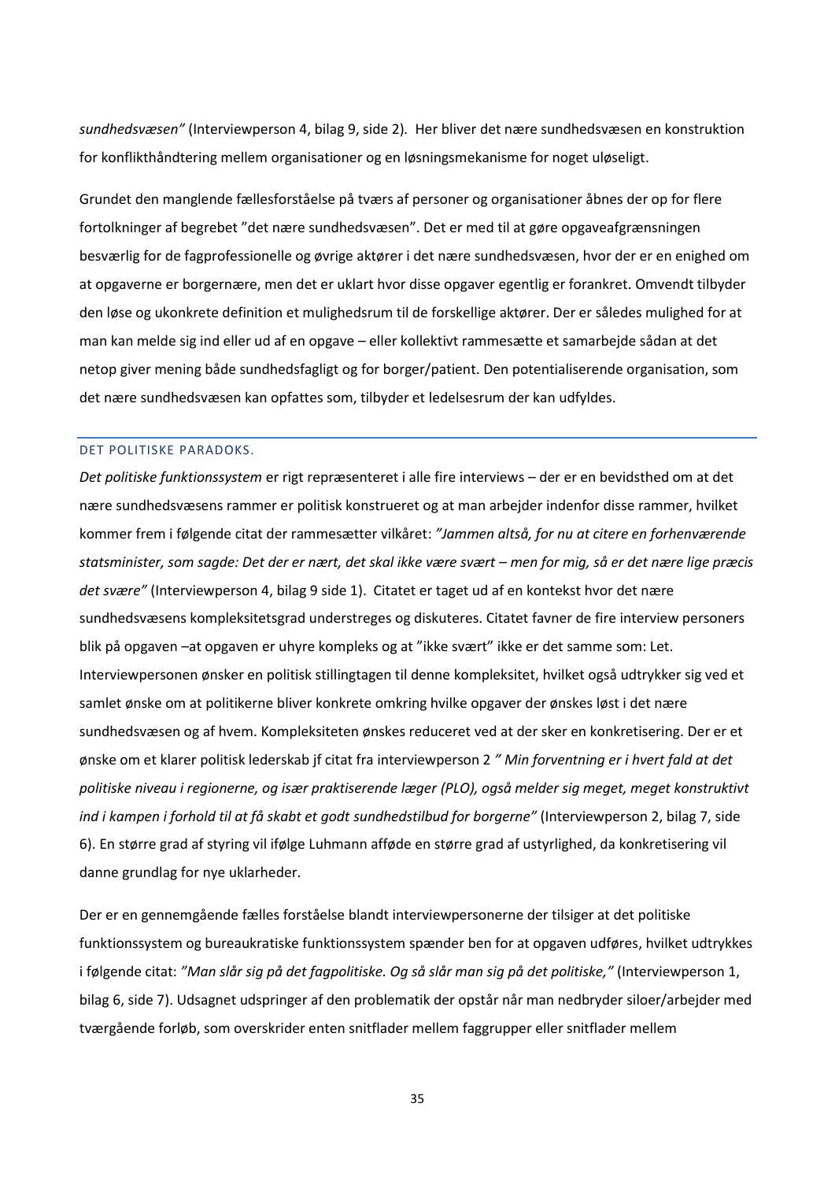*sundhedsvæsen"* (Interviewperson 4, bilag 9, side 2). Her bliver det nære sundhedsvæsen en konstruktion for konflikthåndtering mellem organisationer og en løsningsmekanisme for noget uløseligt.

Grundet den manglende fællesforståelse på tværs af personer og organisationer åbnes der op for flere fortolkninger af begrebet "det nære sundhedsvæsen". Det er med til at gøre opgaveafgrænsningen besværlig for de fagprofessionelle og øvrige aktører i det nære sundhedsvæsen, hvor der er en enighed om at opgaverne er borgernære, men det er uklart hvor disse opgaver egentlig er forankret. Omvendt tilbyder den løse og ukonkrete definition et mulighedsrum til de forskellige aktører. Der er således mulighed for at man kan melde sig ind eller ud af en opgave – eller kollektivt rammesætte et samarbejde sådan at det netop giver mening både sundhedsfagligt og for borger/patient. Den potentialiserende organisation, som det nære sundhedsvæsen kan opfattes som, tilbyder et ledelsesrum der kan udfyldes.

### DET POLITISKE PARADOKS.

*Det politiske funktionssystem* er rigt repræsenteret i alle fire interviews – der er en bevidsthed om at det nære sundhedsvæsens rammer er politisk konstrueret og at man arbejder indenfor disse rammer, hvilket kommer frem i følgende citat der rammesætter vilkåret: *"Jammen altså, for nu at citere en forhenværende statsminister, som sagde: Det der er nært, det skal ikke være svært – men for mig, så er det nære lige præcis det svære"* (Interviewperson 4, bilag 9 side 1). Citatet er taget ud af en kontekst hvor det nære sundhedsvæsens kompleksitetsgrad understreges og diskuteres. Citatet favner de fire interview personers blik på opgaven –at opgaven er uhyre kompleks og at "ikke svært" ikke er det samme som: Let. Interviewpersonen ønsker en politisk stillingtagen til denne kompleksitet, hvilket også udtrykker sig ved et samlet ønske om at politikerne bliver konkrete omkring hvilke opgaver der ønskes løst i det nære sundhedsvæsen og af hvem. Kompleksiteten ønskes reduceret ved at der sker en konkretisering. Der er et ønske om et klarer politisk lederskab jf citat fra interviewperson 2 *" Min forventning er i hvert fald at det politiske niveau i regionerne, og især praktiserende læger (PLO), også melder sig meget, meget konstruktivt ind i kampen i forhold til at få skabt et godt sundhedstilbud for borgerne"* (Interviewperson 2, bilag 7, side 6). En større grad af styring vil ifølge Luhmann afføde en større grad af ustyrlighed, da konkretisering vil danne grundlag for nye uklarheder.

Der er en gennemgående fælles forståelse blandt interviewpersonerne der tilsiger at det politiske funktionssystem og bureaukratiske funktionssystem spænder ben for at opgaven udføres, hvilket udtrykkes i følgende citat: *"Man slår sig på det fagpolitiske. Og så slår man sig på det politiske,"* (Interviewperson 1, bilag 6, side 7). Udsagnet udspringer af den problematik der opstår når man nedbryder siloer/arbejder med tværgående forløb, som overskrider enten snitflader mellem faggrupper eller snitflader mellem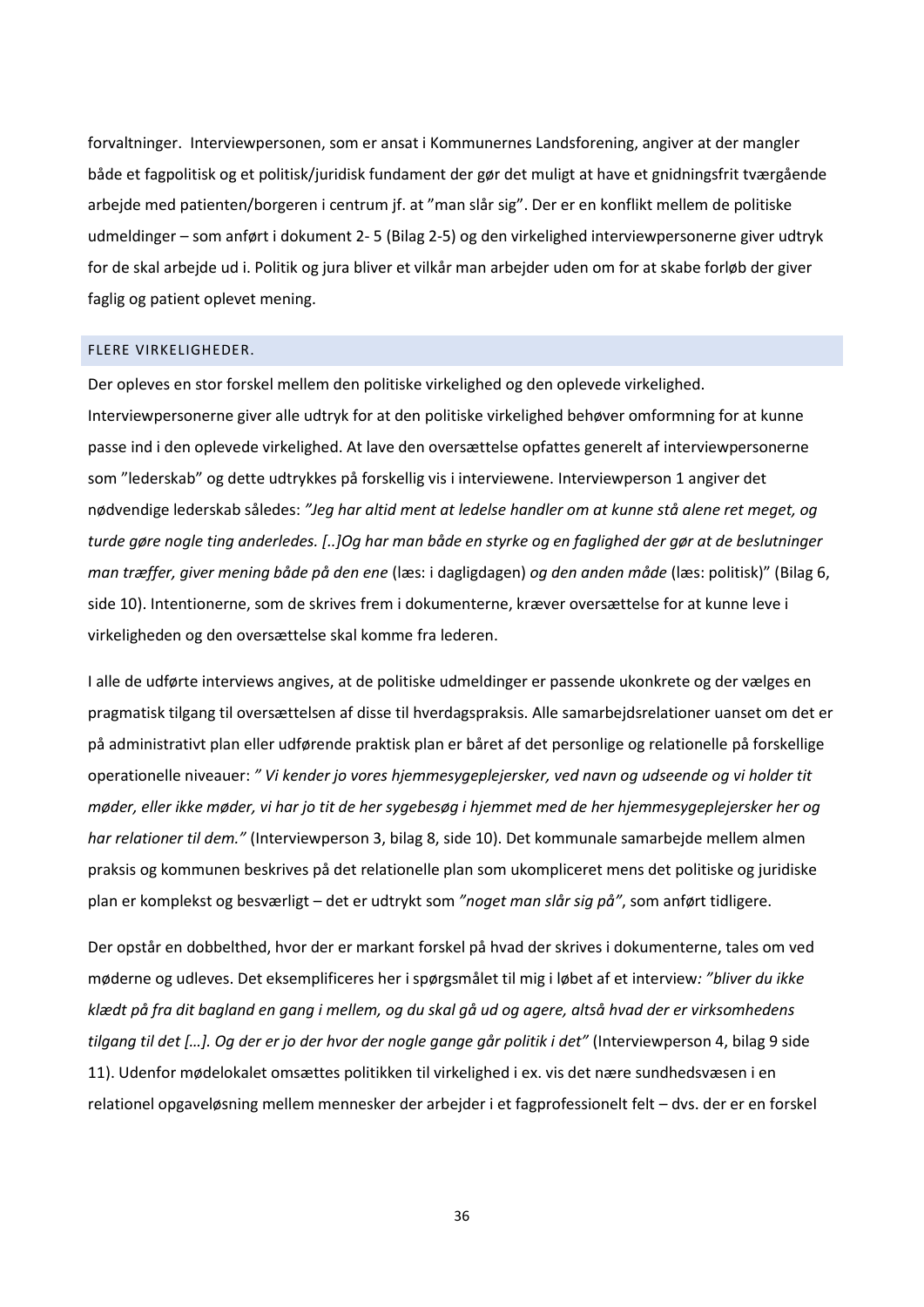forvaltninger. Interviewpersonen, som er ansat i Kommunernes Landsforening, angiver at der mangler både et fagpolitisk og et politisk/juridisk fundament der gør det muligt at have et gnidningsfrit tværgående arbejde med patienten/borgeren i centrum jf. at "man slår sig". Der er en konflikt mellem de politiske udmeldinger – som anført i dokument 2- 5 (Bilag 2-5) og den virkelighed interviewpersonerne giver udtryk for de skal arbejde ud i. Politik og jura bliver et vilkår man arbejder uden om for at skabe forløb der giver faglig og patient oplevet mening.

### FLERE VIRKELIGHEDER.

Der opleves en stor forskel mellem den politiske virkelighed og den oplevede virkelighed. Interviewpersonerne giver alle udtryk for at den politiske virkelighed behøver omformning for at kunne passe ind i den oplevede virkelighed. At lave den oversættelse opfattes generelt af interviewpersonerne som "lederskab" og dette udtrykkes på forskellig vis i interviewene. Interviewperson 1 angiver det nødvendige lederskab således: *"Jeg har altid ment at ledelse handler om at kunne stå alene ret meget, og turde gøre nogle ting anderledes. [..]Og har man både en styrke og en faglighed der gør at de beslutninger man træffer, giver mening både på den ene* (læs: i dagligdagen) *og den anden måde* (læs: politisk)" (Bilag 6, side 10). Intentionerne, som de skrives frem i dokumenterne, kræver oversættelse for at kunne leve i virkeligheden og den oversættelse skal komme fra lederen.

I alle de udførte interviews angives, at de politiske udmeldinger er passende ukonkrete og der vælges en pragmatisk tilgang til oversættelsen af disse til hverdagspraksis. Alle samarbejdsrelationer uanset om det er på administrativt plan eller udførende praktisk plan er båret af det personlige og relationelle på forskellige operationelle niveauer: *" Vi kender jo vores hjemmesygeplejersker, ved navn og udseende og vi holder tit møder, eller ikke møder, vi har jo tit de her sygebesøg i hjemmet med de her hjemmesygeplejersker her og har relationer til dem."* (Interviewperson 3, bilag 8, side 10). Det kommunale samarbejde mellem almen praksis og kommunen beskrives på det relationelle plan som ukompliceret mens det politiske og juridiske plan er komplekst og besværligt – det er udtrykt som *"noget man slår sig på"*, som anført tidligere.

Der opstår en dobbelthed, hvor der er markant forskel på hvad der skrives i dokumenterne, tales om ved møderne og udleves. Det eksemplificeres her i spørgsmålet til mig i løbet af et interview*: "bliver du ikke klædt på fra dit bagland en gang i mellem, og du skal gå ud og agere, altså hvad der er virksomhedens tilgang til det […]. Og der er jo der hvor der nogle gange går politik i det"* (Interviewperson 4, bilag 9 side 11). Udenfor mødelokalet omsættes politikken til virkelighed i ex. vis det nære sundhedsvæsen i en relationel opgaveløsning mellem mennesker der arbejder i et fagprofessionelt felt – dvs. der er en forskel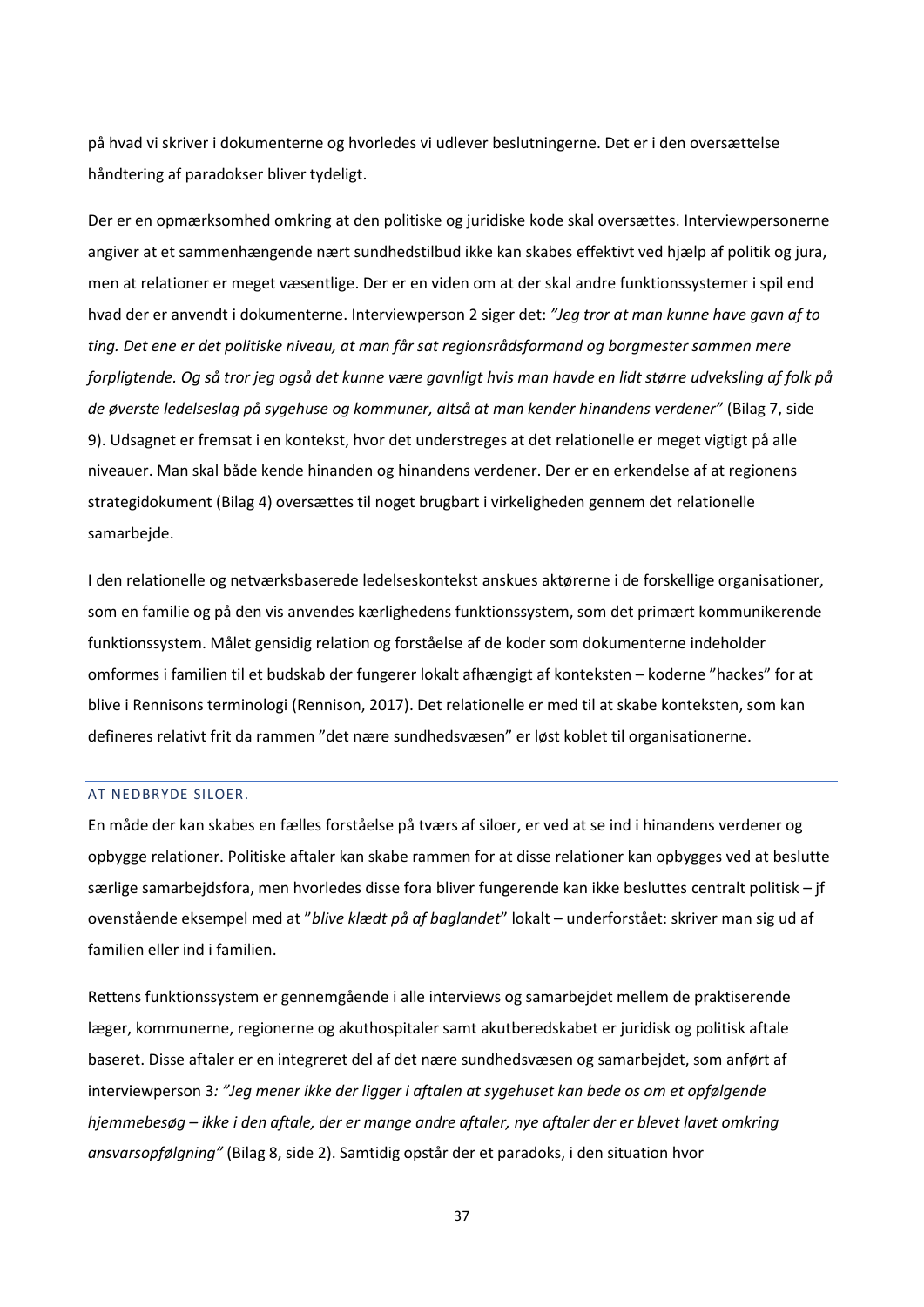på hvad vi skriver i dokumenterne og hvorledes vi udlever beslutningerne. Det er i den oversættelse håndtering af paradokser bliver tydeligt.

Der er en opmærksomhed omkring at den politiske og juridiske kode skal oversættes. Interviewpersonerne angiver at et sammenhængende nært sundhedstilbud ikke kan skabes effektivt ved hjælp af politik og jura, men at relationer er meget væsentlige. Der er en viden om at der skal andre funktionssystemer i spil end hvad der er anvendt i dokumenterne. Interviewperson 2 siger det: *"Jeg tror at man kunne have gavn af to ting. Det ene er det politiske niveau, at man får sat regionsrådsformand og borgmester sammen mere forpligtende. Og så tror jeg også det kunne være gavnligt hvis man havde en lidt større udveksling af folk på de øverste ledelseslag på sygehuse og kommuner, altså at man kender hinandens verdener"* (Bilag 7, side 9). Udsagnet er fremsat i en kontekst, hvor det understreges at det relationelle er meget vigtigt på alle niveauer. Man skal både kende hinanden og hinandens verdener. Der er en erkendelse af at regionens strategidokument (Bilag 4) oversættes til noget brugbart i virkeligheden gennem det relationelle samarbejde.

I den relationelle og netværksbaserede ledelseskontekst anskues aktørerne i de forskellige organisationer, som en familie og på den vis anvendes kærlighedens funktionssystem, som det primært kommunikerende funktionssystem. Målet gensidig relation og forståelse af de koder som dokumenterne indeholder omformes i familien til et budskab der fungerer lokalt afhængigt af konteksten – koderne "hackes" for at blive i Rennisons terminologi (Rennison, 2017). Det relationelle er med til at skabe konteksten, som kan defineres relativt frit da rammen "det nære sundhedsvæsen" er løst koblet til organisationerne.

### AT NEDBRYDE SILOER.

En måde der kan skabes en fælles forståelse på tværs af siloer, er ved at se ind i hinandens verdener og opbygge relationer. Politiske aftaler kan skabe rammen for at disse relationer kan opbygges ved at beslutte særlige samarbejdsfora, men hvorledes disse fora bliver fungerende kan ikke besluttes centralt politisk – jf ovenstående eksempel med at "*blive klædt på af baglandet*" lokalt – underforstået: skriver man sig ud af familien eller ind i familien.

Rettens funktionssystem er gennemgående i alle interviews og samarbejdet mellem de praktiserende læger, kommunerne, regionerne og akuthospitaler samt akutberedskabet er juridisk og politisk aftale baseret. Disse aftaler er en integreret del af det nære sundhedsvæsen og samarbejdet, som anført af interviewperson 3*: "Jeg mener ikke der ligger i aftalen at sygehuset kan bede os om et opfølgende hjemmebesøg – ikke i den aftale, der er mange andre aftaler, nye aftaler der er blevet lavet omkring ansvarsopfølgning"* (Bilag 8, side 2). Samtidig opstår der et paradoks, i den situation hvor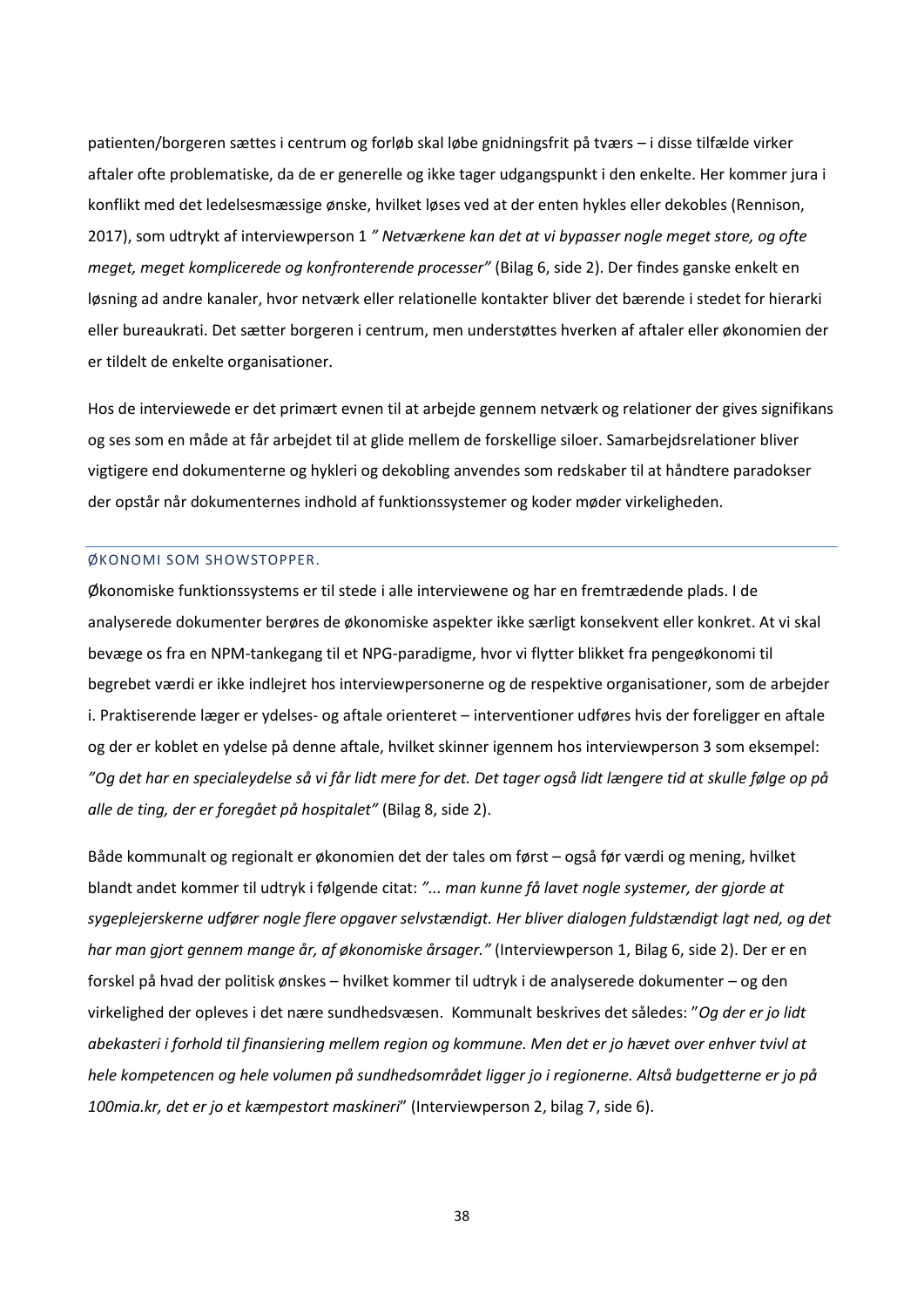patienten/borgeren sættes i centrum og forløb skal løbe gnidningsfrit på tværs – i disse tilfælde virker aftaler ofte problematiske, da de er generelle og ikke tager udgangspunkt i den enkelte. Her kommer jura i konflikt med det ledelsesmæssige ønske, hvilket løses ved at der enten hykles eller dekobles (Rennison, 2017), som udtrykt af interviewperson 1 *" Netværkene kan det at vi bypasser nogle meget store, og ofte meget, meget komplicerede og konfronterende processer"* (Bilag 6, side 2). Der findes ganske enkelt en løsning ad andre kanaler, hvor netværk eller relationelle kontakter bliver det bærende i stedet for hierarki eller bureaukrati. Det sætter borgeren i centrum, men understøttes hverken af aftaler eller økonomien der er tildelt de enkelte organisationer.

Hos de interviewede er det primært evnen til at arbejde gennem netværk og relationer der gives signifikans og ses som en måde at får arbejdet til at glide mellem de forskellige siloer. Samarbejdsrelationer bliver vigtigere end dokumenterne og hykleri og dekobling anvendes som redskaber til at håndtere paradokser der opstår når dokumenternes indhold af funktionssystemer og koder møder virkeligheden.

## ØKONOMI SOM SHOWSTOPPER.

Økonomiske funktionssystems er til stede i alle interviewene og har en fremtrædende plads. I de analyserede dokumenter berøres de økonomiske aspekter ikke særligt konsekvent eller konkret. At vi skal bevæge os fra en NPM-tankegang til et NPG-paradigme, hvor vi flytter blikket fra pengeøkonomi til begrebet værdi er ikke indlejret hos interviewpersonerne og de respektive organisationer, som de arbejder i. Praktiserende læger er ydelses- og aftale orienteret – interventioner udføres hvis der foreligger en aftale og der er koblet en ydelse på denne aftale, hvilket skinner igennem hos interviewperson 3 som eksempel: *"Og det har en specialeydelse så vi får lidt mere for det. Det tager også lidt længere tid at skulle følge op på alle de ting, der er foregået på hospitalet"* (Bilag 8, side 2).

Både kommunalt og regionalt er økonomien det der tales om først – også før værdi og mening, hvilket blandt andet kommer til udtryk i følgende citat: *"... man kunne få lavet nogle systemer, der gjorde at sygeplejerskerne udfører nogle flere opgaver selvstændigt. Her bliver dialogen fuldstændigt lagt ned, og det har man gjort gennem mange år, af økonomiske årsager."* (Interviewperson 1, Bilag 6, side 2). Der er en forskel på hvad der politisk ønskes – hvilket kommer til udtryk i de analyserede dokumenter – og den virkelighed der opleves i det nære sundhedsvæsen. Kommunalt beskrives det således: "*Og der er jo lidt abekasteri i forhold til finansiering mellem region og kommune. Men det er jo hævet over enhver tvivl at hele kompetencen og hele volumen på sundhedsområdet ligger jo i regionerne. Altså budgetterne er jo på 100mia.kr, det er jo et kæmpestort maskineri*" (Interviewperson 2, bilag 7, side 6).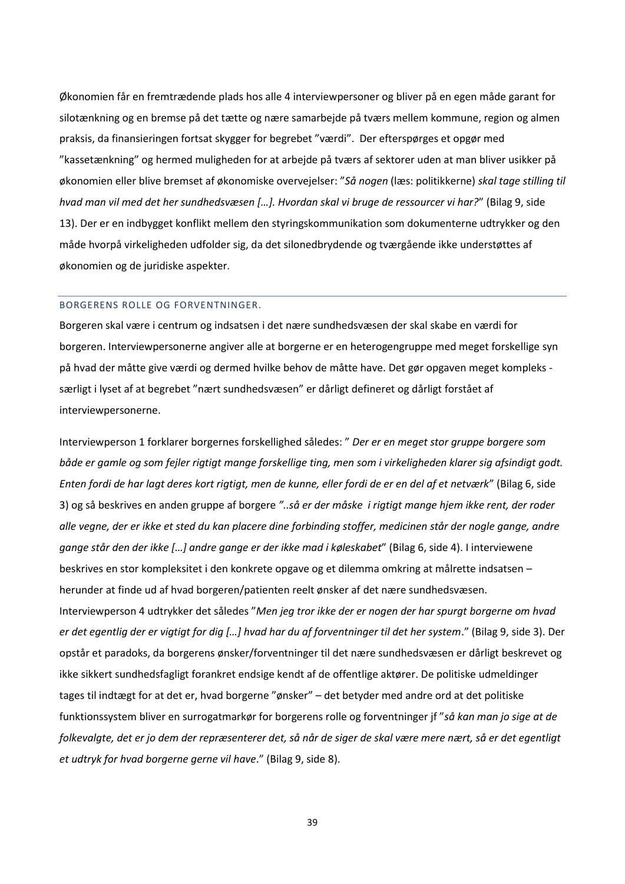Økonomien får en fremtrædende plads hos alle 4 interviewpersoner og bliver på en egen måde garant for silotænkning og en bremse på det tætte og nære samarbejde på tværs mellem kommune, region og almen praksis, da finansieringen fortsat skygger for begrebet "værdi". Der efterspørges et opgør med "kassetænkning" og hermed muligheden for at arbejde på tværs af sektorer uden at man bliver usikker på økonomien eller blive bremset af økonomiske overvejelser: "*Så nogen* (læs: politikkerne) *skal tage stilling til hvad man vil med det her sundhedsvæsen […]. Hvordan skal vi bruge de ressourcer vi har?*" (Bilag 9, side 13). Der er en indbygget konflikt mellem den styringskommunikation som dokumenterne udtrykker og den måde hvorpå virkeligheden udfolder sig, da det silonedbrydende og tværgående ikke understøttes af økonomien og de juridiske aspekter.

## BORGERENS ROLLE OG FORVENTNINGER.

Borgeren skal være i centrum og indsatsen i det nære sundhedsvæsen der skal skabe en værdi for borgeren. Interviewpersonerne angiver alle at borgerne er en heterogengruppe med meget forskellige syn på hvad der måtte give værdi og dermed hvilke behov de måtte have. Det gør opgaven meget kompleks - særligt i lyset af at begrebet "nært sundhedsvæsen" er dårligt defineret og dårligt forstået af interviewpersonerne.

Interviewperson 1 forklarer borgernes forskellighed således: " *Der er en meget stor gruppe borgere som både er gamle og som fejler rigtigt mange forskellige ting, men som i virkeligheden klarer sig afsindigt godt. Enten fordi de har lagt deres kort rigtigt, men de kunne, eller fordi de er en del af et netværk*" (Bilag 6, side 3) og så beskrives en anden gruppe af borgere *"..så er der måske i rigtigt mange hjem ikke rent, der roder alle vegne, der er ikke et sted du kan placere dine forbinding stoffer, medicinen står der nogle gange, andre gange står den der ikke […] andre gange er der ikke mad i køleskabet*" (Bilag 6, side 4). I interviewene beskrives en stor kompleksitet i den konkrete opgave og et dilemma omkring at målrette indsatsen – herunder at finde ud af hvad borgeren/patienten reelt ønsker af det nære sundhedsvæsen. Interviewperson 4 udtrykker det således "*Men jeg tror ikke der er nogen der har spurgt borgerne om hvad er det egentlig der er vigtigt for dig […] hvad har du af forventninger til det her system*." (Bilag 9, side 3). Der opstår et paradoks, da borgerens ønsker/forventninger til det nære sundhedsvæsen er dårligt beskrevet og ikke sikkert sundhedsfagligt forankret endsige kendt af de offentlige aktører. De politiske udmeldinger tages til indtægt for at det er, hvad borgerne "ønsker" – det betyder med andre ord at det politiske funktionssystem bliver en surrogatmarkør for borgerens rolle og forventninger jf "*så kan man jo sige at de folkevalgte, det er jo dem der repræsenterer det, så når de siger de skal være mere nært, så er det egentligt et udtryk for hvad borgerne gerne vil have*." (Bilag 9, side 8).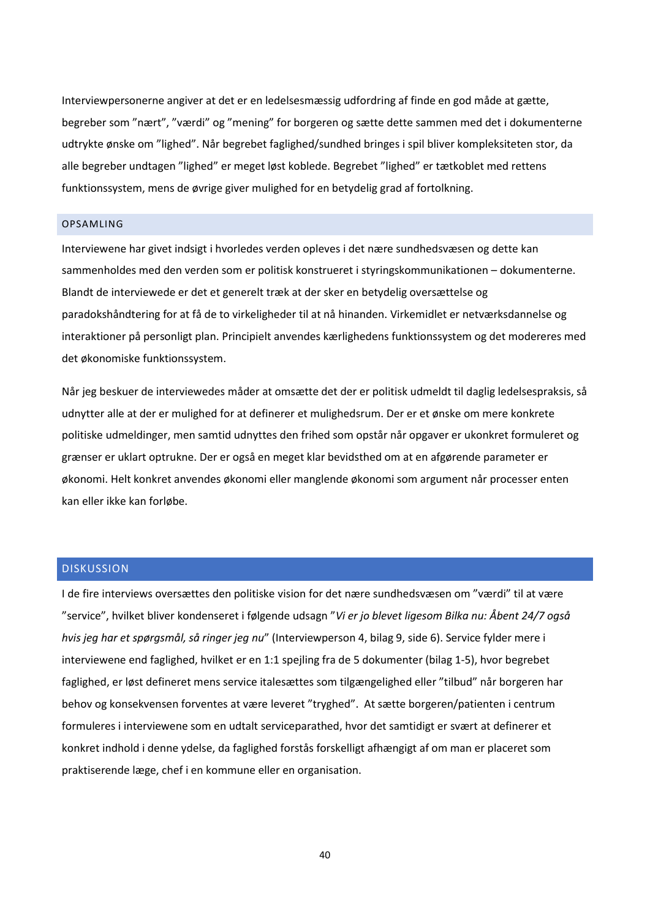Interviewpersonerne angiver at det er en ledelsesmæssig udfordring af finde en god måde at gætte, begreber som ”nært”, ”værdi” og ”mening” for borgeren og sætte dette sammen med det i dokumenterne udtrykte ønske om ”lighed”. Når begrebet faglighed/sundhed bringes i spil bliver kompleksiteten stor, da alle begreber undtagen ”lighed” er meget løst koblede. Begrebet ”lighed” er tætkoblet med rettens funktionssystem, mens de øvrige giver mulighed for en betydelig grad af fortolkning.

### OPSAMLING

Interviewene har givet indsigt i hvorledes verden opleves i det nære sundhedsvæsen og dette kan sammenholdes med den verden som er politisk konstrueret i styringskommunikationen – dokumenterne. Blandt de interviewede er det et generelt træk at der sker en betydelig oversættelse og paradokshåndtering for at få de to virkeligheder til at nå hinanden. Virkemidlet er netværksdannelse og interaktioner på personligt plan. Principielt anvendes kærlighedens funktionssystem og det modereres med det økonomiske funktionssystem.

Når jeg beskuer de interviewedes måder at omsætte det der er politisk udmeldt til daglig ledelsespraksis, så udnytter alle at der er mulighed for at definerer et mulighedsrum. Der er et ønske om mere konkrete politiske udmeldinger, men samtid udnyttes den frihed som opstår når opgaver er ukonkret formuleret og grænser er uklart optrukne. Der er også en meget klar bevidsthed om at en afgørende parameter er økonomi. Helt konkret anvendes økonomi eller manglende økonomi som argument når processer enten kan eller ikke kan forløbe.

## DISKUSSION

I de fire interviews oversættes den politiske vision for det nære sundhedsvæsen om ”værdi” til at være ”service”, hvilket bliver kondenseret i følgende udsagn ”*Vi er jo blevet ligesom Bilka nu: Åbent 24/7 også hvis jeg har et spørgsmål, så ringer jeg nu*” (Interviewperson 4, bilag 9, side 6). Service fylder mere i interviewene end faglighed, hvilket er en 1:1 spejling fra de 5 dokumenter (bilag 1-5), hvor begrebet faglighed, er løst defineret mens service italesættes som tilgængelighed eller ”tilbud” når borgeren har behov og konsekvensen forventes at være leveret ”tryghed”. At sætte borgeren/patienten i centrum formuleres i interviewene som en udtalt serviceparathed, hvor det samtidigt er svært at definerer et konkret indhold i denne ydelse, da faglighed forstås forskelligt afhængigt af om man er placeret som praktiserende læge, chef i en kommune eller en organisation.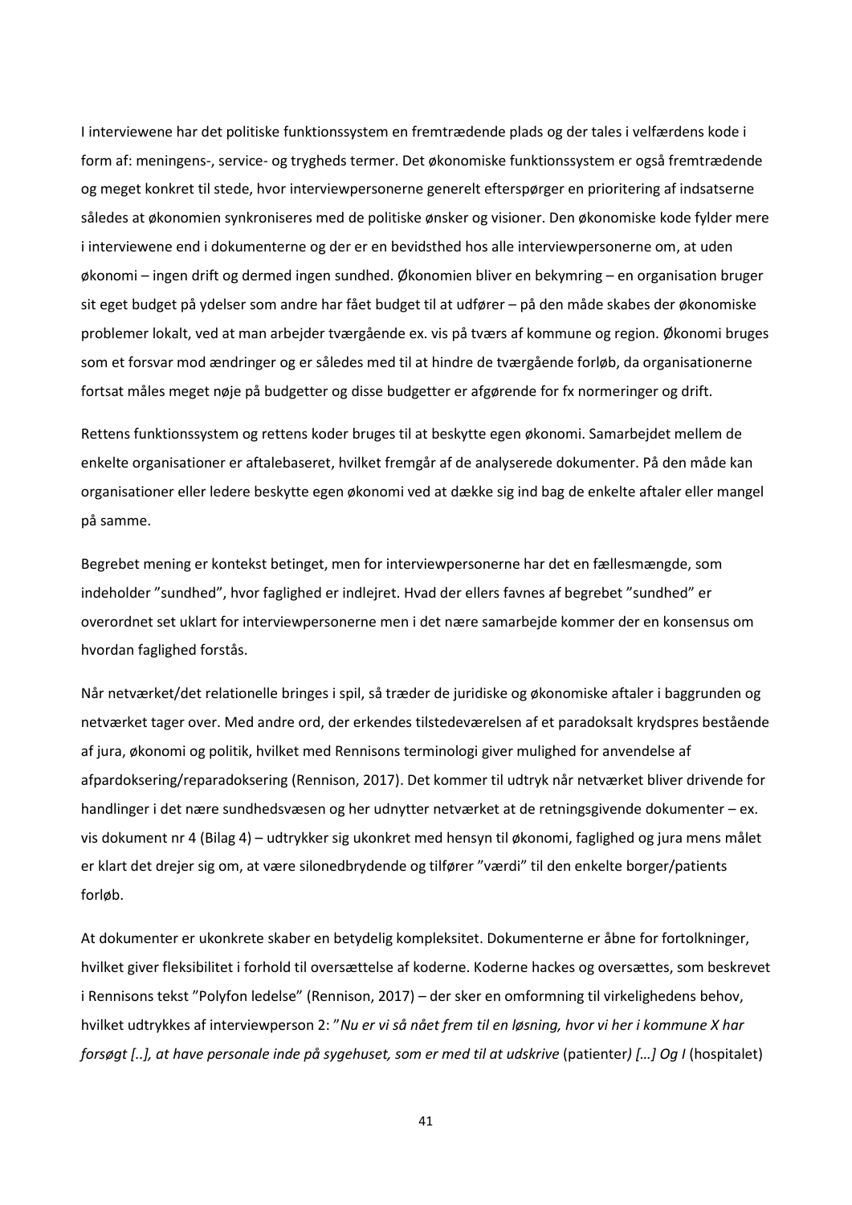I interviewene har det politiske funktionssystem en fremtrædende plads og der tales i velfærdens kode i form af: meningens-, service- og trygheds termer. Det økonomiske funktionssystem er også fremtrædende og meget konkret til stede, hvor interviewpersonerne generelt efterspørger en prioritering af indsatserne således at økonomien synkroniseres med de politiske ønsker og visioner. Den økonomiske kode fylder mere i interviewene end i dokumenterne og der er en bevidsthed hos alle interviewpersonerne om, at uden økonomi – ingen drift og dermed ingen sundhed. Økonomien bliver en bekymring – en organisation bruger sit eget budget på ydelser som andre har fået budget til at udfører – på den måde skabes der økonomiske problemer lokalt, ved at man arbejder tværgående ex. vis på tværs af kommune og region. Økonomi bruges som et forsvar mod ændringer og er således med til at hindre de tværgående forløb, da organisationerne fortsat måles meget nøje på budgetter og disse budgetter er afgørende for fx normeringer og drift.

Rettens funktionssystem og rettens koder bruges til at beskytte egen økonomi. Samarbejdet mellem de enkelte organisationer er aftalebaseret, hvilket fremgår af de analyserede dokumenter. På den måde kan organisationer eller ledere beskytte egen økonomi ved at dække sig ind bag de enkelte aftaler eller mangel på samme.

Begrebet mening er kontekst betinget, men for interviewpersonerne har det en fællesmængde, som indeholder "sundhed", hvor faglighed er indlejret. Hvad der ellers favnes af begrebet "sundhed" er overordnet set uklart for interviewpersonerne men i det nære samarbejde kommer der en konsensus om hvordan faglighed forstås.

Når netværket/det relationelle bringes i spil, så træder de juridiske og økonomiske aftaler i baggrunden og netværket tager over. Med andre ord, der erkendes tilstedeværelsen af et paradoksalt krydspres bestående af jura, økonomi og politik, hvilket med Rennisons terminologi giver mulighed for anvendelse af afpardoksering/reparadoksering (Rennison, 2017). Det kommer til udtryk når netværket bliver drivende for handlinger i det nære sundhedsvæsen og her udnytter netværket at de retningsgivende dokumenter – ex. vis dokument nr 4 (Bilag 4) – udtrykker sig ukonkret med hensyn til økonomi, faglighed og jura mens målet er klart det drejer sig om, at være silonedbrydende og tilfører "værdi" til den enkelte borger/patients forløb.

At dokumenter er ukonkrete skaber en betydelig kompleksitet. Dokumenterne er åbne for fortolkninger, hvilket giver fleksibilitet i forhold til oversættelse af koderne. Koderne hackes og oversættes, som beskrevet i Rennisons tekst "Polyfon ledelse" (Rennison, 2017) – der sker en omformning til virkelighedens behov, hvilket udtrykkes af interviewperson 2: "*Nu er vi så nået frem til en løsning, hvor vi her i kommune X har forsøgt [..], at have personale inde på sygehuset, som er med til at udskrive* (patienter*) […] Og I* (hospitalet)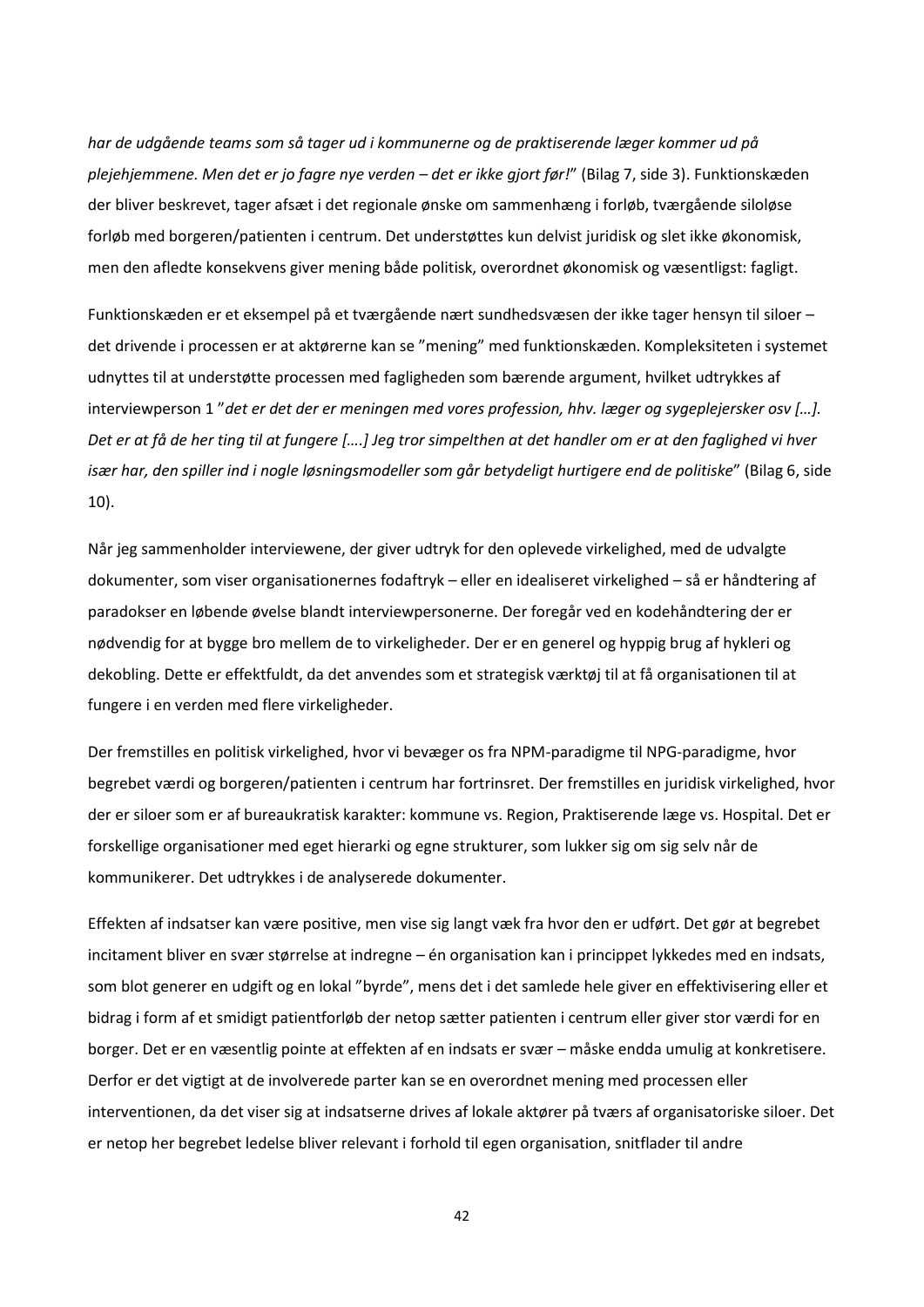*har de udgående teams som så tager ud i kommunerne og de praktiserende læger kommer ud på plejehjemmene. Men det er jo fagre nye verden – det er ikke gjort før!*" (Bilag 7, side 3). Funktionskæden der bliver beskrevet, tager afsæt i det regionale ønske om sammenhæng i forløb, tværgående siloløse forløb med borgeren/patienten i centrum. Det understøttes kun delvist juridisk og slet ikke økonomisk, men den afledte konsekvens giver mening både politisk, overordnet økonomisk og væsentligst: fagligt.

Funktionskæden er et eksempel på et tværgående nært sundhedsvæsen der ikke tager hensyn til siloer – det drivende i processen er at aktørerne kan se "mening" med funktionskæden. Kompleksiteten i systemet udnyttes til at understøtte processen med fagligheden som bærende argument, hvilket udtrykkes af interviewperson 1 "*det er det der er meningen med vores profession, hhv. læger og sygeplejersker osv […]. Det er at få de her ting til at fungere [….] Jeg tror simpelthen at det handler om er at den faglighed vi hver især har, den spiller ind i nogle løsningsmodeller som går betydeligt hurtigere end de politiske*" (Bilag 6, side 10).

Når jeg sammenholder interviewene, der giver udtryk for den oplevede virkelighed, med de udvalgte dokumenter, som viser organisationernes fodaftryk – eller en idealiseret virkelighed – så er håndtering af paradokser en løbende øvelse blandt interviewpersonerne. Der foregår ved en kodehåndtering der er nødvendig for at bygge bro mellem de to virkeligheder. Der er en generel og hyppig brug af hykleri og dekobling. Dette er effektfuldt, da det anvendes som et strategisk værktøj til at få organisationen til at fungere i en verden med flere virkeligheder.

Der fremstilles en politisk virkelighed, hvor vi bevæger os fra NPM-paradigme til NPG-paradigme, hvor begrebet værdi og borgeren/patienten i centrum har fortrinsret. Der fremstilles en juridisk virkelighed, hvor der er siloer som er af bureaukratisk karakter: kommune vs. Region, Praktiserende læge vs. Hospital. Det er forskellige organisationer med eget hierarki og egne strukturer, som lukker sig om sig selv når de kommunikerer. Det udtrykkes i de analyserede dokumenter.

Effekten af indsatser kan være positive, men vise sig langt væk fra hvor den er udført. Det gør at begrebet incitament bliver en svær størrelse at indregne – én organisation kan i princippet lykkedes med en indsats, som blot generer en udgift og en lokal "byrde", mens det i det samlede hele giver en effektivisering eller et bidrag i form af et smidigt patientforløb der netop sætter patienten i centrum eller giver stor værdi for en borger. Det er en væsentlig pointe at effekten af en indsats er svær – måske endda umulig at konkretisere. Derfor er det vigtigt at de involverede parter kan se en overordnet mening med processen eller interventionen, da det viser sig at indsatserne drives af lokale aktører på tværs af organisatoriske siloer. Det er netop her begrebet ledelse bliver relevant i forhold til egen organisation, snitflader til andre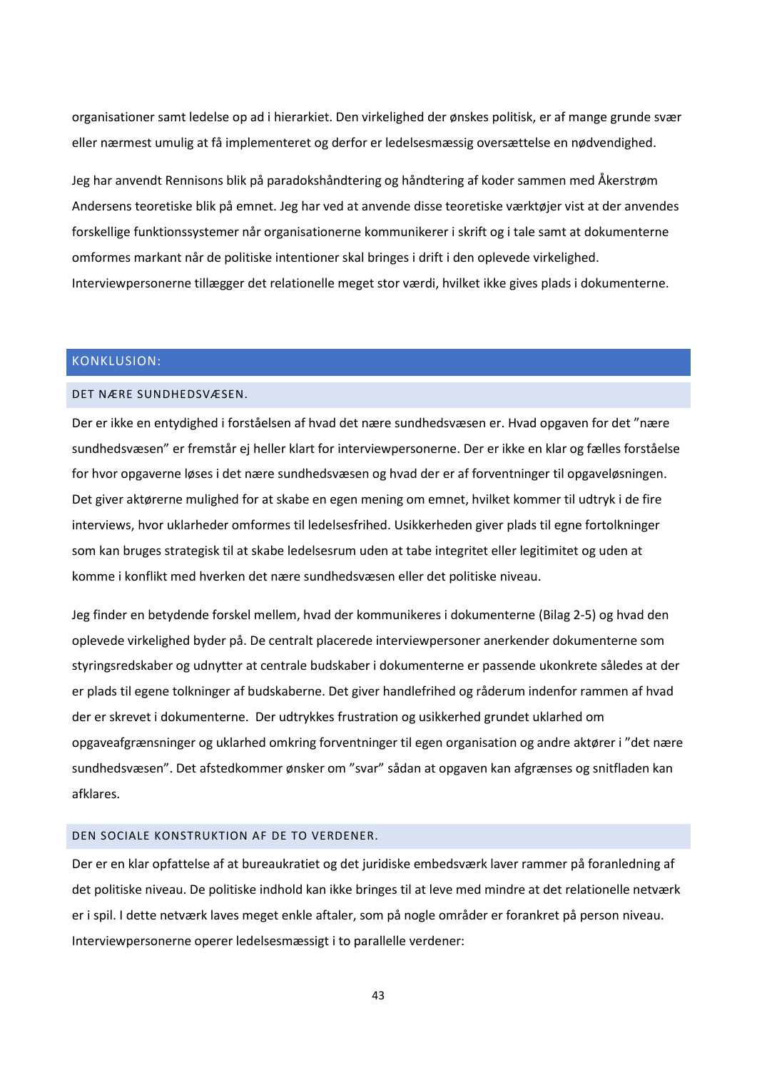organisationer samt ledelse op ad i hierarkiet. Den virkelighed der ønskes politisk, er af mange grunde svær eller nærmest umulig at få implementeret og derfor er ledelsesmæssig oversættelse en nødvendighed.

Jeg har anvendt Rennisons blik på paradokshåndtering og håndtering af koder sammen med Åkerstrøm Andersens teoretiske blik på emnet. Jeg har ved at anvende disse teoretiske værktøjer vist at der anvendes forskellige funktionssystemer når organisationerne kommunikerer i skrift og i tale samt at dokumenterne omformes markant når de politiske intentioner skal bringes i drift i den oplevede virkelighed. Interviewpersonerne tillægger det relationelle meget stor værdi, hvilket ikke gives plads i dokumenterne.

## KONKLUSION:

### DET NÆRE SUNDHEDSVÆSEN.

Der er ikke en entydighed i forståelsen af hvad det nære sundhedsvæsen er. Hvad opgaven for det "nære sundhedsvæsen" er fremstår ej heller klart for interviewpersonerne. Der er ikke en klar og fælles forståelse for hvor opgaverne løses i det nære sundhedsvæsen og hvad der er af forventninger til opgaveløsningen. Det giver aktørerne mulighed for at skabe en egen mening om emnet, hvilket kommer til udtryk i de fire interviews, hvor uklarheder omformes til ledelsesfrihed. Usikkerheden giver plads til egne fortolkninger som kan bruges strategisk til at skabe ledelsesrum uden at tabe integritet eller legitimitet og uden at komme i konflikt med hverken det nære sundhedsvæsen eller det politiske niveau.

Jeg finder en betydende forskel mellem, hvad der kommunikeres i dokumenterne (Bilag 2-5) og hvad den oplevede virkelighed byder på. De centralt placerede interviewpersoner anerkender dokumenterne som styringsredskaber og udnytter at centrale budskaber i dokumenterne er passende ukonkrete således at der er plads til egene tolkninger af budskaberne. Det giver handlefrihed og råderum indenfor rammen af hvad der er skrevet i dokumenterne. Der udtrykkes frustration og usikkerhed grundet uklarhed om opgaveafgrænsninger og uklarhed omkring forventninger til egen organisation og andre aktører i "det nære sundhedsvæsen". Det afstedkommer ønsker om "svar" sådan at opgaven kan afgrænses og snitfladen kan afklares.

### DEN SOCIALE KONSTRUKTION AF DE TO VERDENER.

Der er en klar opfattelse af at bureaukratiet og det juridiske embedsværk laver rammer på foranledning af det politiske niveau. De politiske indhold kan ikke bringes til at leve med mindre at det relationelle netværk er i spil. I dette netværk laves meget enkle aftaler, som på nogle områder er forankret på person niveau. Interviewpersonerne operer ledelsesmæssigt i to parallelle verdener: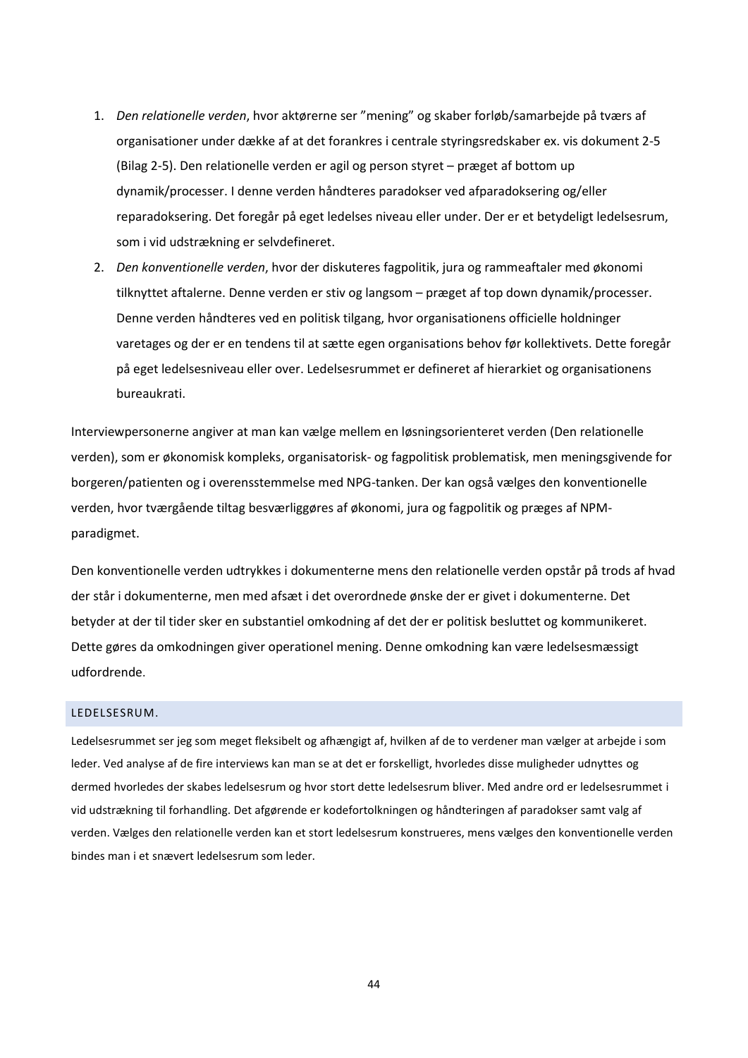1. *Den relationelle verden*, hvor aktørerne ser "mening" og skaber forløb/samarbejde på tværs af organisationer under dække af at det forankres i centrale styringsredskaber ex. vis dokument 2-5 (Bilag 2-5). Den relationelle verden er agil og person styret – præget af bottom up dynamik/processer. I denne verden håndteres paradokser ved afparadoksering og/eller reparadoksering. Det foregår på eget ledelses niveau eller under. Der er et betydeligt ledelsesrum, som i vid udstrækning er selvdefineret.
2. *Den konventionelle verden*, hvor der diskuteres fagpolitik, jura og rammeaftaler med økonomi tilknyttet aftalerne. Denne verden er stiv og langsom – præget af top down dynamik/processer. Denne verden håndteres ved en politisk tilgang, hvor organisationens officielle holdninger varetages og der er en tendens til at sætte egen organisations behov før kollektivets. Dette foregår på eget ledelsesniveau eller over. Ledelsesrummet er defineret af hierarkiet og organisationens bureaukrati.

Interviewpersonerne angiver at man kan vælge mellem en løsningsorienteret verden (Den relationelle verden), som er økonomisk kompleks, organisatorisk- og fagpolitisk problematisk, men meningsgivende for borgeren/patienten og i overensstemmelse med NPG-tanken. Der kan også vælges den konventionelle verden, hvor tværgående tiltag besværliggøres af økonomi, jura og fagpolitik og præges af NPM-paradigmet.

Den konventionelle verden udtrykkes i dokumenterne mens den relationelle verden opstår på trods af hvad der står i dokumenterne, men med afsæt i det overordnede ønske der er givet i dokumenterne. Det betyder at der til tider sker en substantiel omkodning af det der er politisk besluttet og kommunikeret. Dette gøres da omkodningen giver operationel mening. Denne omkodning kan være ledelsesmæssigt udfordrende.

### LEDELSESRUM.

Ledelsesrummet ser jeg som meget fleksibelt og afhængigt af, hvilken af de to verdener man vælger at arbejde i som leder. Ved analyse af de fire interviews kan man se at det er forskelligt, hvorledes disse muligheder udnyttes og dermed hvorledes der skabes ledelsesrum og hvor stort dette ledelsesrum bliver. Med andre ord er ledelsesrummet i vid udstrækning til forhandling. Det afgørende er kodefortolkningen og håndteringen af paradokser samt valg af verden. Vælges den relationelle verden kan et stort ledelsesrum konstrueres, mens vælges den konventionelle verden bindes man i et snævert ledelsesrum som leder.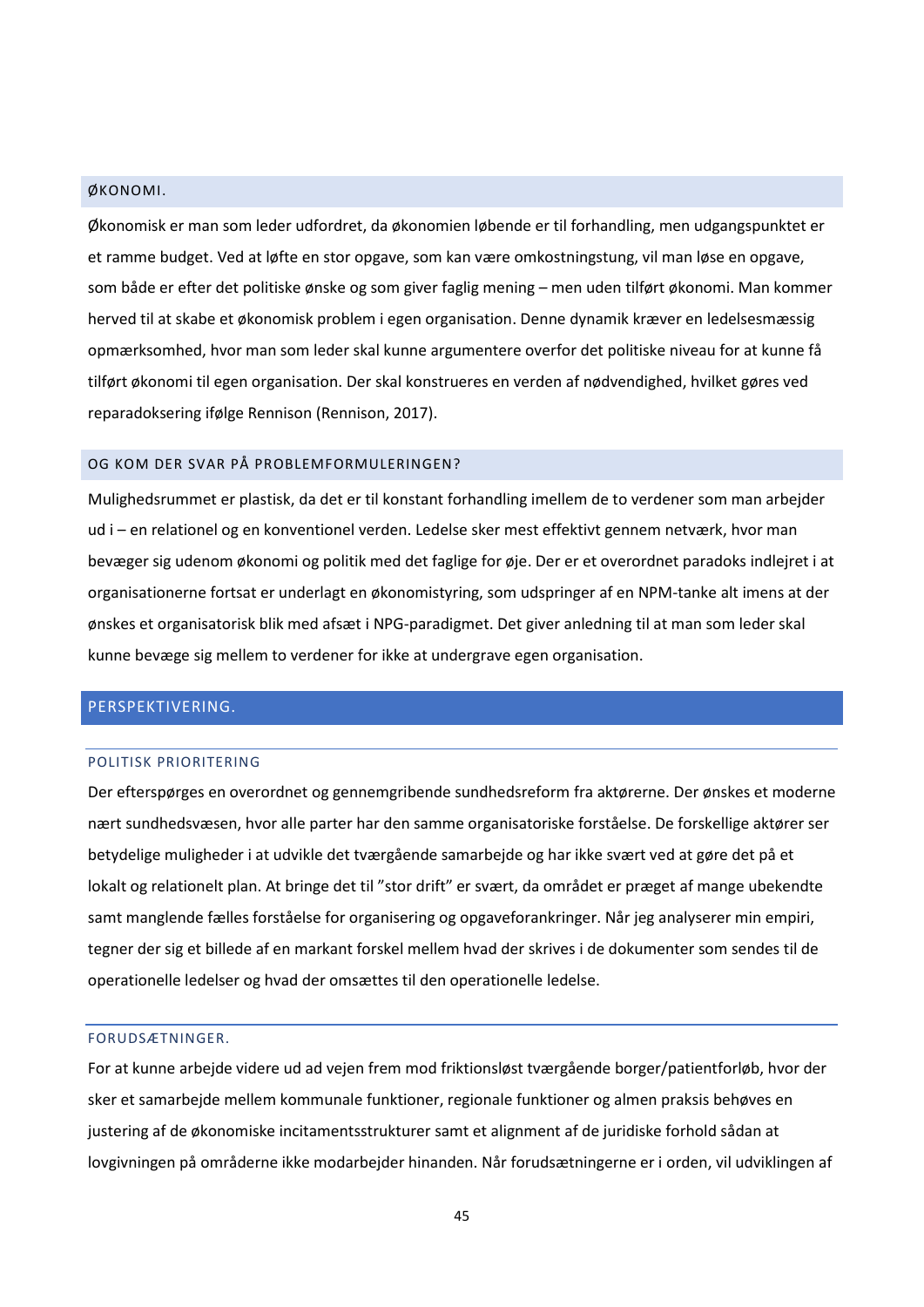### ØKONOMI.

Økonomisk er man som leder udfordret, da økonomien løbende er til forhandling, men udgangspunktet er et ramme budget. Ved at løfte en stor opgave, som kan være omkostningstung, vil man løse en opgave, som både er efter det politiske ønske og som giver faglig mening – men uden tilført økonomi. Man kommer herved til at skabe et økonomisk problem i egen organisation. Denne dynamik kræver en ledelsesmæssig opmærksomhed, hvor man som leder skal kunne argumentere overfor det politiske niveau for at kunne få tilført økonomi til egen organisation. Der skal konstrueres en verden af nødvendighed, hvilket gøres ved reparadoksering ifølge Rennison (Rennison, 2017).

### OG KOM DER SVAR PÅ PROBLEMFORMULERINGEN?

Mulighedsrummet er plastisk, da det er til konstant forhandling imellem de to verdener som man arbejder ud i – en relationel og en konventionel verden. Ledelse sker mest effektivt gennem netværk, hvor man bevæger sig udenom økonomi og politik med det faglige for øje. Der er et overordnet paradoks indlejret i at organisationerne fortsat er underlagt en økonomistyring, som udspringer af en NPM-tanke alt imens at der ønskes et organisatorisk blik med afsæt i NPG-paradigmet. Det giver anledning til at man som leder skal kunne bevæge sig mellem to verdener for ikke at undergrave egen organisation.

## PERSPEKTIVERING.

### POLITISK PRIORITERING

Der efterspørges en overordnet og gennemgribende sundhedsreform fra aktørerne. Der ønskes et moderne nært sundhedsvæsen, hvor alle parter har den samme organisatoriske forståelse. De forskellige aktører ser betydelige muligheder i at udvikle det tværgående samarbejde og har ikke svært ved at gøre det på et lokalt og relationelt plan. At bringe det til "stor drift" er svært, da området er præget af mange ubekendte samt manglende fælles forståelse for organisering og opgaveforankringer. Når jeg analyserer min empiri, tegner der sig et billede af en markant forskel mellem hvad der skrives i de dokumenter som sendes til de operationelle ledelser og hvad der omsættes til den operationelle ledelse.

### FORUDSÆTNINGER.

For at kunne arbejde videre ud ad vejen frem mod friktionsløst tværgående borger/patientforløb, hvor der sker et samarbejde mellem kommunale funktioner, regionale funktioner og almen praksis behøves en justering af de økonomiske incitamentsstrukturer samt et alignment af de juridiske forhold sådan at lovgivningen på områderne ikke modarbejder hinanden. Når forudsætningerne er i orden, vil udviklingen af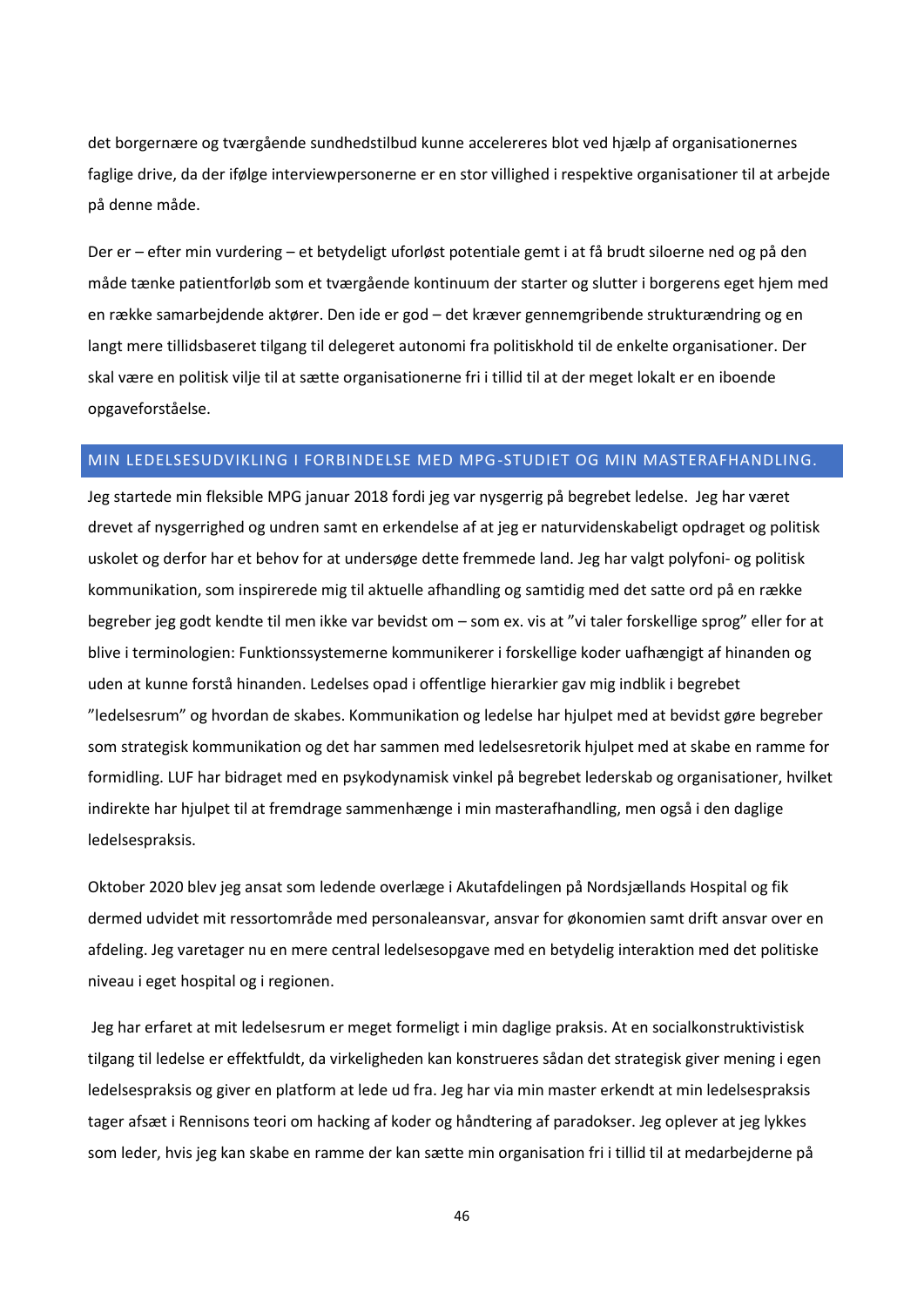det borgernære og tværgående sundhedstilbud kunne accelereres blot ved hjælp af organisationernes faglige drive, da der ifølge interviewpersonerne er en stor villighed i respektive organisationer til at arbejde på denne måde.

Der er – efter min vurdering – et betydeligt uforløst potentiale gemt i at få brudt siloerne ned og på den måde tænke patientforløb som et tværgående kontinuum der starter og slutter i borgerens eget hjem med en række samarbejdende aktører. Den ide er god – det kræver gennemgribende strukturændring og en langt mere tillidsbaseret tilgang til delegeret autonomi fra politiskhold til de enkelte organisationer. Der skal være en politisk vilje til at sætte organisationerne fri i tillid til at der meget lokalt er en iboende opgaveforståelse.

## MIN LEDELSESUDVIKLING I FORBINDELSE MED MPG-STUDIET OG MIN MASTERAFHANDLING.

Jeg startede min fleksible MPG januar 2018 fordi jeg var nysgerrig på begrebet ledelse.  Jeg har været drevet af nysgerrighed og undren samt en erkendelse af at jeg er naturvidenskabeligt opdraget og politisk uskolet og derfor har et behov for at undersøge dette fremmede land. Jeg har valgt polyfoni- og politisk kommunikation, som inspirerede mig til aktuelle afhandling og samtidig med det satte ord på en række begreber jeg godt kendte til men ikke var bevidst om – som ex. vis at "vi taler forskellige sprog" eller for at blive i terminologien: Funktionssystemerne kommunikerer i forskellige koder uafhængigt af hinanden og uden at kunne forstå hinanden. Ledelses opad i offentlige hierarkier gav mig indblik i begrebet "ledelsesrum" og hvordan de skabes. Kommunikation og ledelse har hjulpet med at bevidst gøre begreber som strategisk kommunikation og det har sammen med ledelsesretorik hjulpet med at skabe en ramme for formidling. LUF har bidraget med en psykodynamisk vinkel på begrebet lederskab og organisationer, hvilket indirekte har hjulpet til at fremdrage sammenhænge i min masterafhandling, men også i den daglige ledelsespraksis.

Oktober 2020 blev jeg ansat som ledende overlæge i Akutafdelingen på Nordsjællands Hospital og fik dermed udvidet mit ressortområde med personaleansvar, ansvar for økonomien samt drift ansvar over en afdeling. Jeg varetager nu en mere central ledelsesopgave med en betydelig interaktion med det politiske niveau i eget hospital og i regionen.

Jeg har erfaret at mit ledelsesrum er meget formeligt i min daglige praksis. At en socialkonstruktivistisk tilgang til ledelse er effektfuldt, da virkeligheden kan konstrueres sådan det strategisk giver mening i egen ledelsespraksis og giver en platform at lede ud fra. Jeg har via min master erkendt at min ledelsespraksis tager afsæt i Rennisons teori om hacking af koder og håndtering af paradokser. Jeg oplever at jeg lykkes som leder, hvis jeg kan skabe en ramme der kan sætte min organisation fri i tillid til at medarbejderne på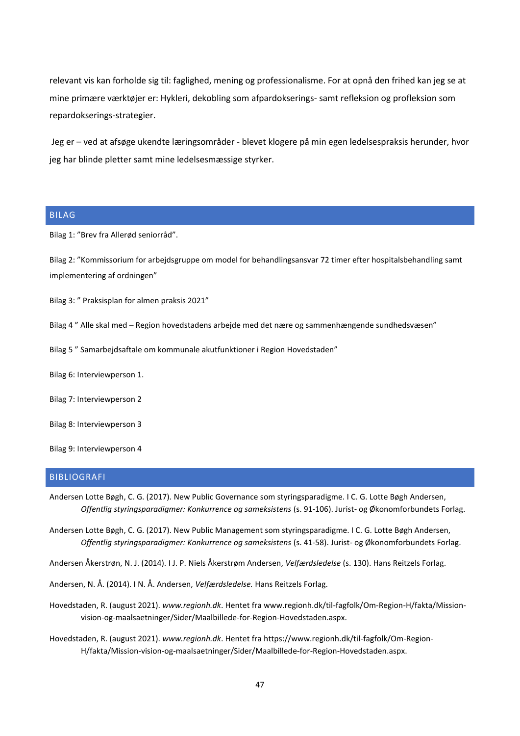relevant vis kan forholde sig til: faglighed, mening og professionalisme. For at opnå den frihed kan jeg se at mine primære værktøjer er: Hykleri, dekobling som afpardokserings- samt refleksion og profleksion som repardokserings-strategier.

Jeg er – ved at afsøge ukendte læringsområder - blevet klogere på min egen ledelsespraksis herunder, hvor jeg har blinde pletter samt mine ledelsesmæssige styrker.

## BILAG

Bilag 1: "Brev fra Allerød seniorråd".

Bilag 2: "Kommissorium for arbejdsgruppe om model for behandlingsansvar 72 timer efter hospitalsbehandling samt implementering af ordningen"

Bilag 3: " Praksisplan for almen praksis 2021"

Bilag 4 " Alle skal med – Region hovedstadens arbejde med det nære og sammenhængende sundhedsvæsen"

Bilag 5 " Samarbejdsaftale om kommunale akutfunktioner i Region Hovedstaden"

Bilag 6: Interviewperson 1.

Bilag 7: Interviewperson 2

Bilag 8: Interviewperson 3

Bilag 9: Interviewperson 4

## BIBLIOGRAFI

Andersen Lotte Bøgh, C. G. (2017). New Public Governance som styringsparadigme. I C. G. Lotte Bøgh Andersen, *Offentlig styringsparadigmer: Konkurrence og sameksistens* (s. 91-106). Jurist- og Økonomforbundets Forlag.

Andersen Lotte Bøgh, C. G. (2017). New Public Management som styringsparadigme. I C. G. Lotte Bøgh Andersen, *Offentlig styringsparadigmer: Konkurrence og sameksistens* (s. 41-58). Jurist- og Økonomforbundets Forlag.

Andersen Åkerstrøn, N. J. (2014). I J. P. Niels Åkerstrøm Andersen, *Velfærdsledelse* (s. 130). Hans Reitzels Forlag.

Andersen, N. Å. (2014). I N. Å. Andersen, *Velfærdsledelse.* Hans Reitzels Forlag.

Hovedstaden, R. (august 2021). *www.regionh.dk*. Hentet fra www.regionh.dk/til-fagfolk/Om-Region-H/fakta/Mission-vision-og-maalsaetninger/Sider/Maalbillede-for-Region-Hovedstaden.aspx.

Hovedstaden, R. (august 2021). *www.regionh.dk*. Hentet fra https://www.regionh.dk/til-fagfolk/Om-Region-H/fakta/Mission-vision-og-maalsaetninger/Sider/Maalbillede-for-Region-Hovedstaden.aspx.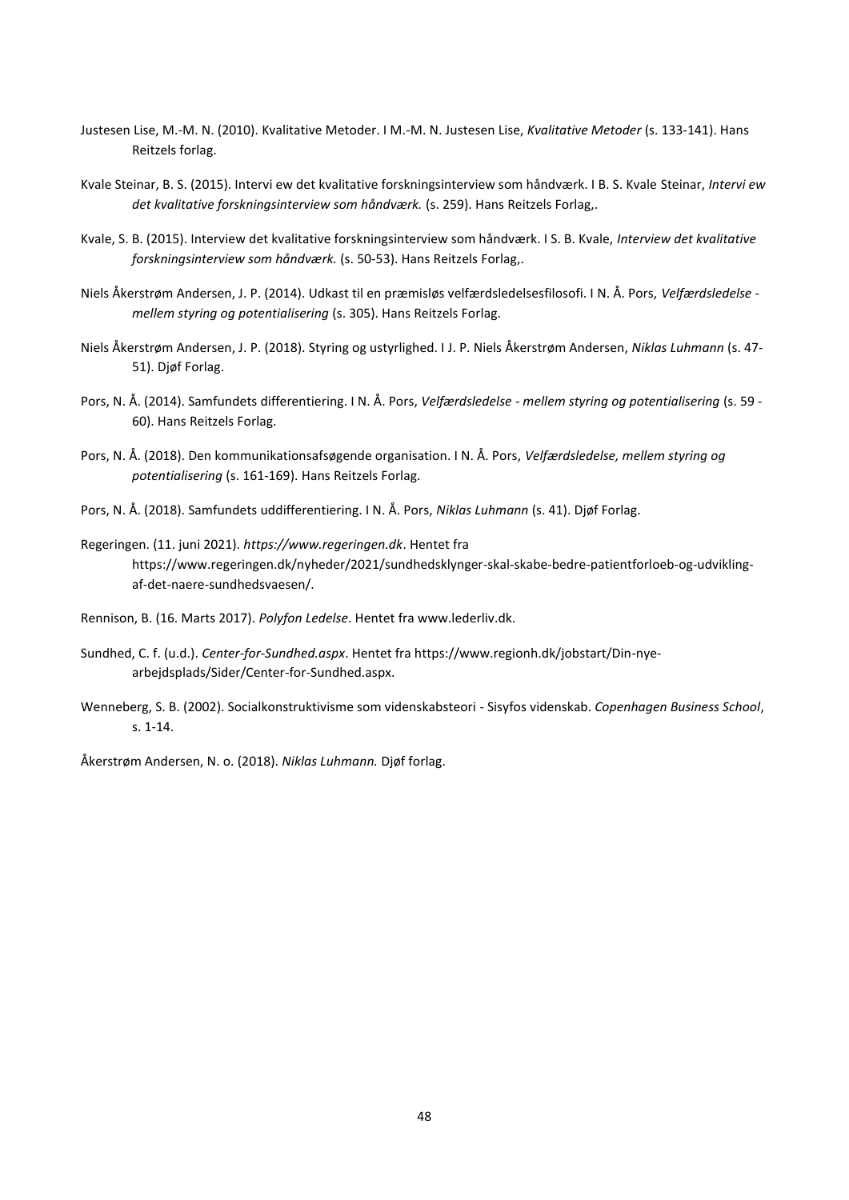Justesen Lise, M.-M. N. (2010). Kvalitative Metoder. I M.-M. N. Justesen Lise, *Kvalitative Metoder* (s. 133-141). Hans Reitzels forlag.

Kvale Steinar, B. S. (2015). Intervi ew det kvalitative forskningsinterview som håndværk. I B. S. Kvale Steinar, *Intervi ew det kvalitative forskningsinterview som håndværk.* (s. 259). Hans Reitzels Forlag,.

Kvale, S. B. (2015). Interview det kvalitative forskningsinterview som håndværk. I S. B. Kvale, *Interview det kvalitative forskningsinterview som håndværk.* (s. 50-53). Hans Reitzels Forlag,.

Niels Åkerstrøm Andersen, J. P. (2014). Udkast til en præmisløs velfærdsledelsesfilosofi. I N. Å. Pors, *Velfærdsledelse - mellem styring og potentialisering* (s. 305). Hans Reitzels Forlag.

Niels Åkerstrøm Andersen, J. P. (2018). Styring og ustyrlighed. I J. P. Niels Åkerstrøm Andersen, *Niklas Luhmann* (s. 47-51). Djøf Forlag.

Pors, N. Å. (2014). Samfundets differentiering. I N. Å. Pors, *Velfærdsledelse - mellem styring og potentialisering* (s. 59 - 60). Hans Reitzels Forlag.

Pors, N. Å. (2018). Den kommunikationsafsøgende organisation. I N. Å. Pors, *Velfærdsledelse, mellem styring og potentialisering* (s. 161-169). Hans Reitzels Forlag.

Pors, N. Å. (2018). Samfundets uddifferentiering. I N. Å. Pors, *Niklas Luhmann* (s. 41). Djøf Forlag.

Regeringen. (11. juni 2021). *https://www.regeringen.dk*. Hentet fra https://www.regeringen.dk/nyheder/2021/sundhedsklynger-skal-skabe-bedre-patientforloeb-og-udvikling-af-det-naere-sundhedsvaesen/.

Rennison, B. (16. Marts 2017). *Polyfon Ledelse*. Hentet fra www.lederliv.dk.

Sundhed, C. f. (u.d.). *Center-for-Sundhed.aspx*. Hentet fra https://www.regionh.dk/jobstart/Din-nye-arbejdsplads/Sider/Center-for-Sundhed.aspx.

Wenneberg, S. B. (2002). Socialkonstruktivisme som videnskabsteori - Sisyfos videnskab. *Copenhagen Business School*, s. 1-14.

Åkerstrøm Andersen, N. o. (2018). *Niklas Luhmann.* Djøf forlag.